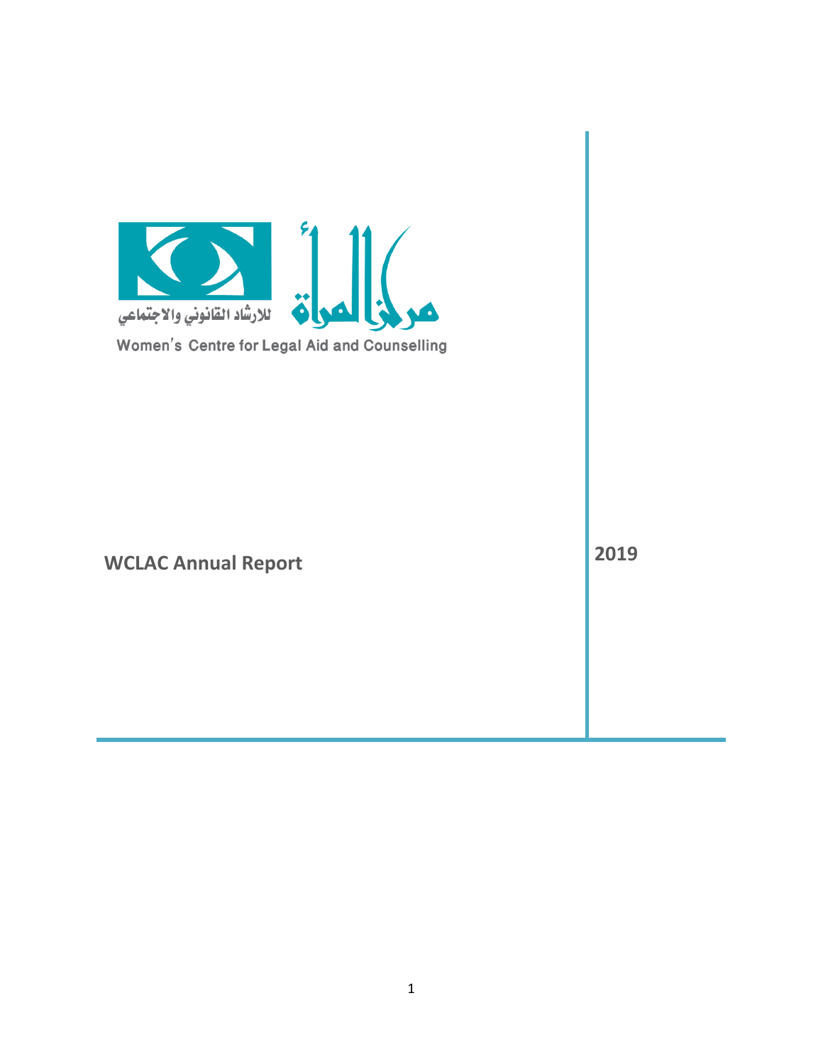مركز المرأة للارشاد القانوني والاجتماعي

Women's Centre for Legal Aid and Counselling

# WCLAC Annual Report

# 2019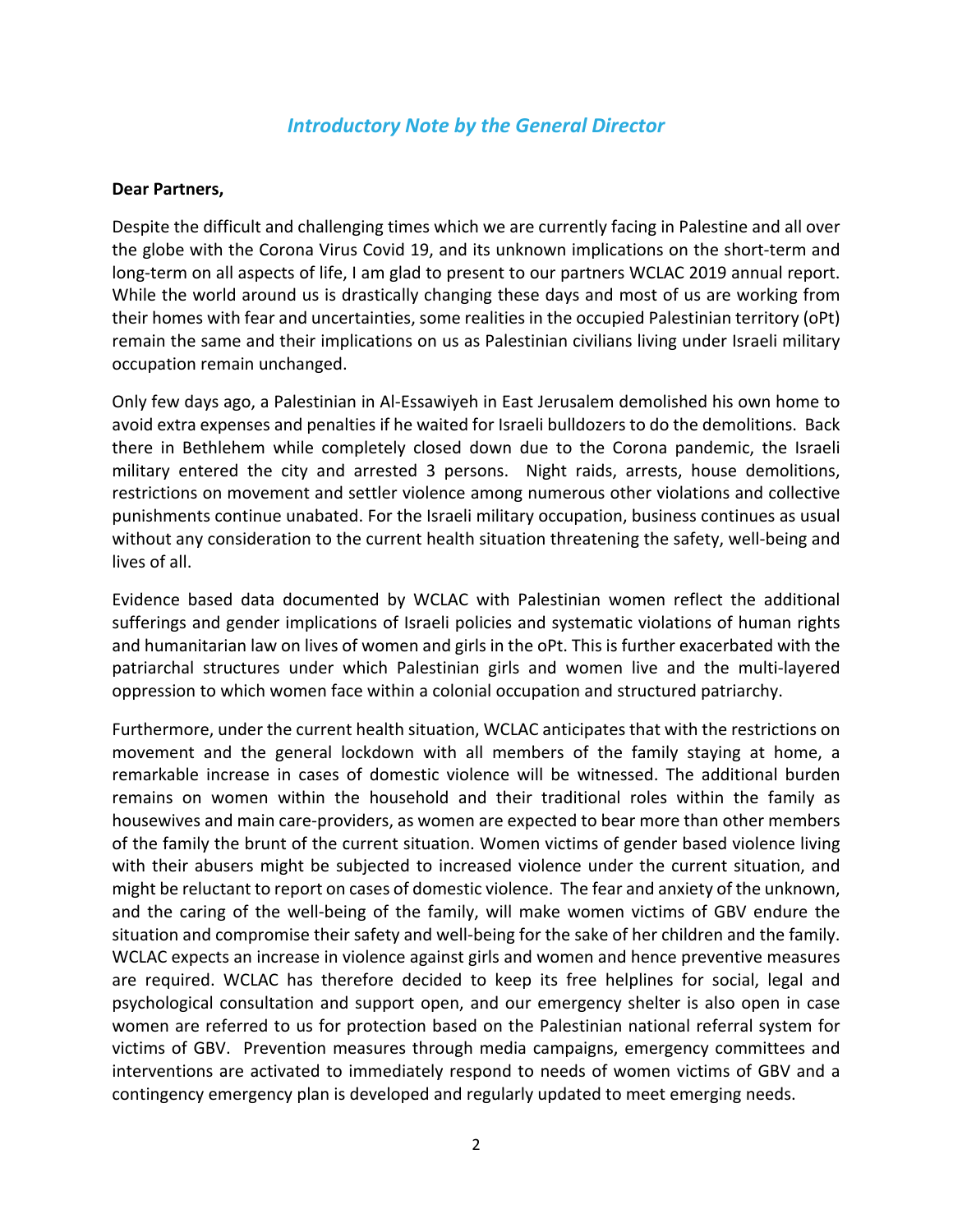## *Introductory Note by the General Director*

**Dear Partners,**

Despite the difficult and challenging times which we are currently facing in Palestine and all over the globe with the Corona Virus Covid 19, and its unknown implications on the short-term and long-term on all aspects of life, I am glad to present to our partners WCLAC 2019 annual report. While the world around us is drastically changing these days and most of us are working from their homes with fear and uncertainties, some realities in the occupied Palestinian territory (oPt) remain the same and their implications on us as Palestinian civilians living under Israeli military occupation remain unchanged.

Only few days ago, a Palestinian in Al-Essawiyeh in East Jerusalem demolished his own home to avoid extra expenses and penalties if he waited for Israeli bulldozers to do the demolitions. Back there in Bethlehem while completely closed down due to the Corona pandemic, the Israeli military entered the city and arrested 3 persons. Night raids, arrests, house demolitions, restrictions on movement and settler violence among numerous other violations and collective punishments continue unabated. For the Israeli military occupation, business continues as usual without any consideration to the current health situation threatening the safety, well-being and lives of all.

Evidence based data documented by WCLAC with Palestinian women reflect the additional sufferings and gender implications of Israeli policies and systematic violations of human rights and humanitarian law on lives of women and girls in the oPt. This is further exacerbated with the patriarchal structures under which Palestinian girls and women live and the multi-layered oppression to which women face within a colonial occupation and structured patriarchy.

Furthermore, under the current health situation, WCLAC anticipates that with the restrictions on movement and the general lockdown with all members of the family staying at home, a remarkable increase in cases of domestic violence will be witnessed. The additional burden remains on women within the household and their traditional roles within the family as housewives and main care-providers, as women are expected to bear more than other members of the family the brunt of the current situation. Women victims of gender based violence living with their abusers might be subjected to increased violence under the current situation, and might be reluctant to report on cases of domestic violence. The fear and anxiety of the unknown, and the caring of the well-being of the family, will make women victims of GBV endure the situation and compromise their safety and well-being for the sake of her children and the family. WCLAC expects an increase in violence against girls and women and hence preventive measures are required. WCLAC has therefore decided to keep its free helplines for social, legal and psychological consultation and support open, and our emergency shelter is also open in case women are referred to us for protection based on the Palestinian national referral system for victims of GBV. Prevention measures through media campaigns, emergency committees and interventions are activated to immediately respond to needs of women victims of GBV and a contingency emergency plan is developed and regularly updated to meet emerging needs.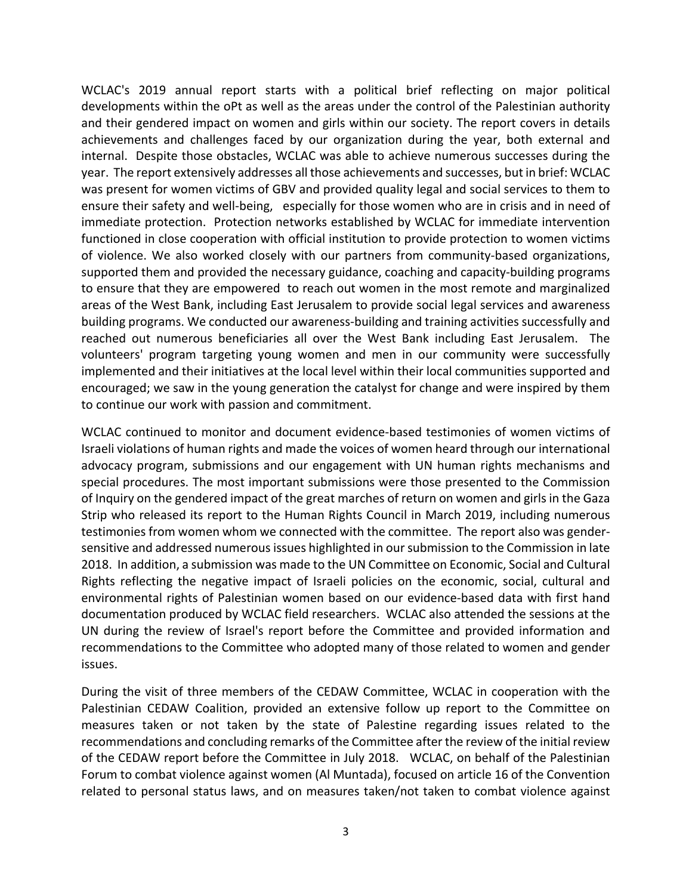WCLAC's 2019 annual report starts with a political brief reflecting on major political developments within the oPt as well as the areas under the control of the Palestinian authority and their gendered impact on women and girls within our society. The report covers in details achievements and challenges faced by our organization during the year, both external and internal. Despite those obstacles, WCLAC was able to achieve numerous successes during the year. The report extensively addresses all those achievements and successes, but in brief: WCLAC was present for women victims of GBV and provided quality legal and social services to them to ensure their safety and well-being, especially for those women who are in crisis and in need of immediate protection. Protection networks established by WCLAC for immediate intervention functioned in close cooperation with official institution to provide protection to women victims of violence. We also worked closely with our partners from community-based organizations, supported them and provided the necessary guidance, coaching and capacity-building programs to ensure that they are empowered to reach out women in the most remote and marginalized areas of the West Bank, including East Jerusalem to provide social legal services and awareness building programs. We conducted our awareness-building and training activities successfully and reached out numerous beneficiaries all over the West Bank including East Jerusalem. The volunteers' program targeting young women and men in our community were successfully implemented and their initiatives at the local level within their local communities supported and encouraged; we saw in the young generation the catalyst for change and were inspired by them to continue our work with passion and commitment.

WCLAC continued to monitor and document evidence-based testimonies of women victims of Israeli violations of human rights and made the voices of women heard through our international advocacy program, submissions and our engagement with UN human rights mechanisms and special procedures. The most important submissions were those presented to the Commission of Inquiry on the gendered impact of the great marches of return on women and girls in the Gaza Strip who released its report to the Human Rights Council in March 2019, including numerous testimonies from women whom we connected with the committee. The report also was gender-sensitive and addressed numerous issues highlighted in our submission to the Commission in late 2018. In addition, a submission was made to the UN Committee on Economic, Social and Cultural Rights reflecting the negative impact of Israeli policies on the economic, social, cultural and environmental rights of Palestinian women based on our evidence-based data with first hand documentation produced by WCLAC field researchers. WCLAC also attended the sessions at the UN during the review of Israel's report before the Committee and provided information and recommendations to the Committee who adopted many of those related to women and gender issues.

During the visit of three members of the CEDAW Committee, WCLAC in cooperation with the Palestinian CEDAW Coalition, provided an extensive follow up report to the Committee on measures taken or not taken by the state of Palestine regarding issues related to the recommendations and concluding remarks of the Committee after the review of the initial review of the CEDAW report before the Committee in July 2018. WCLAC, on behalf of the Palestinian Forum to combat violence against women (Al Muntada), focused on article 16 of the Convention related to personal status laws, and on measures taken/not taken to combat violence against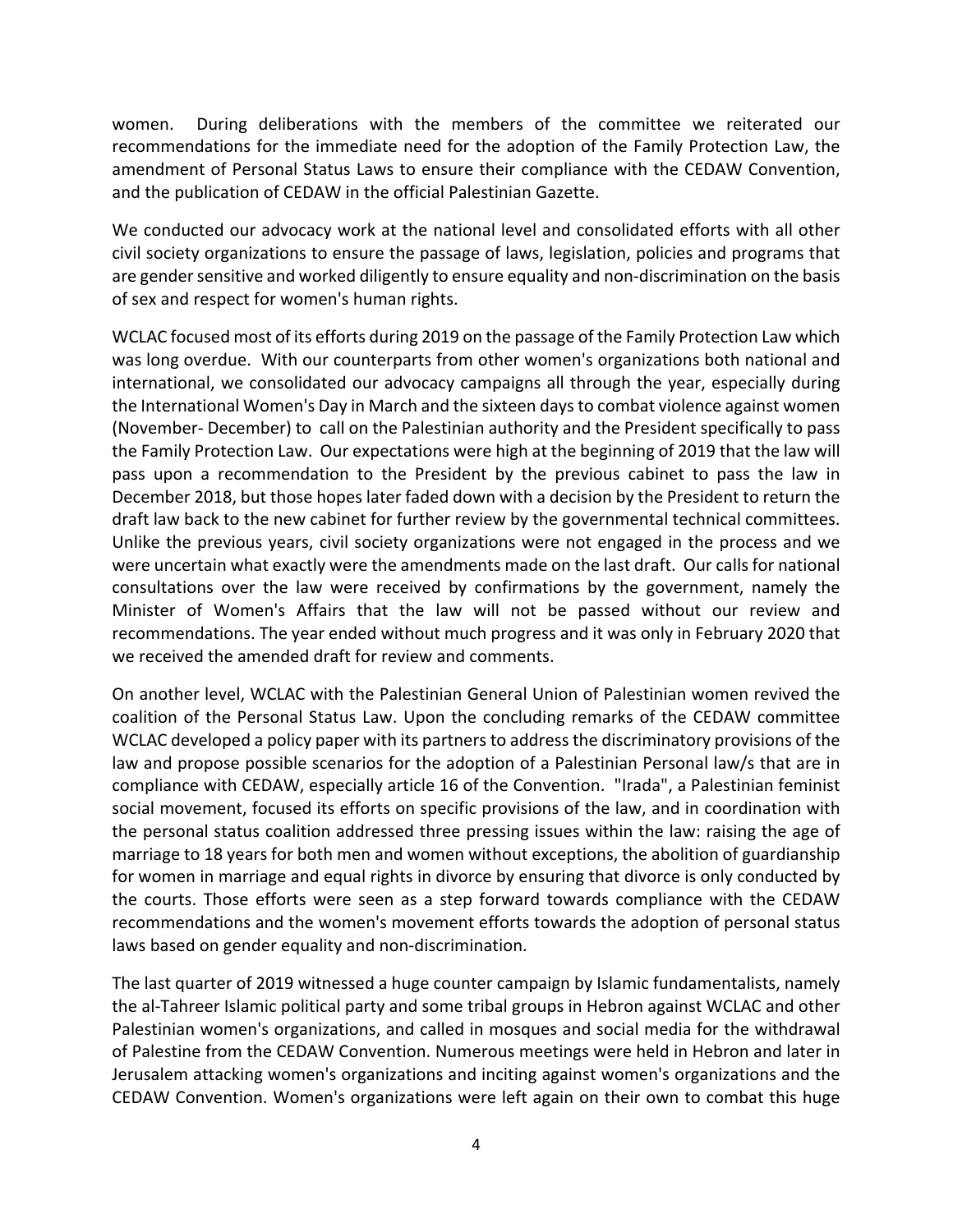women. During deliberations with the members of the committee we reiterated our recommendations for the immediate need for the adoption of the Family Protection Law, the amendment of Personal Status Laws to ensure their compliance with the CEDAW Convention, and the publication of CEDAW in the official Palestinian Gazette.

We conducted our advocacy work at the national level and consolidated efforts with all other civil society organizations to ensure the passage of laws, legislation, policies and programs that are gender sensitive and worked diligently to ensure equality and non-discrimination on the basis of sex and respect for women's human rights.

WCLAC focused most of its efforts during 2019 on the passage of the Family Protection Law which was long overdue. With our counterparts from other women's organizations both national and international, we consolidated our advocacy campaigns all through the year, especially during the International Women's Day in March and the sixteen days to combat violence against women (November- December) to call on the Palestinian authority and the President specifically to pass the Family Protection Law. Our expectations were high at the beginning of 2019 that the law will pass upon a recommendation to the President by the previous cabinet to pass the law in December 2018, but those hopes later faded down with a decision by the President to return the draft law back to the new cabinet for further review by the governmental technical committees. Unlike the previous years, civil society organizations were not engaged in the process and we were uncertain what exactly were the amendments made on the last draft. Our calls for national consultations over the law were received by confirmations by the government, namely the Minister of Women's Affairs that the law will not be passed without our review and recommendations. The year ended without much progress and it was only in February 2020 that we received the amended draft for review and comments.

On another level, WCLAC with the Palestinian General Union of Palestinian women revived the coalition of the Personal Status Law. Upon the concluding remarks of the CEDAW committee WCLAC developed a policy paper with its partners to address the discriminatory provisions of the law and propose possible scenarios for the adoption of a Palestinian Personal law/s that are in compliance with CEDAW, especially article 16 of the Convention. "Irada", a Palestinian feminist social movement, focused its efforts on specific provisions of the law, and in coordination with the personal status coalition addressed three pressing issues within the law: raising the age of marriage to 18 years for both men and women without exceptions, the abolition of guardianship for women in marriage and equal rights in divorce by ensuring that divorce is only conducted by the courts. Those efforts were seen as a step forward towards compliance with the CEDAW recommendations and the women's movement efforts towards the adoption of personal status laws based on gender equality and non-discrimination.

The last quarter of 2019 witnessed a huge counter campaign by Islamic fundamentalists, namely the al-Tahreer Islamic political party and some tribal groups in Hebron against WCLAC and other Palestinian women's organizations, and called in mosques and social media for the withdrawal of Palestine from the CEDAW Convention. Numerous meetings were held in Hebron and later in Jerusalem attacking women's organizations and inciting against women's organizations and the CEDAW Convention. Women's organizations were left again on their own to combat this huge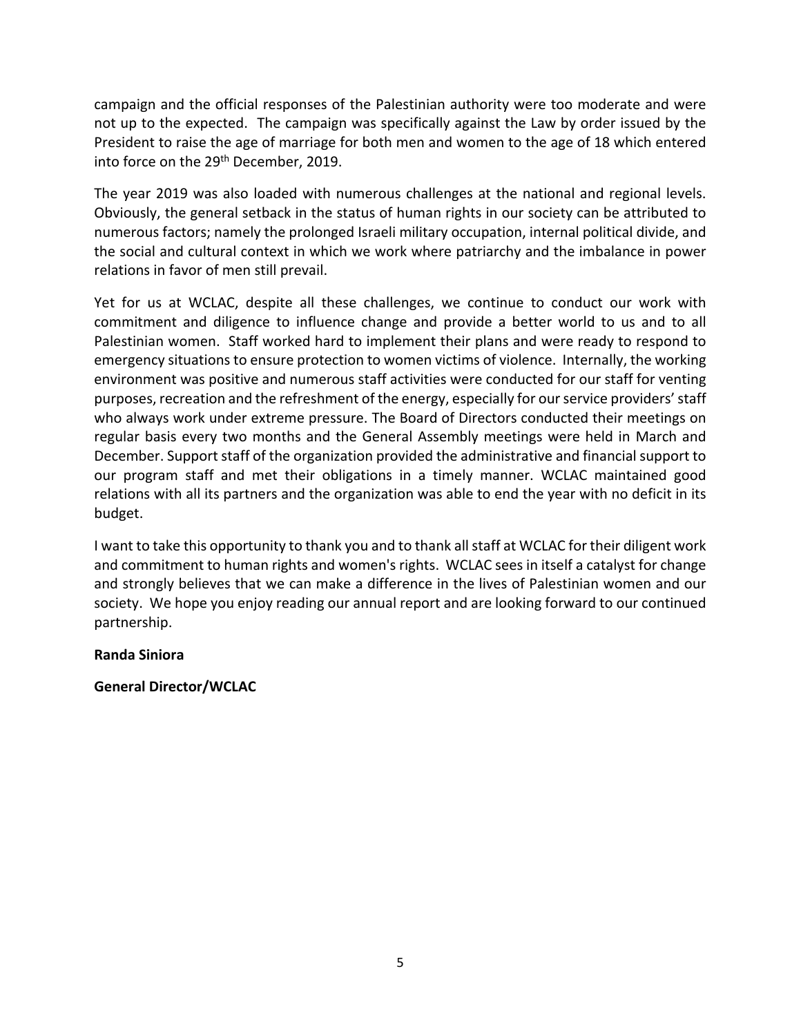campaign and the official responses of the Palestinian authority were too moderate and were not up to the expected. The campaign was specifically against the Law by order issued by the President to raise the age of marriage for both men and women to the age of 18 which entered into force on the 29th December, 2019.

The year 2019 was also loaded with numerous challenges at the national and regional levels. Obviously, the general setback in the status of human rights in our society can be attributed to numerous factors; namely the prolonged Israeli military occupation, internal political divide, and the social and cultural context in which we work where patriarchy and the imbalance in power relations in favor of men still prevail.

Yet for us at WCLAC, despite all these challenges, we continue to conduct our work with commitment and diligence to influence change and provide a better world to us and to all Palestinian women. Staff worked hard to implement their plans and were ready to respond to emergency situations to ensure protection to women victims of violence. Internally, the working environment was positive and numerous staff activities were conducted for our staff for venting purposes, recreation and the refreshment of the energy, especially for our service providers' staff who always work under extreme pressure. The Board of Directors conducted their meetings on regular basis every two months and the General Assembly meetings were held in March and December. Support staff of the organization provided the administrative and financial support to our program staff and met their obligations in a timely manner. WCLAC maintained good relations with all its partners and the organization was able to end the year with no deficit in its budget.

I want to take this opportunity to thank you and to thank all staff at WCLAC for their diligent work and commitment to human rights and women's rights. WCLAC sees in itself a catalyst for change and strongly believes that we can make a difference in the lives of Palestinian women and our society. We hope you enjoy reading our annual report and are looking forward to our continued partnership.

**Randa Siniora**

**General Director/WCLAC**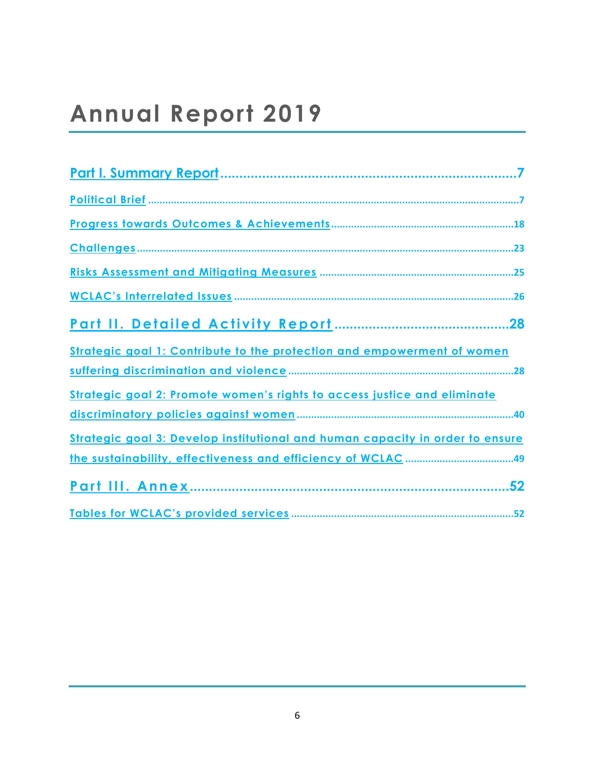# Annual Report 2019

Part I. Summary Report ..... 7

Political Brief ..... 7

Progress towards Outcomes & Achievements ..... 18

Challenges ..... 23

Risks Assessment and Mitigating Measures ..... 25

WCLAC's Interrelated Issues ..... 26

Part II. Detailed Activity Report ..... 28

Strategic goal 1: Contribute to the protection and empowerment of women suffering discrimination and violence ..... 28

Strategic goal 2: Promote women's rights to access justice and eliminate discriminatory policies against women ..... 40

Strategic goal 3: Develop institutional and human capacity in order to ensure the sustainability, effectiveness and efficiency of WCLAC ..... 49

Part III. Annex ..... 52

Tables for WCLAC's provided services ..... 52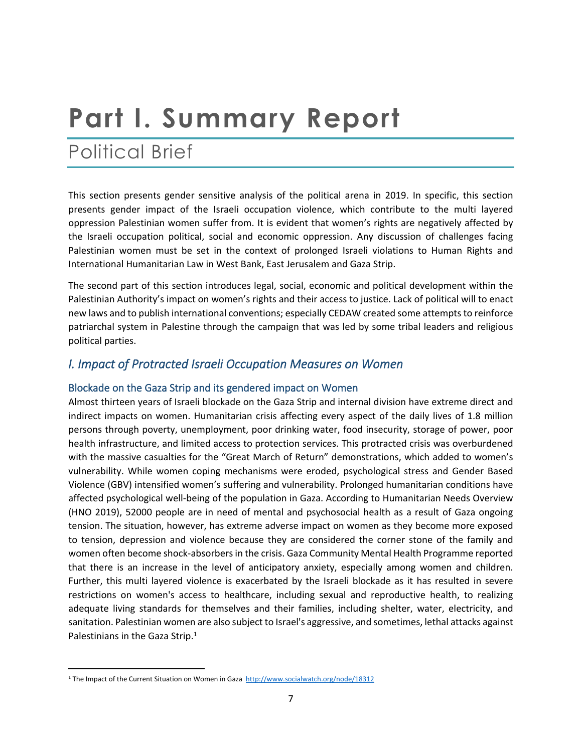# Part I. Summary Report

## Political Brief

This section presents gender sensitive analysis of the political arena in 2019. In specific, this section presents gender impact of the Israeli occupation violence, which contribute to the multi layered oppression Palestinian women suffer from. It is evident that women's rights are negatively affected by the Israeli occupation political, social and economic oppression. Any discussion of challenges facing Palestinian women must be set in the context of prolonged Israeli violations to Human Rights and International Humanitarian Law in West Bank, East Jerusalem and Gaza Strip.

The second part of this section introduces legal, social, economic and political development within the Palestinian Authority's impact on women's rights and their access to justice. Lack of political will to enact new laws and to publish international conventions; especially CEDAW created some attempts to reinforce patriarchal system in Palestine through the campaign that was led by some tribal leaders and religious political parties.

### *I. Impact of Protracted Israeli Occupation Measures on Women*

#### Blockade on the Gaza Strip and its gendered impact on Women

Almost thirteen years of Israeli blockade on the Gaza Strip and internal division have extreme direct and indirect impacts on women. Humanitarian crisis affecting every aspect of the daily lives of 1.8 million persons through poverty, unemployment, poor drinking water, food insecurity, storage of power, poor health infrastructure, and limited access to protection services. This protracted crisis was overburdened with the massive casualties for the "Great March of Return" demonstrations, which added to women's vulnerability. While women coping mechanisms were eroded, psychological stress and Gender Based Violence (GBV) intensified women's suffering and vulnerability. Prolonged humanitarian conditions have affected psychological well-being of the population in Gaza. According to Humanitarian Needs Overview (HNO 2019), 52000 people are in need of mental and psychosocial health as a result of Gaza ongoing tension. The situation, however, has extreme adverse impact on women as they become more exposed to tension, depression and violence because they are considered the corner stone of the family and women often become shock-absorbers in the crisis. Gaza Community Mental Health Programme reported that there is an increase in the level of anticipatory anxiety, especially among women and children. Further, this multi layered violence is exacerbated by the Israeli blockade as it has resulted in severe restrictions on women's access to healthcare, including sexual and reproductive health, to realizing adequate living standards for themselves and their families, including shelter, water, electricity, and sanitation. Palestinian women are also subject to Israel's aggressive, and sometimes, lethal attacks against Palestinians in the Gaza Strip.[1]

---

[1] The Impact of the Current Situation on Women in Gaza http://www.socialwatch.org/node/18312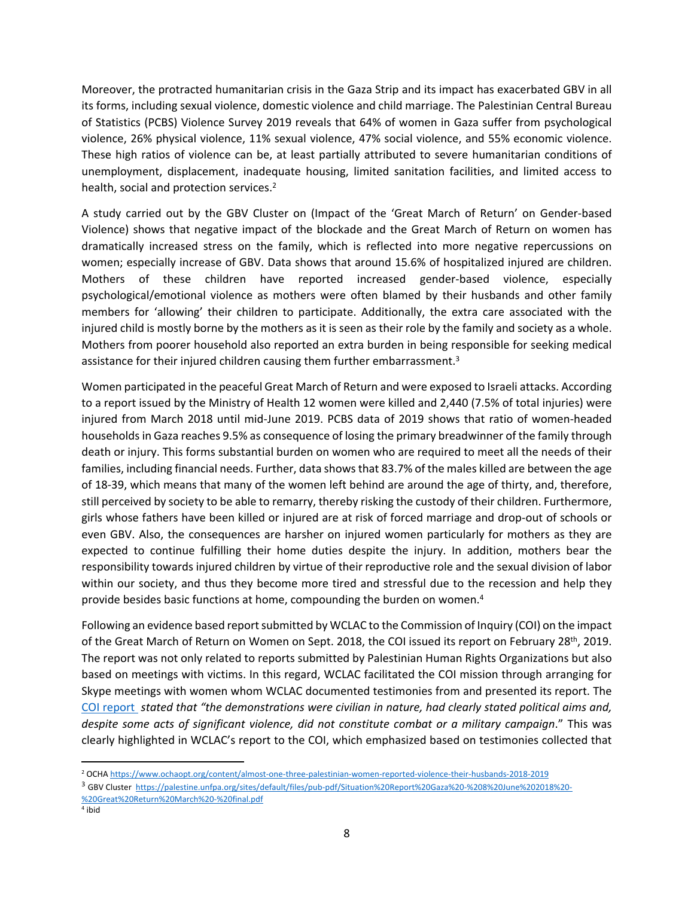Moreover, the protracted humanitarian crisis in the Gaza Strip and its impact has exacerbated GBV in all its forms, including sexual violence, domestic violence and child marriage. The Palestinian Central Bureau of Statistics (PCBS) Violence Survey 2019 reveals that 64% of women in Gaza suffer from psychological violence, 26% physical violence, 11% sexual violence, 47% social violence, and 55% economic violence. These high ratios of violence can be, at least partially attributed to severe humanitarian conditions of unemployment, displacement, inadequate housing, limited sanitation facilities, and limited access to health, social and protection services.[2]

A study carried out by the GBV Cluster on (Impact of the 'Great March of Return' on Gender-based Violence) shows that negative impact of the blockade and the Great March of Return on women has dramatically increased stress on the family, which is reflected into more negative repercussions on women; especially increase of GBV. Data shows that around 15.6% of hospitalized injured are children. Mothers of these children have reported increased gender-based violence, especially psychological/emotional violence as mothers were often blamed by their husbands and other family members for 'allowing' their children to participate. Additionally, the extra care associated with the injured child is mostly borne by the mothers as it is seen as their role by the family and society as a whole. Mothers from poorer household also reported an extra burden in being responsible for seeking medical assistance for their injured children causing them further embarrassment.[3]

Women participated in the peaceful Great March of Return and were exposed to Israeli attacks. According to a report issued by the Ministry of Health 12 women were killed and 2,440 (7.5% of total injuries) were injured from March 2018 until mid-June 2019. PCBS data of 2019 shows that ratio of women-headed households in Gaza reaches 9.5% as consequence of losing the primary breadwinner of the family through death or injury. This forms substantial burden on women who are required to meet all the needs of their families, including financial needs. Further, data shows that 83.7% of the males killed are between the age of 18-39, which means that many of the women left behind are around the age of thirty, and, therefore, still perceived by society to be able to remarry, thereby risking the custody of their children. Furthermore, girls whose fathers have been killed or injured are at risk of forced marriage and drop-out of schools or even GBV. Also, the consequences are harsher on injured women particularly for mothers as they are expected to continue fulfilling their home duties despite the injury. In addition, mothers bear the responsibility towards injured children by virtue of their reproductive role and the sexual division of labor within our society, and thus they become more tired and stressful due to the recession and help they provide besides basic functions at home, compounding the burden on women.[4]

Following an evidence based report submitted by WCLAC to the Commission of Inquiry (COI) on the impact of the Great March of Return on Women on Sept. 2018, the COI issued its report on February 28th, 2019. The report was not only related to reports submitted by Palestinian Human Rights Organizations but also based on meetings with victims. In this regard, WCLAC facilitated the COI mission through arranging for Skype meetings with women whom WCLAC documented testimonies from and presented its report. The COI report *stated that "the demonstrations were civilian in nature, had clearly stated political aims and, despite some acts of significant violence, did not constitute combat or a military campaign*." This was clearly highlighted in WCLAC's report to the COI, which emphasized based on testimonies collected that

---

[2] OCHA https://www.ochaopt.org/content/almost-one-three-palestinian-women-reported-violence-their-husbands-2018-2019

[3] GBV Cluster https://palestine.unfpa.org/sites/default/files/pub-pdf/Situation%20Report%20Gaza%20-%208%20June%202018%20-%20Great%20Return%20March%20-%20final.pdf

[4] ibid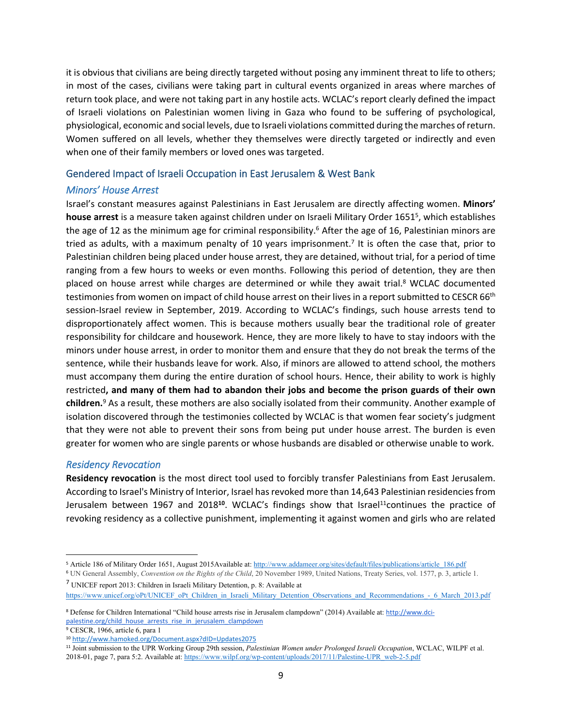it is obvious that civilians are being directly targeted without posing any imminent threat to life to others; in most of the cases, civilians were taking part in cultural events organized in areas where marches of return took place, and were not taking part in any hostile acts. WCLAC's report clearly defined the impact of Israeli violations on Palestinian women living in Gaza who found to be suffering of psychological, physiological, economic and social levels, due to Israeli violations committed during the marches of return. Women suffered on all levels, whether they themselves were directly targeted or indirectly and even when one of their family members or loved ones was targeted.

## Gendered Impact of Israeli Occupation in East Jerusalem & West Bank

### *Minors' House Arrest*

Israel's constant measures against Palestinians in East Jerusalem are directly affecting women. **Minors' house arrest** is a measure taken against children under on Israeli Military Order 1651[5], which establishes the age of 12 as the minimum age for criminal responsibility.[6] After the age of 16, Palestinian minors are tried as adults, with a maximum penalty of 10 years imprisonment.[7] It is often the case that, prior to Palestinian children being placed under house arrest, they are detained, without trial, for a period of time ranging from a few hours to weeks or even months. Following this period of detention, they are then placed on house arrest while charges are determined or while they await trial.[8] WCLAC documented testimonies from women on impact of child house arrest on their lives in a report submitted to CESCR 66th session-Israel review in September, 2019. According to WCLAC's findings, such house arrests tend to disproportionately affect women. This is because mothers usually bear the traditional role of greater responsibility for childcare and housework. Hence, they are more likely to have to stay indoors with the minors under house arrest, in order to monitor them and ensure that they do not break the terms of the sentence, while their husbands leave for work. Also, if minors are allowed to attend school, the mothers must accompany them during the entire duration of school hours. Hence, their ability to work is highly restricted**, and many of them had to abandon their jobs and become the prison guards of their own children.**[9] As a result, these mothers are also socially isolated from their community. Another example of isolation discovered through the testimonies collected by WCLAC is that women fear society's judgment that they were not able to prevent their sons from being put under house arrest. The burden is even greater for women who are single parents or whose husbands are disabled or otherwise unable to work.

### *Residency Revocation*

**Residency revocation** is the most direct tool used to forcibly transfer Palestinians from East Jerusalem. According to Israel's Ministry of Interior, Israel has revoked more than 14,643 Palestinian residencies from Jerusalem between 1967 and 2018[10]. WCLAC's findings show that Israel[11]continues the practice of revoking residency as a collective punishment, implementing it against women and girls who are related

---

[5] Article 186 of Military Order 1651, August 2015Available at: http://www.addameer.org/sites/default/files/publications/article_186.pdf

[6] UN General Assembly, *Convention on the Rights of the Child*, 20 November 1989, United Nations, Treaty Series, vol. 1577, p. 3, article 1.

[7] UNICEF report 2013: Children in Israeli Military Detention, p. 8: Available at https://www.unicef.org/oPt/UNICEF_oPt_Children_in_Israeli_Military_Detention_Observations_and_Recommendations_-_6_March_2013.pdf

[8] Defense for Children International "Child house arrests rise in Jerusalem clampdown" (2014) Available at: http://www.dci-palestine.org/child_house_arrests_rise_in_jerusalem_clampdown

[9] CESCR, 1966, article 6, para 1

[10] http://www.hamoked.org/Document.aspx?dID=Updates2075

[11] Joint submission to the UPR Working Group 29th session, *Palestinian Women under Prolonged Israeli Occupation*, WCLAC, WILPF et al. 2018-01, page 7, para 5:2. Available at: https://www.wilpf.org/wp-content/uploads/2017/11/Palestine-UPR_web-2-5.pdf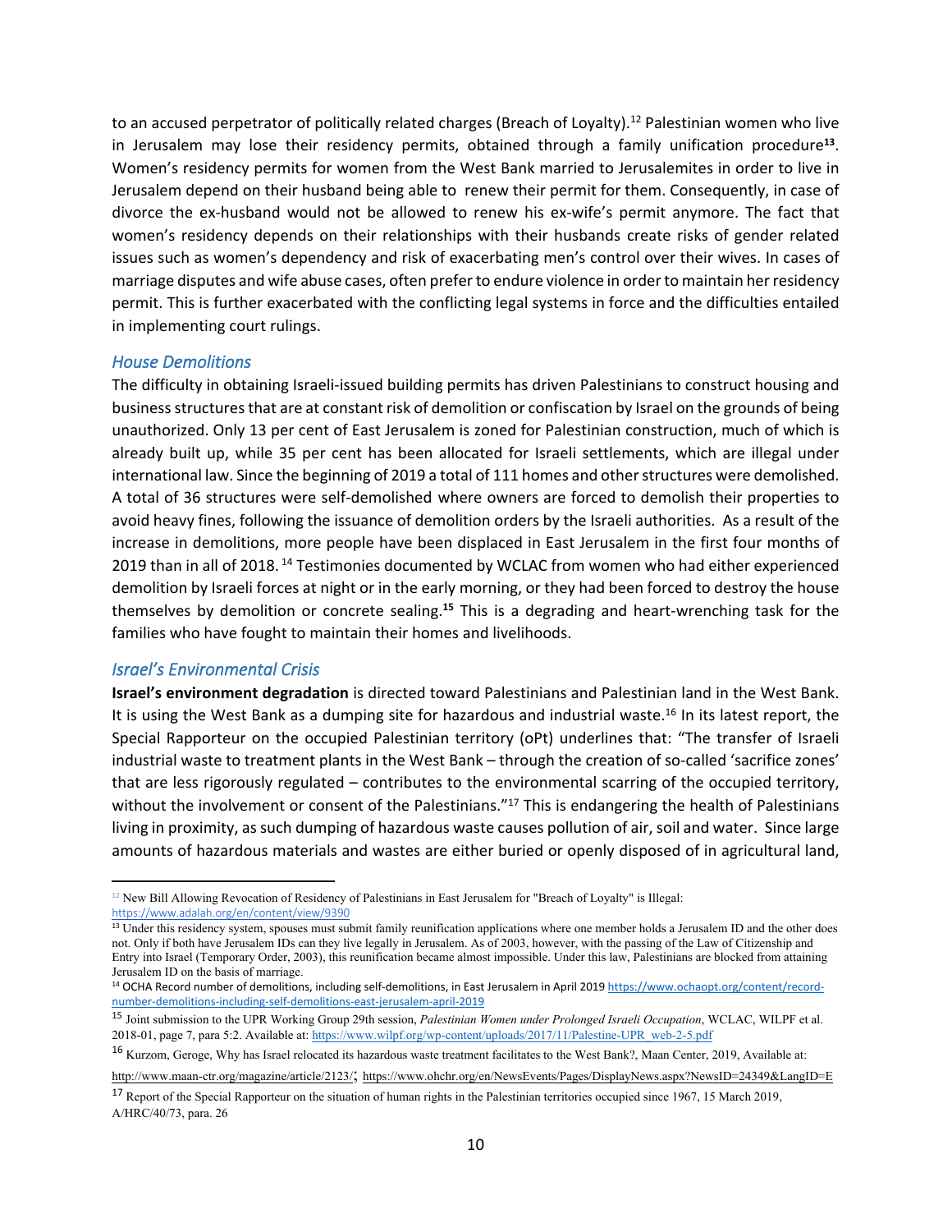to an accused perpetrator of politically related charges (Breach of Loyalty).[12] Palestinian women who live in Jerusalem may lose their residency permits, obtained through a family unification procedure[13]. Women's residency permits for women from the West Bank married to Jerusalemites in order to live in Jerusalem depend on their husband being able to renew their permit for them. Consequently, in case of divorce the ex-husband would not be allowed to renew his ex-wife's permit anymore. The fact that women's residency depends on their relationships with their husbands create risks of gender related issues such as women's dependency and risk of exacerbating men's control over their wives. In cases of marriage disputes and wife abuse cases, often prefer to endure violence in order to maintain her residency permit. This is further exacerbated with the conflicting legal systems in force and the difficulties entailed in implementing court rulings.

### *House Demolitions*

The difficulty in obtaining Israeli-issued building permits has driven Palestinians to construct housing and business structures that are at constant risk of demolition or confiscation by Israel on the grounds of being unauthorized. Only 13 per cent of East Jerusalem is zoned for Palestinian construction, much of which is already built up, while 35 per cent has been allocated for Israeli settlements, which are illegal under international law. Since the beginning of 2019 a total of 111 homes and other structures were demolished. A total of 36 structures were self-demolished where owners are forced to demolish their properties to avoid heavy fines, following the issuance of demolition orders by the Israeli authorities. As a result of the increase in demolitions, more people have been displaced in East Jerusalem in the first four months of 2019 than in all of 2018.[14] Testimonies documented by WCLAC from women who had either experienced demolition by Israeli forces at night or in the early morning, or they had been forced to destroy the house themselves by demolition or concrete sealing.[15] This is a degrading and heart-wrenching task for the families who have fought to maintain their homes and livelihoods.

### *Israel's Environmental Crisis*

**Israel's environment degradation** is directed toward Palestinians and Palestinian land in the West Bank. It is using the West Bank as a dumping site for hazardous and industrial waste.[16] In its latest report, the Special Rapporteur on the occupied Palestinian territory (oPt) underlines that: "The transfer of Israeli industrial waste to treatment plants in the West Bank – through the creation of so-called 'sacrifice zones' that are less rigorously regulated – contributes to the environmental scarring of the occupied territory, without the involvement or consent of the Palestinians."[17] This is endangering the health of Palestinians living in proximity, as such dumping of hazardous waste causes pollution of air, soil and water. Since large amounts of hazardous materials and wastes are either buried or openly disposed of in agricultural land,

---

[12] New Bill Allowing Revocation of Residency of Palestinians in East Jerusalem for "Breach of Loyalty" is Illegal: https://www.adalah.org/en/content/view/9390

[13] Under this residency system, spouses must submit family reunification applications where one member holds a Jerusalem ID and the other does not. Only if both have Jerusalem IDs can they live legally in Jerusalem. As of 2003, however, with the passing of the Law of Citizenship and Entry into Israel (Temporary Order, 2003), this reunification became almost impossible. Under this law, Palestinians are blocked from attaining Jerusalem ID on the basis of marriage.

[14] OCHA Record number of demolitions, including self-demolitions, in East Jerusalem in April 2019 https://www.ochaopt.org/content/record-number-demolitions-including-self-demolitions-east-jerusalem-april-2019

[15] Joint submission to the UPR Working Group 29th session, *Palestinian Women under Prolonged Israeli Occupation*, WCLAC, WILPF et al. 2018-01, page 7, para 5:2. Available at: https://www.wilpf.org/wp-content/uploads/2017/11/Palestine-UPR_web-2-5.pdf

[16] Kurzom, Geroge, Why has Israel relocated its hazardous waste treatment facilitates to the West Bank?, Maan Center, 2019, Available at: http://www.maan-ctr.org/magazine/article/2123/; https://www.ohchr.org/en/NewsEvents/Pages/DisplayNews.aspx?NewsID=24349&LangID=E

[17] Report of the Special Rapporteur on the situation of human rights in the Palestinian territories occupied since 1967, 15 March 2019, A/HRC/40/73, para. 26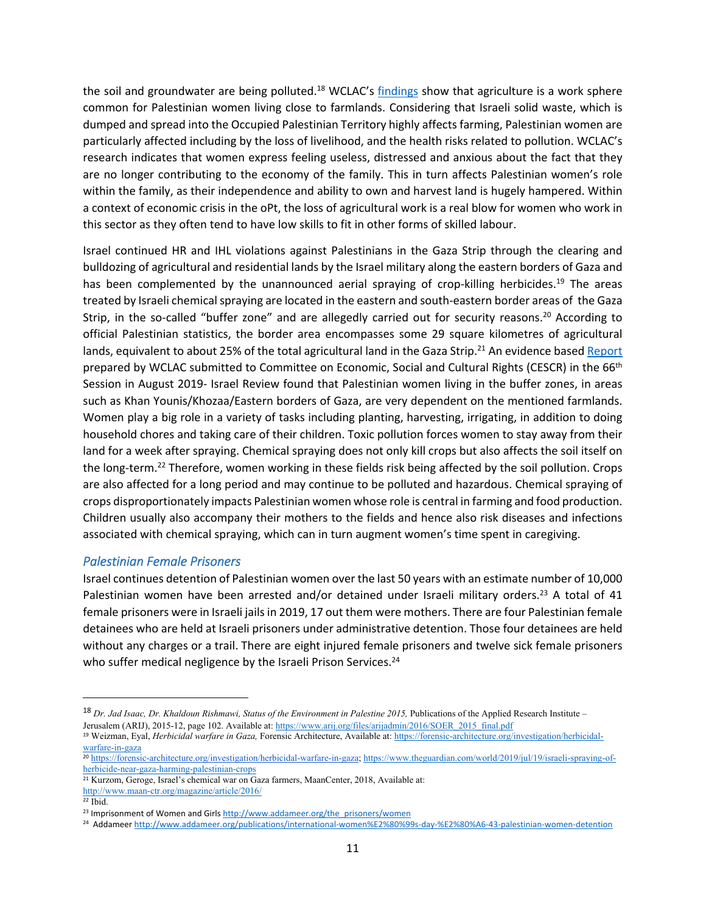the soil and groundwater are being polluted.[18] WCLAC's findings show that agriculture is a work sphere common for Palestinian women living close to farmlands. Considering that Israeli solid waste, which is dumped and spread into the Occupied Palestinian Territory highly affects farming, Palestinian women are particularly affected including by the loss of livelihood, and the health risks related to pollution. WCLAC's research indicates that women express feeling useless, distressed and anxious about the fact that they are no longer contributing to the economy of the family. This in turn affects Palestinian women's role within the family, as their independence and ability to own and harvest land is hugely hampered. Within a context of economic crisis in the oPt, the loss of agricultural work is a real blow for women who work in this sector as they often tend to have low skills to fit in other forms of skilled labour.

Israel continued HR and IHL violations against Palestinians in the Gaza Strip through the clearing and bulldozing of agricultural and residential lands by the Israel military along the eastern borders of Gaza and has been complemented by the unannounced aerial spraying of crop-killing herbicides.[19] The areas treated by Israeli chemical spraying are located in the eastern and south-eastern border areas of the Gaza Strip, in the so-called "buffer zone" and are allegedly carried out for security reasons.[20] According to official Palestinian statistics, the border area encompasses some 29 square kilometres of agricultural lands, equivalent to about 25% of the total agricultural land in the Gaza Strip.[21] An evidence based Report prepared by WCLAC submitted to Committee on Economic, Social and Cultural Rights (CESCR) in the 66th Session in August 2019- Israel Review found that Palestinian women living in the buffer zones, in areas such as Khan Younis/Khozaa/Eastern borders of Gaza, are very dependent on the mentioned farmlands. Women play a big role in a variety of tasks including planting, harvesting, irrigating, in addition to doing household chores and taking care of their children. Toxic pollution forces women to stay away from their land for a week after spraying. Chemical spraying does not only kill crops but also affects the soil itself on the long-term.[22] Therefore, women working in these fields risk being affected by the soil pollution. Crops are also affected for a long period and may continue to be polluted and hazardous. Chemical spraying of crops disproportionately impacts Palestinian women whose role is central in farming and food production. Children usually also accompany their mothers to the fields and hence also risk diseases and infections associated with chemical spraying, which can in turn augment women's time spent in caregiving.

### *Palestinian Female Prisoners*

Israel continues detention of Palestinian women over the last 50 years with an estimate number of 10,000 Palestinian women have been arrested and/or detained under Israeli military orders.[23] A total of 41 female prisoners were in Israeli jails in 2019, 17 out them were mothers. There are four Palestinian female detainees who are held at Israeli prisoners under administrative detention. Those four detainees are held without any charges or a trail. There are eight injured female prisoners and twelve sick female prisoners who suffer medical negligence by the Israeli Prison Services.[24]

---

[18] *Dr. Jad Isaac, Dr. Khaldoun Rishmawi, Status of the Environment in Palestine 2015,* Publications of the Applied Research Institute – Jerusalem (ARIJ), 2015-12, page 102. Available at: https://www.arij.org/files/arijadmin/2016/SOER_2015_final.pdf

[19] Weizman, Eyal, *Herbicidal warfare in Gaza,* Forensic Architecture, Available at: https://forensic-architecture.org/investigation/herbicidal-warfare-in-gaza

[20] https://forensic-architecture.org/investigation/herbicidal-warfare-in-gaza; https://www.theguardian.com/world/2019/jul/19/israeli-spraying-of-herbicide-near-gaza-harming-palestinian-crops

[21] Kurzom, Geroge, Israel's chemical war on Gaza farmers, MaanCenter, 2018, Available at: http://www.maan-ctr.org/magazine/article/2016/

[22] Ibid.

[23] Imprisonment of Women and Girls http://www.addameer.org/the_prisoners/women

[24] Addameer http://www.addameer.org/publications/international-women%E2%80%99s-day-%E2%80%A6-43-palestinian-women-detention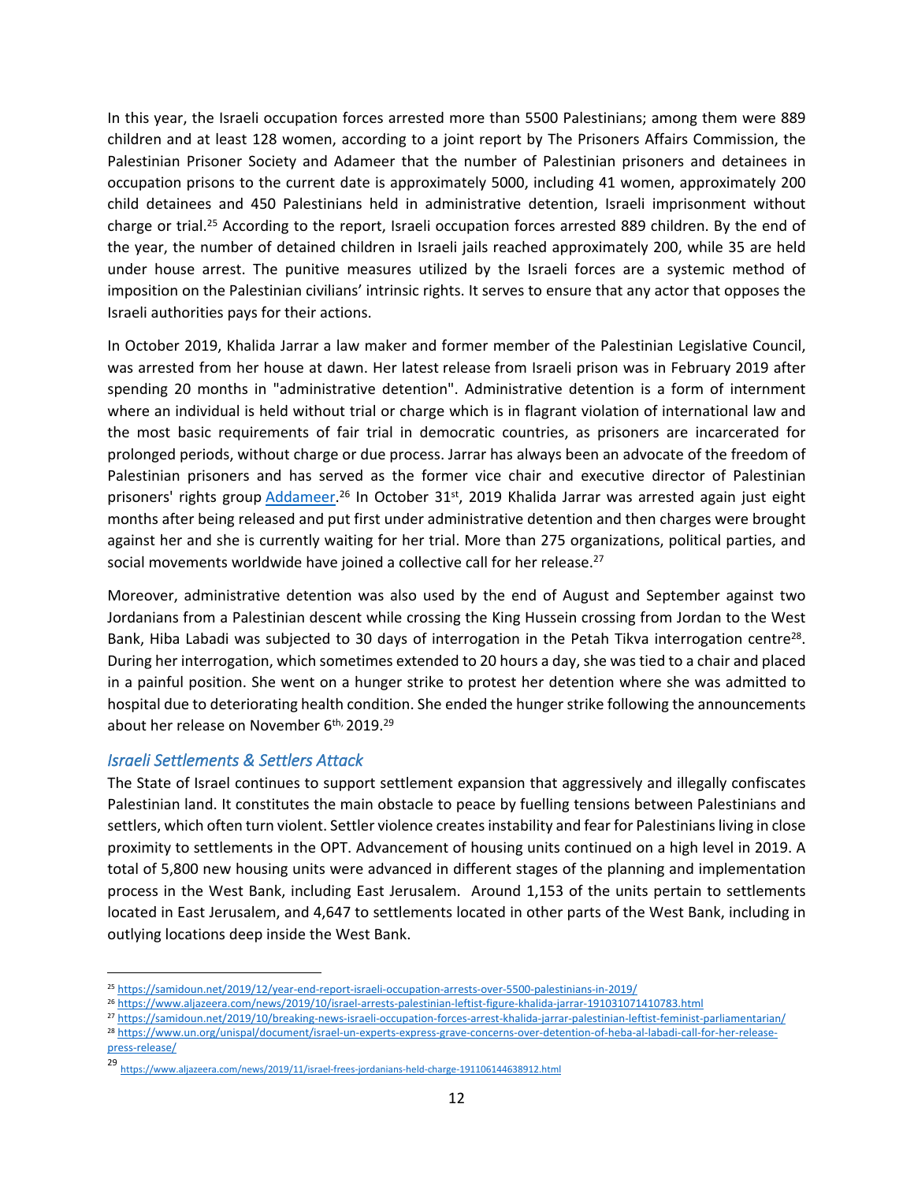In this year, the Israeli occupation forces arrested more than 5500 Palestinians; among them were 889 children and at least 128 women, according to a joint report by The Prisoners Affairs Commission, the Palestinian Prisoner Society and Adameer that the number of Palestinian prisoners and detainees in occupation prisons to the current date is approximately 5000, including 41 women, approximately 200 child detainees and 450 Palestinians held in administrative detention, Israeli imprisonment without charge or trial.[25] According to the report, Israeli occupation forces arrested 889 children. By the end of the year, the number of detained children in Israeli jails reached approximately 200, while 35 are held under house arrest. The punitive measures utilized by the Israeli forces are a systemic method of imposition on the Palestinian civilians' intrinsic rights. It serves to ensure that any actor that opposes the Israeli authorities pays for their actions.

In October 2019, Khalida Jarrar a law maker and former member of the Palestinian Legislative Council, was arrested from her house at dawn. Her latest release from Israeli prison was in February 2019 after spending 20 months in "administrative detention". Administrative detention is a form of internment where an individual is held without trial or charge which is in flagrant violation of international law and the most basic requirements of fair trial in democratic countries, as prisoners are incarcerated for prolonged periods, without charge or due process. Jarrar has always been an advocate of the freedom of Palestinian prisoners and has served as the former vice chair and executive director of Palestinian prisoners' rights group [Addameer](https://www.addameer.org/).[26] In October 31st, 2019 Khalida Jarrar was arrested again just eight months after being released and put first under administrative detention and then charges were brought against her and she is currently waiting for her trial. More than 275 organizations, political parties, and social movements worldwide have joined a collective call for her release.[27]

Moreover, administrative detention was also used by the end of August and September against two Jordanians from a Palestinian descent while crossing the King Hussein crossing from Jordan to the West Bank, Hiba Labadi was subjected to 30 days of interrogation in the Petah Tikva interrogation centre[28]. During her interrogation, which sometimes extended to 20 hours a day, she was tied to a chair and placed in a painful position. She went on a hunger strike to protest her detention where she was admitted to hospital due to deteriorating health condition. She ended the hunger strike following the announcements about her release on November 6th, 2019.[29]

### *Israeli Settlements & Settlers Attack*

The State of Israel continues to support settlement expansion that aggressively and illegally confiscates Palestinian land. It constitutes the main obstacle to peace by fuelling tensions between Palestinians and settlers, which often turn violent. Settler violence creates instability and fear for Palestinians living in close proximity to settlements in the OPT. Advancement of housing units continued on a high level in 2019. A total of 5,800 new housing units were advanced in different stages of the planning and implementation process in the West Bank, including East Jerusalem. Around 1,153 of the units pertain to settlements located in East Jerusalem, and 4,647 to settlements located in other parts of the West Bank, including in outlying locations deep inside the West Bank.

---

[25] https://samidoun.net/2019/12/year-end-report-israeli-occupation-arrests-over-5500-palestinians-in-2019/

[26] https://www.aljazeera.com/news/2019/10/israel-arrests-palestinian-leftist-figure-khalida-jarrar-191031071410783.html

[27] https://samidoun.net/2019/10/breaking-news-israeli-occupation-forces-arrest-khalida-jarrar-palestinian-leftist-feminist-parliamentarian/

[28] https://www.un.org/unispal/document/israel-un-experts-express-grave-concerns-over-detention-of-heba-al-labadi-call-for-her-release-press-release/

[29] https://www.aljazeera.com/news/2019/11/israel-frees-jordanians-held-charge-191106144638912.html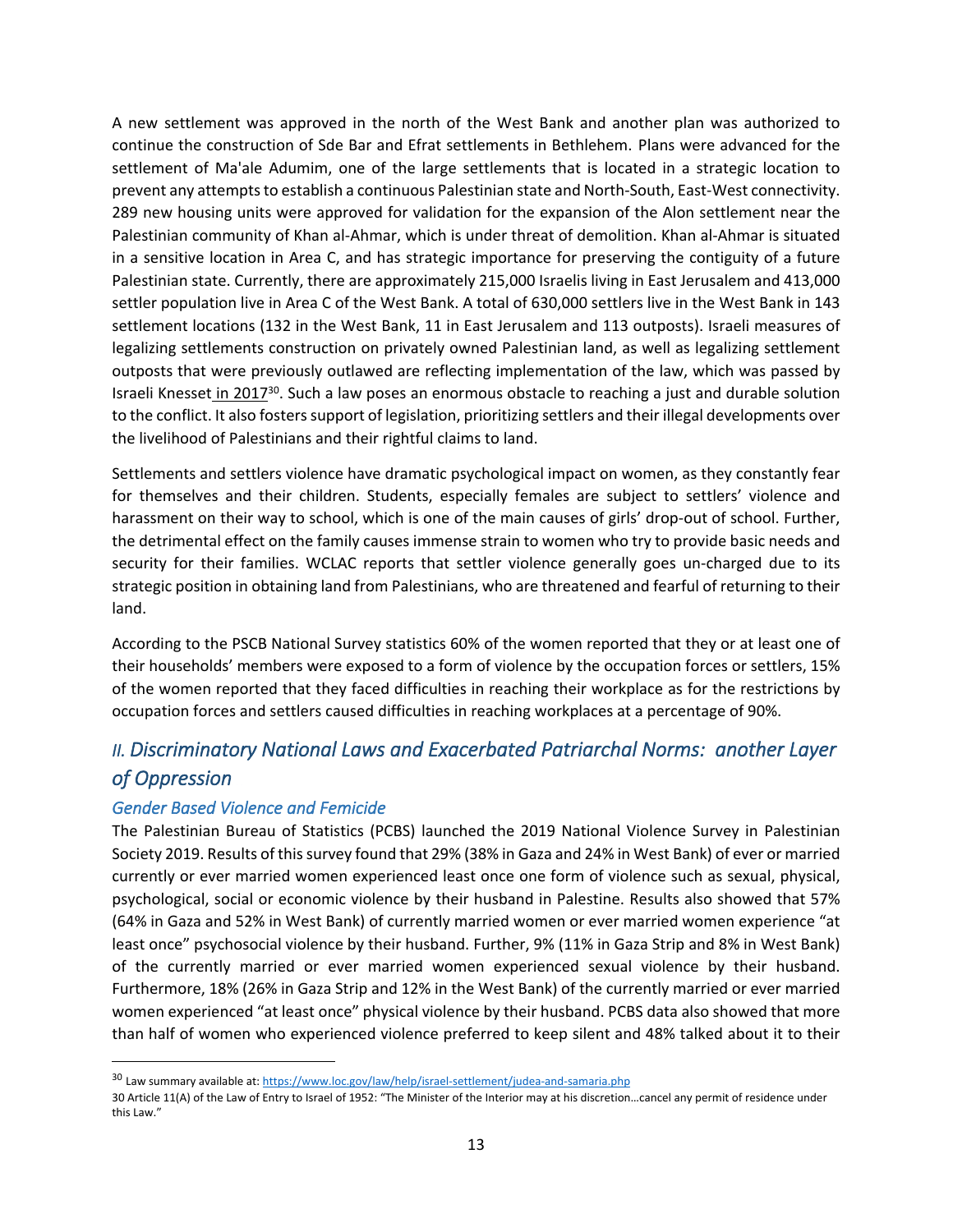A new settlement was approved in the north of the West Bank and another plan was authorized to continue the construction of Sde Bar and Efrat settlements in Bethlehem. Plans were advanced for the settlement of Ma'ale Adumim, one of the large settlements that is located in a strategic location to prevent any attempts to establish a continuous Palestinian state and North-South, East-West connectivity. 289 new housing units were approved for validation for the expansion of the Alon settlement near the Palestinian community of Khan al-Ahmar, which is under threat of demolition. Khan al-Ahmar is situated in a sensitive location in Area C, and has strategic importance for preserving the contiguity of a future Palestinian state. Currently, there are approximately 215,000 Israelis living in East Jerusalem and 413,000 settler population live in Area C of the West Bank. A total of 630,000 settlers live in the West Bank in 143 settlement locations (132 in the West Bank, 11 in East Jerusalem and 113 outposts). Israeli measures of legalizing settlements construction on privately owned Palestinian land, as well as legalizing settlement outposts that were previously outlawed are reflecting implementation of the law, which was passed by Israeli Knesset in 2017[30]. Such a law poses an enormous obstacle to reaching a just and durable solution to the conflict. It also fosters support of legislation, prioritizing settlers and their illegal developments over the livelihood of Palestinians and their rightful claims to land.

Settlements and settlers violence have dramatic psychological impact on women, as they constantly fear for themselves and their children. Students, especially females are subject to settlers' violence and harassment on their way to school, which is one of the main causes of girls' drop-out of school. Further, the detrimental effect on the family causes immense strain to women who try to provide basic needs and security for their families. WCLAC reports that settler violence generally goes un-charged due to its strategic position in obtaining land from Palestinians, who are threatened and fearful of returning to their land.

According to the PSCB National Survey statistics 60% of the women reported that they or at least one of their households' members were exposed to a form of violence by the occupation forces or settlers, 15% of the women reported that they faced difficulties in reaching their workplace as for the restrictions by occupation forces and settlers caused difficulties in reaching workplaces at a percentage of 90%.

## *II. Discriminatory National Laws and Exacerbated Patriarchal Norms: another Layer of Oppression*

### *Gender Based Violence and Femicide*

The Palestinian Bureau of Statistics (PCBS) launched the 2019 National Violence Survey in Palestinian Society 2019. Results of this survey found that 29% (38% in Gaza and 24% in West Bank) of ever or married currently or ever married women experienced least once one form of violence such as sexual, physical, psychological, social or economic violence by their husband in Palestine. Results also showed that 57% (64% in Gaza and 52% in West Bank) of currently married women or ever married women experience "at least once" psychosocial violence by their husband. Further, 9% (11% in Gaza Strip and 8% in West Bank) of the currently married or ever married women experienced sexual violence by their husband. Furthermore, 18% (26% in Gaza Strip and 12% in the West Bank) of the currently married or ever married women experienced "at least once" physical violence by their husband. PCBS data also showed that more than half of women who experienced violence preferred to keep silent and 48% talked about it to their

---

[30] Law summary available at: https://www.loc.gov/law/help/israel-settlement/judea-and-samaria.php

30 Article 11(A) of the Law of Entry to Israel of 1952: "The Minister of the Interior may at his discretion…cancel any permit of residence under this Law."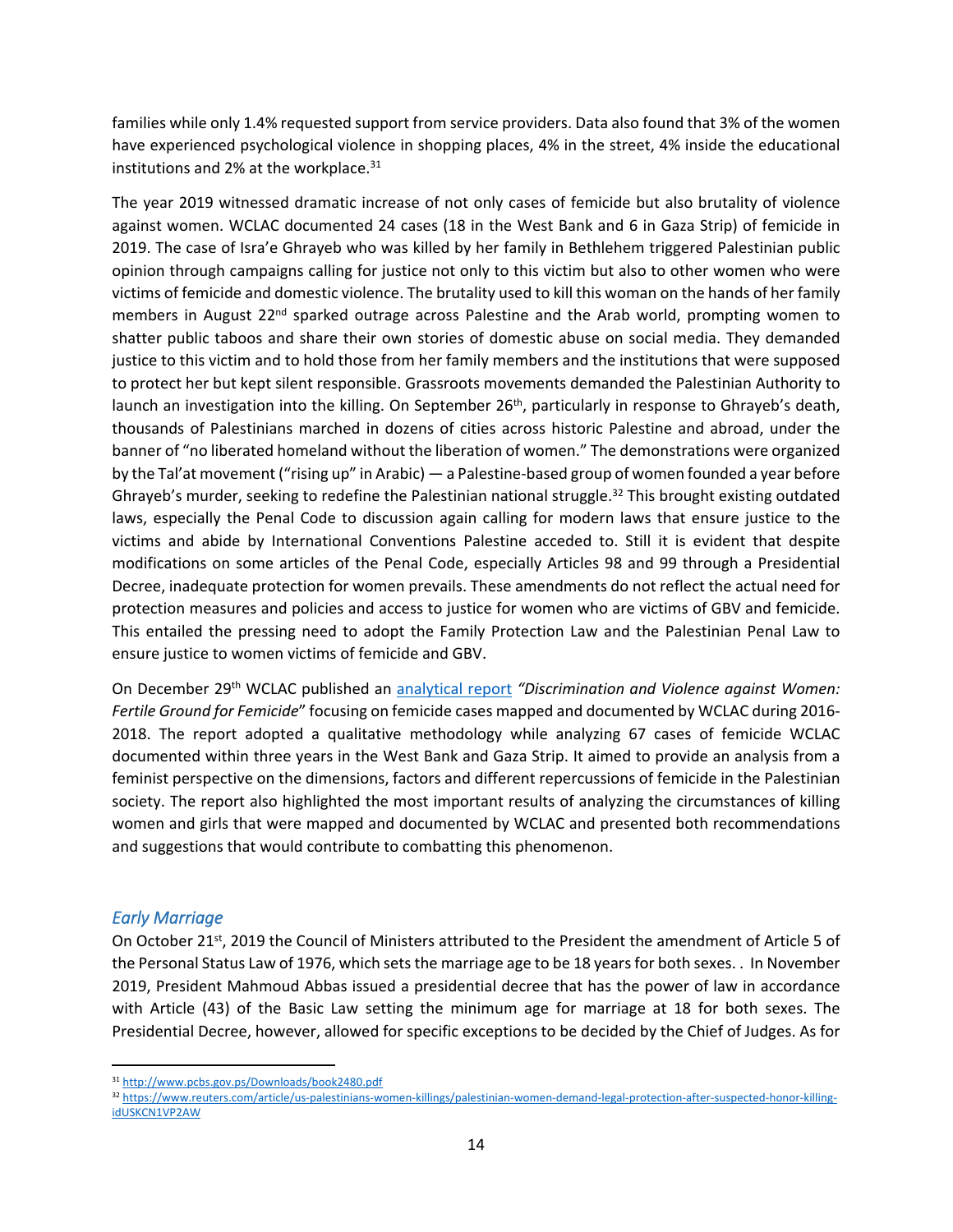families while only 1.4% requested support from service providers. Data also found that 3% of the women have experienced psychological violence in shopping places, 4% in the street, 4% inside the educational institutions and 2% at the workplace.[31]

The year 2019 witnessed dramatic increase of not only cases of femicide but also brutality of violence against women. WCLAC documented 24 cases (18 in the West Bank and 6 in Gaza Strip) of femicide in 2019. The case of Isra'e Ghrayeb who was killed by her family in Bethlehem triggered Palestinian public opinion through campaigns calling for justice not only to this victim but also to other women who were victims of femicide and domestic violence. The brutality used to kill this woman on the hands of her family members in August 22nd sparked outrage across Palestine and the Arab world, prompting women to shatter public taboos and share their own stories of domestic abuse on social media. They demanded justice to this victim and to hold those from her family members and the institutions that were supposed to protect her but kept silent responsible. Grassroots movements demanded the Palestinian Authority to launch an investigation into the killing. On September 26th, particularly in response to Ghrayeb's death, thousands of Palestinians marched in dozens of cities across historic Palestine and abroad, under the banner of "no liberated homeland without the liberation of women." The demonstrations were organized by the Tal'at movement ("rising up" in Arabic) — a Palestine-based group of women founded a year before Ghrayeb's murder, seeking to redefine the Palestinian national struggle.[32] This brought existing outdated laws, especially the Penal Code to discussion again calling for modern laws that ensure justice to the victims and abide by International Conventions Palestine acceded to. Still it is evident that despite modifications on some articles of the Penal Code, especially Articles 98 and 99 through a Presidential Decree, inadequate protection for women prevails. These amendments do not reflect the actual need for protection measures and policies and access to justice for women who are victims of GBV and femicide. This entailed the pressing need to adopt the Family Protection Law and the Palestinian Penal Law to ensure justice to women victims of femicide and GBV.

On December 29th WCLAC published an analytical report *"Discrimination and Violence against Women: Fertile Ground for Femicide*" focusing on femicide cases mapped and documented by WCLAC during 2016-2018. The report adopted a qualitative methodology while analyzing 67 cases of femicide WCLAC documented within three years in the West Bank and Gaza Strip. It aimed to provide an analysis from a feminist perspective on the dimensions, factors and different repercussions of femicide in the Palestinian society. The report also highlighted the most important results of analyzing the circumstances of killing women and girls that were mapped and documented by WCLAC and presented both recommendations and suggestions that would contribute to combatting this phenomenon.

### *Early Marriage*

On October 21st, 2019 the Council of Ministers attributed to the President the amendment of Article 5 of the Personal Status Law of 1976, which sets the marriage age to be 18 years for both sexes. . In November 2019, President Mahmoud Abbas issued a presidential decree that has the power of law in accordance with Article (43) of the Basic Law setting the minimum age for marriage at 18 for both sexes. The Presidential Decree, however, allowed for specific exceptions to be decided by the Chief of Judges. As for

---

[31] http://www.pcbs.gov.ps/Downloads/book2480.pdf

[32] https://www.reuters.com/article/us-palestinians-women-killings/palestinian-women-demand-legal-protection-after-suspected-honor-killing-idUSKCN1VP2AW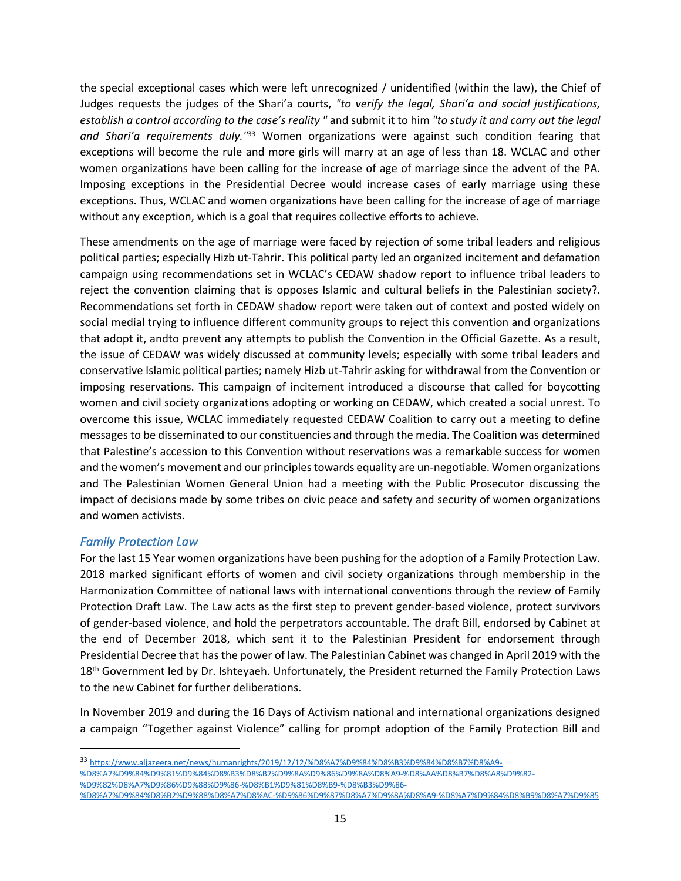the special exceptional cases which were left unrecognized / unidentified (within the law), the Chief of Judges requests the judges of the Shari'a courts, *"to verify the legal, Shari'a and social justifications, establish a control according to the case's reality "* and submit it to him *"to study it and carry out the legal and Shari'a requirements duly."*[33] Women organizations were against such condition fearing that exceptions will become the rule and more girls will marry at an age of less than 18. WCLAC and other women organizations have been calling for the increase of age of marriage since the advent of the PA. Imposing exceptions in the Presidential Decree would increase cases of early marriage using these exceptions. Thus, WCLAC and women organizations have been calling for the increase of age of marriage without any exception, which is a goal that requires collective efforts to achieve.

These amendments on the age of marriage were faced by rejection of some tribal leaders and religious political parties; especially Hizb ut-Tahrir. This political party led an organized incitement and defamation campaign using recommendations set in WCLAC's CEDAW shadow report to influence tribal leaders to reject the convention claiming that is opposes Islamic and cultural beliefs in the Palestinian society?. Recommendations set forth in CEDAW shadow report were taken out of context and posted widely on social medial trying to influence different community groups to reject this convention and organizations that adopt it, andto prevent any attempts to publish the Convention in the Official Gazette. As a result, the issue of CEDAW was widely discussed at community levels; especially with some tribal leaders and conservative Islamic political parties; namely Hizb ut-Tahrir asking for withdrawal from the Convention or imposing reservations. This campaign of incitement introduced a discourse that called for boycotting women and civil society organizations adopting or working on CEDAW, which created a social unrest. To overcome this issue, WCLAC immediately requested CEDAW Coalition to carry out a meeting to define messages to be disseminated to our constituencies and through the media. The Coalition was determined that Palestine's accession to this Convention without reservations was a remarkable success for women and the women's movement and our principles towards equality are un-negotiable. Women organizations and The Palestinian Women General Union had a meeting with the Public Prosecutor discussing the impact of decisions made by some tribes on civic peace and safety and security of women organizations and women activists.

### *Family Protection Law*

For the last 15 Year women organizations have been pushing for the adoption of a Family Protection Law. 2018 marked significant efforts of women and civil society organizations through membership in the Harmonization Committee of national laws with international conventions through the review of Family Protection Draft Law. The Law acts as the first step to prevent gender-based violence, protect survivors of gender-based violence, and hold the perpetrators accountable. The draft Bill, endorsed by Cabinet at the end of December 2018, which sent it to the Palestinian President for endorsement through Presidential Decree that has the power of law. The Palestinian Cabinet was changed in April 2019 with the 18th Government led by Dr. Ishteyaeh. Unfortunately, the President returned the Family Protection Laws to the new Cabinet for further deliberations.

In November 2019 and during the 16 Days of Activism national and international organizations designed a campaign "Together against Violence" calling for prompt adoption of the Family Protection Bill and

---

[33] https://www.aljazeera.net/news/humanrights/2019/12/12/%D8%A7%D9%84%D8%B3%D9%84%D8%B7%D8%A9-%D8%A7%D9%84%D9%81%D9%84%D8%B3%D8%B7%D9%8A%D9%86%D9%8A%D8%A9-%D8%AA%D8%B7%D8%A8%D9%82-%D9%82%D8%A7%D9%86%D9%88%D9%86-%D8%B1%D9%81%D8%B9-%D8%B3%D9%86-%D8%A7%D9%84%D8%B2%D9%88%D8%A7%D8%AC-%D9%86%D9%87%D8%A7%D9%8A%D8%A9-%D8%A7%D9%84%D8%B9%D8%A7%D9%85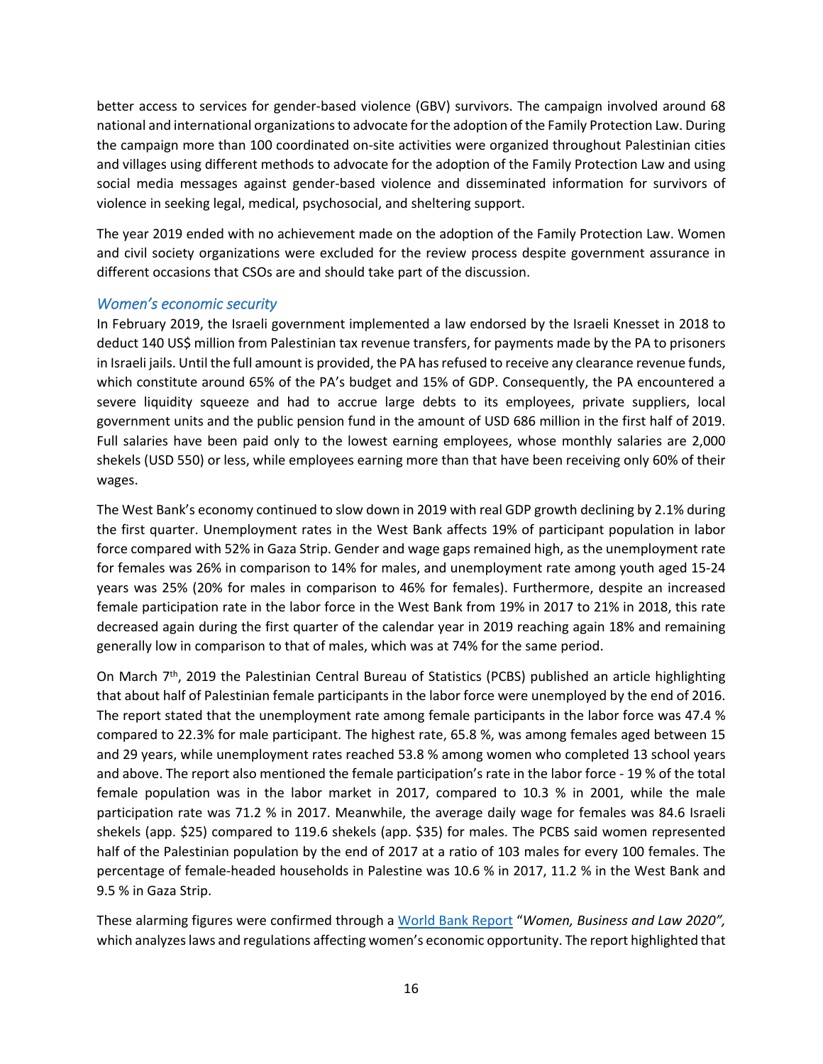better access to services for gender-based violence (GBV) survivors. The campaign involved around 68 national and international organizations to advocate for the adoption of the Family Protection Law. During the campaign more than 100 coordinated on-site activities were organized throughout Palestinian cities and villages using different methods to advocate for the adoption of the Family Protection Law and using social media messages against gender-based violence and disseminated information for survivors of violence in seeking legal, medical, psychosocial, and sheltering support.

The year 2019 ended with no achievement made on the adoption of the Family Protection Law. Women and civil society organizations were excluded for the review process despite government assurance in different occasions that CSOs are and should take part of the discussion.

### *Women's economic security*

In February 2019, the Israeli government implemented a law endorsed by the Israeli Knesset in 2018 to deduct 140 US$ million from Palestinian tax revenue transfers, for payments made by the PA to prisoners in Israeli jails. Until the full amount is provided, the PA has refused to receive any clearance revenue funds, which constitute around 65% of the PA's budget and 15% of GDP. Consequently, the PA encountered a severe liquidity squeeze and had to accrue large debts to its employees, private suppliers, local government units and the public pension fund in the amount of USD 686 million in the first half of 2019. Full salaries have been paid only to the lowest earning employees, whose monthly salaries are 2,000 shekels (USD 550) or less, while employees earning more than that have been receiving only 60% of their wages.

The West Bank's economy continued to slow down in 2019 with real GDP growth declining by 2.1% during the first quarter. Unemployment rates in the West Bank affects 19% of participant population in labor force compared with 52% in Gaza Strip. Gender and wage gaps remained high, as the unemployment rate for females was 26% in comparison to 14% for males, and unemployment rate among youth aged 15-24 years was 25% (20% for males in comparison to 46% for females). Furthermore, despite an increased female participation rate in the labor force in the West Bank from 19% in 2017 to 21% in 2018, this rate decreased again during the first quarter of the calendar year in 2019 reaching again 18% and remaining generally low in comparison to that of males, which was at 74% for the same period.

On March 7th, 2019 the Palestinian Central Bureau of Statistics (PCBS) published an article highlighting that about half of Palestinian female participants in the labor force were unemployed by the end of 2016. The report stated that the unemployment rate among female participants in the labor force was 47.4 % compared to 22.3% for male participant. The highest rate, 65.8 %, was among females aged between 15 and 29 years, while unemployment rates reached 53.8 % among women who completed 13 school years and above. The report also mentioned the female participation's rate in the labor force - 19 % of the total female population was in the labor market in 2017, compared to 10.3 % in 2001, while the male participation rate was 71.2 % in 2017. Meanwhile, the average daily wage for females was 84.6 Israeli shekels (app. $25) compared to 119.6 shekels (app. $35) for males. The PCBS said women represented half of the Palestinian population by the end of 2017 at a ratio of 103 males for every 100 females. The percentage of female-headed households in Palestine was 10.6 % in 2017, 11.2 % in the West Bank and 9.5 % in Gaza Strip.

These alarming figures were confirmed through a World Bank Report "*Women, Business and Law 2020",* which analyzes laws and regulations affecting women's economic opportunity. The report highlighted that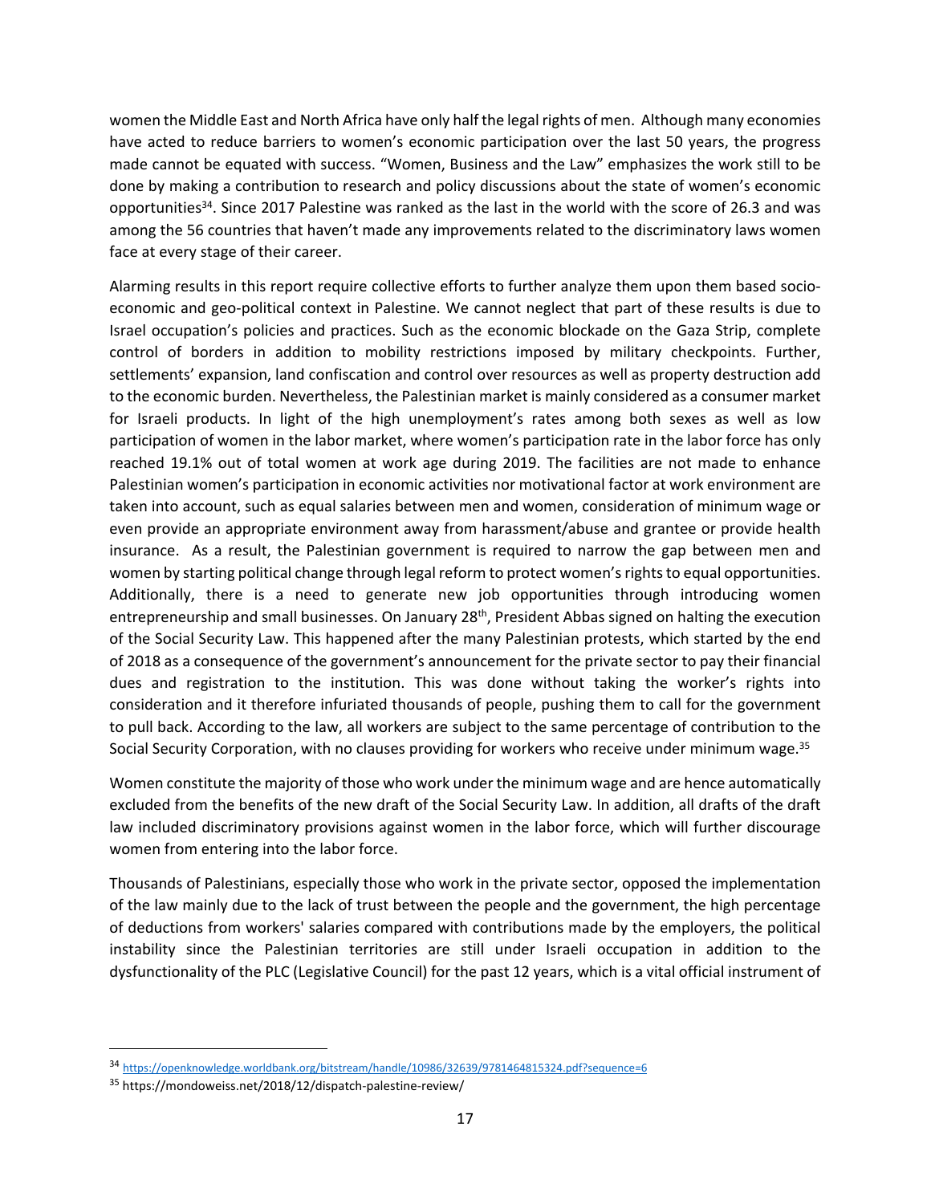women the Middle East and North Africa have only half the legal rights of men. Although many economies have acted to reduce barriers to women's economic participation over the last 50 years, the progress made cannot be equated with success. "Women, Business and the Law" emphasizes the work still to be done by making a contribution to research and policy discussions about the state of women's economic opportunities[34]. Since 2017 Palestine was ranked as the last in the world with the score of 26.3 and was among the 56 countries that haven't made any improvements related to the discriminatory laws women face at every stage of their career.

Alarming results in this report require collective efforts to further analyze them upon them based socio-economic and geo-political context in Palestine. We cannot neglect that part of these results is due to Israel occupation's policies and practices. Such as the economic blockade on the Gaza Strip, complete control of borders in addition to mobility restrictions imposed by military checkpoints. Further, settlements' expansion, land confiscation and control over resources as well as property destruction add to the economic burden. Nevertheless, the Palestinian market is mainly considered as a consumer market for Israeli products. In light of the high unemployment's rates among both sexes as well as low participation of women in the labor market, where women's participation rate in the labor force has only reached 19.1% out of total women at work age during 2019. The facilities are not made to enhance Palestinian women's participation in economic activities nor motivational factor at work environment are taken into account, such as equal salaries between men and women, consideration of minimum wage or even provide an appropriate environment away from harassment/abuse and grantee or provide health insurance. As a result, the Palestinian government is required to narrow the gap between men and women by starting political change through legal reform to protect women's rights to equal opportunities. Additionally, there is a need to generate new job opportunities through introducing women entrepreneurship and small businesses. On January 28th, President Abbas signed on halting the execution of the Social Security Law. This happened after the many Palestinian protests, which started by the end of 2018 as a consequence of the government's announcement for the private sector to pay their financial dues and registration to the institution. This was done without taking the worker's rights into consideration and it therefore infuriated thousands of people, pushing them to call for the government to pull back. According to the law, all workers are subject to the same percentage of contribution to the Social Security Corporation, with no clauses providing for workers who receive under minimum wage.[35]

Women constitute the majority of those who work under the minimum wage and are hence automatically excluded from the benefits of the new draft of the Social Security Law. In addition, all drafts of the draft law included discriminatory provisions against women in the labor force, which will further discourage women from entering into the labor force.

Thousands of Palestinians, especially those who work in the private sector, opposed the implementation of the law mainly due to the lack of trust between the people and the government, the high percentage of deductions from workers' salaries compared with contributions made by the employers, the political instability since the Palestinian territories are still under Israeli occupation in addition to the dysfunctionality of the PLC (Legislative Council) for the past 12 years, which is a vital official instrument of

---

[34] https://openknowledge.worldbank.org/bitstream/handle/10986/32639/9781464815324.pdf?sequence=6

[35] https://mondoweiss.net/2018/12/dispatch-palestine-review/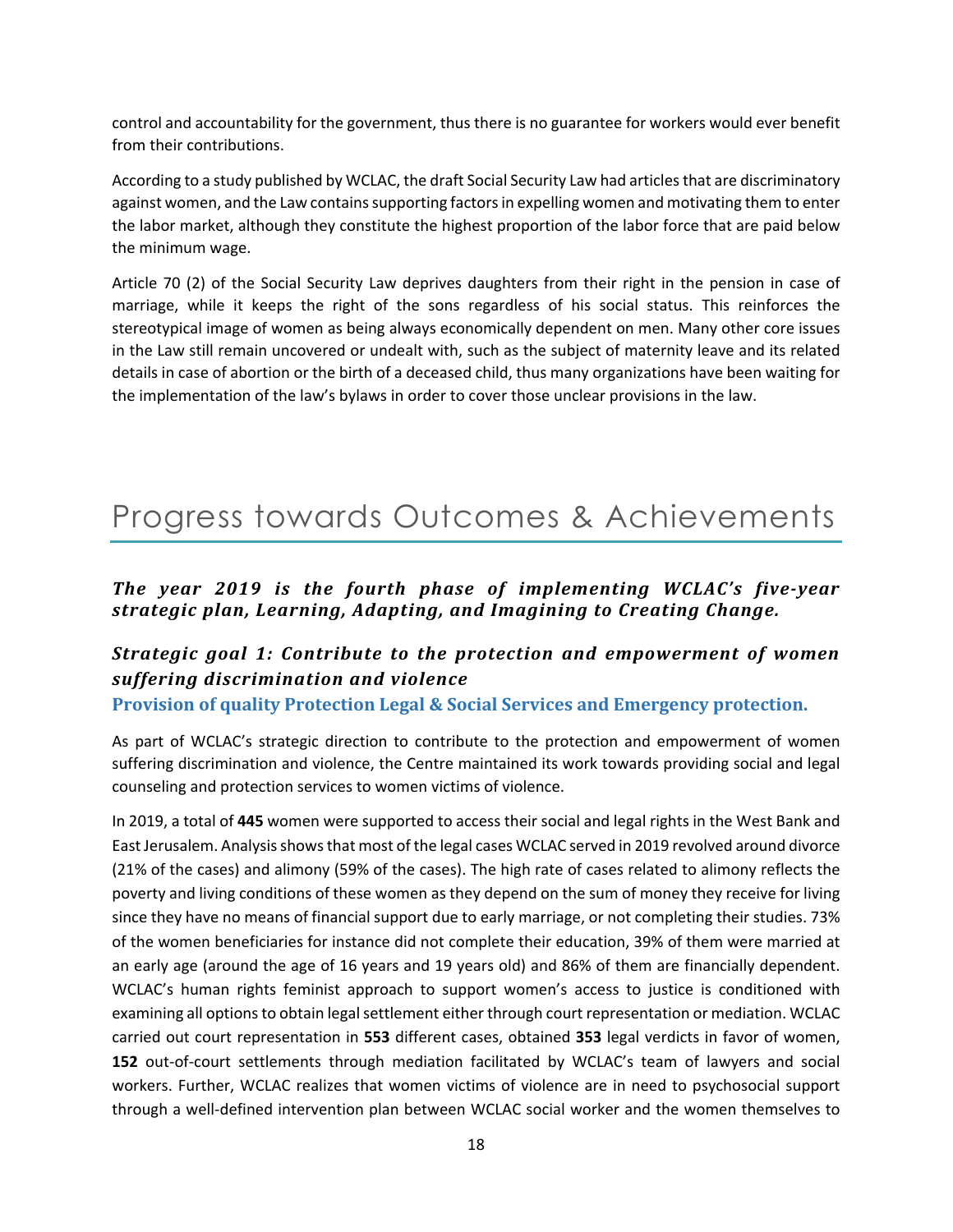control and accountability for the government, thus there is no guarantee for workers would ever benefit from their contributions.

According to a study published by WCLAC, the draft Social Security Law had articles that are discriminatory against women, and the Law contains supporting factors in expelling women and motivating them to enter the labor market, although they constitute the highest proportion of the labor force that are paid below the minimum wage.

Article 70 (2) of the Social Security Law deprives daughters from their right in the pension in case of marriage, while it keeps the right of the sons regardless of his social status. This reinforces the stereotypical image of women as being always economically dependent on men. Many other core issues in the Law still remain uncovered or undealt with, such as the subject of maternity leave and its related details in case of abortion or the birth of a deceased child, thus many organizations have been waiting for the implementation of the law's bylaws in order to cover those unclear provisions in the law.

# Progress towards Outcomes & Achievements

### *The year 2019 is the fourth phase of implementing WCLAC's five-year strategic plan, Learning, Adapting, and Imagining to Creating Change.*

### *Strategic goal 1: Contribute to the protection and empowerment of women suffering discrimination and violence*

**Provision of quality Protection Legal & Social Services and Emergency protection.**

As part of WCLAC's strategic direction to contribute to the protection and empowerment of women suffering discrimination and violence, the Centre maintained its work towards providing social and legal counseling and protection services to women victims of violence.

In 2019, a total of **445** women were supported to access their social and legal rights in the West Bank and East Jerusalem. Analysis shows that most of the legal cases WCLAC served in 2019 revolved around divorce (21% of the cases) and alimony (59% of the cases). The high rate of cases related to alimony reflects the poverty and living conditions of these women as they depend on the sum of money they receive for living since they have no means of financial support due to early marriage, or not completing their studies. 73% of the women beneficiaries for instance did not complete their education, 39% of them were married at an early age (around the age of 16 years and 19 years old) and 86% of them are financially dependent. WCLAC's human rights feminist approach to support women's access to justice is conditioned with examining all options to obtain legal settlement either through court representation or mediation. WCLAC carried out court representation in **553** different cases, obtained **353** legal verdicts in favor of women, **152** out-of-court settlements through mediation facilitated by WCLAC's team of lawyers and social workers. Further, WCLAC realizes that women victims of violence are in need to psychosocial support through a well-defined intervention plan between WCLAC social worker and the women themselves to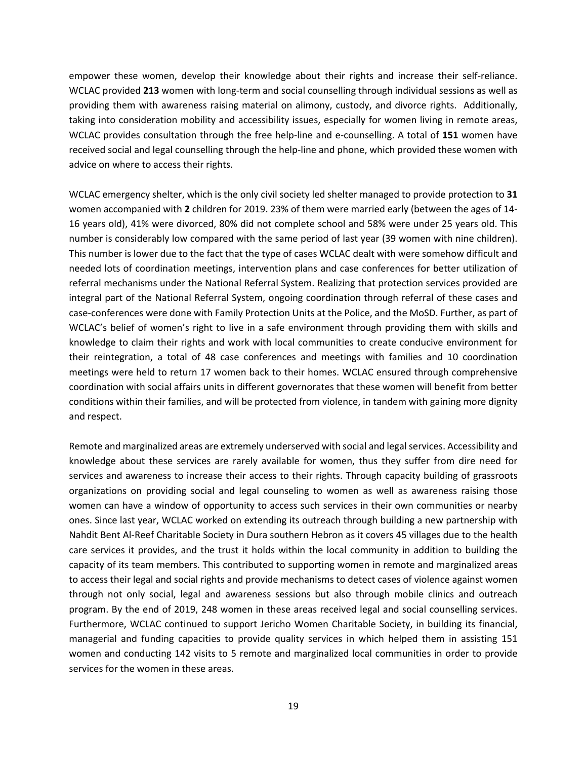empower these women, develop their knowledge about their rights and increase their self-reliance. WCLAC provided **213** women with long-term and social counselling through individual sessions as well as providing them with awareness raising material on alimony, custody, and divorce rights. Additionally, taking into consideration mobility and accessibility issues, especially for women living in remote areas, WCLAC provides consultation through the free help-line and e-counselling. A total of **151** women have received social and legal counselling through the help-line and phone, which provided these women with advice on where to access their rights.

WCLAC emergency shelter, which is the only civil society led shelter managed to provide protection to **31** women accompanied with **2** children for 2019. 23% of them were married early (between the ages of 14-16 years old), 41% were divorced, 80% did not complete school and 58% were under 25 years old. This number is considerably low compared with the same period of last year (39 women with nine children). This number is lower due to the fact that the type of cases WCLAC dealt with were somehow difficult and needed lots of coordination meetings, intervention plans and case conferences for better utilization of referral mechanisms under the National Referral System. Realizing that protection services provided are integral part of the National Referral System, ongoing coordination through referral of these cases and case-conferences were done with Family Protection Units at the Police, and the MoSD. Further, as part of WCLAC's belief of women's right to live in a safe environment through providing them with skills and knowledge to claim their rights and work with local communities to create conducive environment for their reintegration, a total of 48 case conferences and meetings with families and 10 coordination meetings were held to return 17 women back to their homes. WCLAC ensured through comprehensive coordination with social affairs units in different governorates that these women will benefit from better conditions within their families, and will be protected from violence, in tandem with gaining more dignity and respect.

Remote and marginalized areas are extremely underserved with social and legal services. Accessibility and knowledge about these services are rarely available for women, thus they suffer from dire need for services and awareness to increase their access to their rights. Through capacity building of grassroots organizations on providing social and legal counseling to women as well as awareness raising those women can have a window of opportunity to access such services in their own communities or nearby ones. Since last year, WCLAC worked on extending its outreach through building a new partnership with Nahdit Bent Al-Reef Charitable Society in Dura southern Hebron as it covers 45 villages due to the health care services it provides, and the trust it holds within the local community in addition to building the capacity of its team members. This contributed to supporting women in remote and marginalized areas to access their legal and social rights and provide mechanisms to detect cases of violence against women through not only social, legal and awareness sessions but also through mobile clinics and outreach program. By the end of 2019, 248 women in these areas received legal and social counselling services. Furthermore, WCLAC continued to support Jericho Women Charitable Society, in building its financial, managerial and funding capacities to provide quality services in which helped them in assisting 151 women and conducting 142 visits to 5 remote and marginalized local communities in order to provide services for the women in these areas.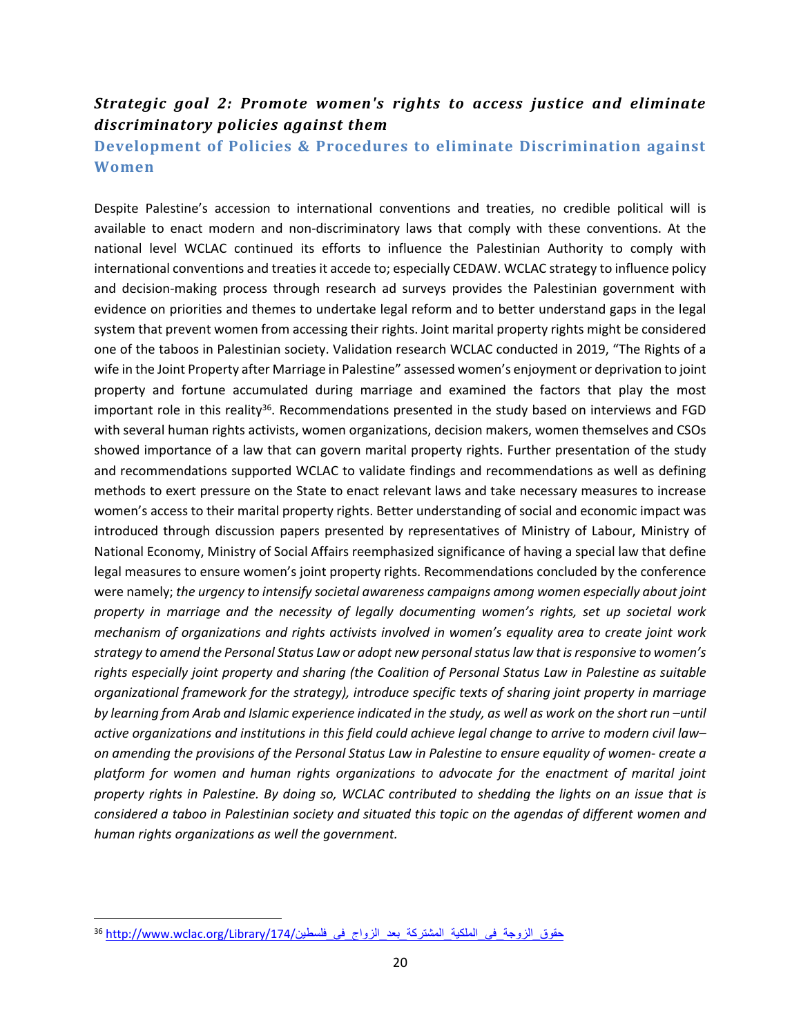### *Strategic goal 2: Promote women's rights to access justice and eliminate discriminatory policies against them*

#### Development of Policies & Procedures to eliminate Discrimination against Women

Despite Palestine's accession to international conventions and treaties, no credible political will is available to enact modern and non-discriminatory laws that comply with these conventions. At the national level WCLAC continued its efforts to influence the Palestinian Authority to comply with international conventions and treaties it accede to; especially CEDAW. WCLAC strategy to influence policy and decision-making process through research ad surveys provides the Palestinian government with evidence on priorities and themes to undertake legal reform and to better understand gaps in the legal system that prevent women from accessing their rights. Joint marital property rights might be considered one of the taboos in Palestinian society. Validation research WCLAC conducted in 2019, "The Rights of a wife in the Joint Property after Marriage in Palestine" assessed women's enjoyment or deprivation to joint property and fortune accumulated during marriage and examined the factors that play the most important role in this reality[36]. Recommendations presented in the study based on interviews and FGD with several human rights activists, women organizations, decision makers, women themselves and CSOs showed importance of a law that can govern marital property rights. Further presentation of the study and recommendations supported WCLAC to validate findings and recommendations as well as defining methods to exert pressure on the State to enact relevant laws and take necessary measures to increase women's access to their marital property rights. Better understanding of social and economic impact was introduced through discussion papers presented by representatives of Ministry of Labour, Ministry of National Economy, Ministry of Social Affairs reemphasized significance of having a special law that define legal measures to ensure women's joint property rights. Recommendations concluded by the conference were namely; *the urgency to intensify societal awareness campaigns among women especially about joint property in marriage and the necessity of legally documenting women's rights, set up societal work mechanism of organizations and rights activists involved in women's equality area to create joint work strategy to amend the Personal Status Law or adopt new personal status law that is responsive to women's rights especially joint property and sharing (the Coalition of Personal Status Law in Palestine as suitable organizational framework for the strategy), introduce specific texts of sharing joint property in marriage by learning from Arab and Islamic experience indicated in the study, as well as work on the short run –until active organizations and institutions in this field could achieve legal change to arrive to modern civil law– on amending the provisions of the Personal Status Law in Palestine to ensure equality of women- create a platform for women and human rights organizations to advocate for the enactment of marital joint property rights in Palestine. By doing so, WCLAC contributed to shedding the lights on an issue that is considered a taboo in Palestinian society and situated this topic on the agendas of different women and human rights organizations as well the government.*

---

[36] http://www.wclac.org/Library/174/حقوق_الزوجة_في_الملكية_المشتركة_بعد_الزواج_في_فلسطين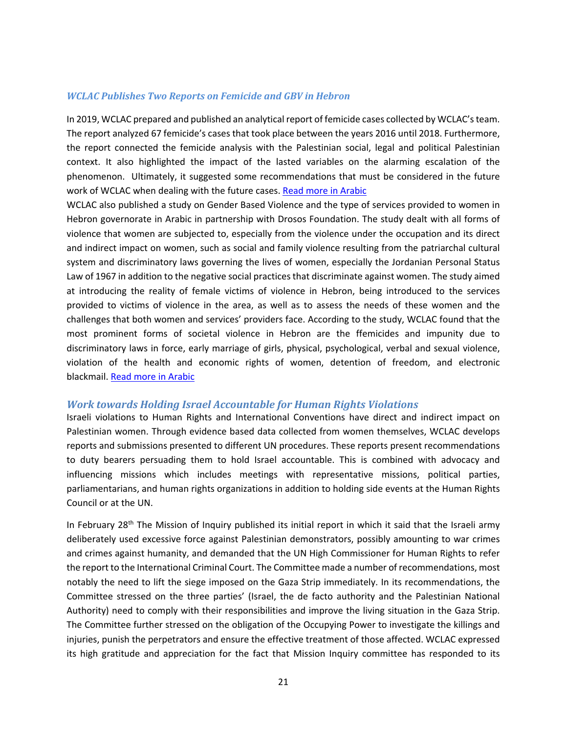### *WCLAC Publishes Two Reports on Femicide and GBV in Hebron*

In 2019, WCLAC prepared and published an analytical report of femicide cases collected by WCLAC's team. The report analyzed 67 femicide's cases that took place between the years 2016 until 2018. Furthermore, the report connected the femicide analysis with the Palestinian social, legal and political Palestinian context. It also highlighted the impact of the lasted variables on the alarming escalation of the phenomenon. Ultimately, it suggested some recommendations that must be considered in the future work of WCLAC when dealing with the future cases. [Read more in Arabic]()

WCLAC also published a study on Gender Based Violence and the type of services provided to women in Hebron governorate in Arabic in partnership with Drosos Foundation. The study dealt with all forms of violence that women are subjected to, especially from the violence under the occupation and its direct and indirect impact on women, such as social and family violence resulting from the patriarchal cultural system and discriminatory laws governing the lives of women, especially the Jordanian Personal Status Law of 1967 in addition to the negative social practices that discriminate against women. The study aimed at introducing the reality of female victims of violence in Hebron, being introduced to the services provided to victims of violence in the area, as well as to assess the needs of these women and the challenges that both women and services' providers face. According to the study, WCLAC found that the most prominent forms of societal violence in Hebron are the ffemicides and impunity due to discriminatory laws in force, early marriage of girls, physical, psychological, verbal and sexual violence, violation of the health and economic rights of women, detention of freedom, and electronic blackmail. [Read more in Arabic]()

## *Work towards Holding Israel Accountable for Human Rights Violations*

Israeli violations to Human Rights and International Conventions have direct and indirect impact on Palestinian women. Through evidence based data collected from women themselves, WCLAC develops reports and submissions presented to different UN procedures. These reports present recommendations to duty bearers persuading them to hold Israel accountable. This is combined with advocacy and influencing missions which includes meetings with representative missions, political parties, parliamentarians, and human rights organizations in addition to holding side events at the Human Rights Council or at the UN.

In February 28th The Mission of Inquiry published its initial report in which it said that the Israeli army deliberately used excessive force against Palestinian demonstrators, possibly amounting to war crimes and crimes against humanity, and demanded that the UN High Commissioner for Human Rights to refer the report to the International Criminal Court. The Committee made a number of recommendations, most notably the need to lift the siege imposed on the Gaza Strip immediately. In its recommendations, the Committee stressed on the three parties' (Israel, the de facto authority and the Palestinian National Authority) need to comply with their responsibilities and improve the living situation in the Gaza Strip. The Committee further stressed on the obligation of the Occupying Power to investigate the killings and injuries, punish the perpetrators and ensure the effective treatment of those affected. WCLAC expressed its high gratitude and appreciation for the fact that Mission Inquiry committee has responded to its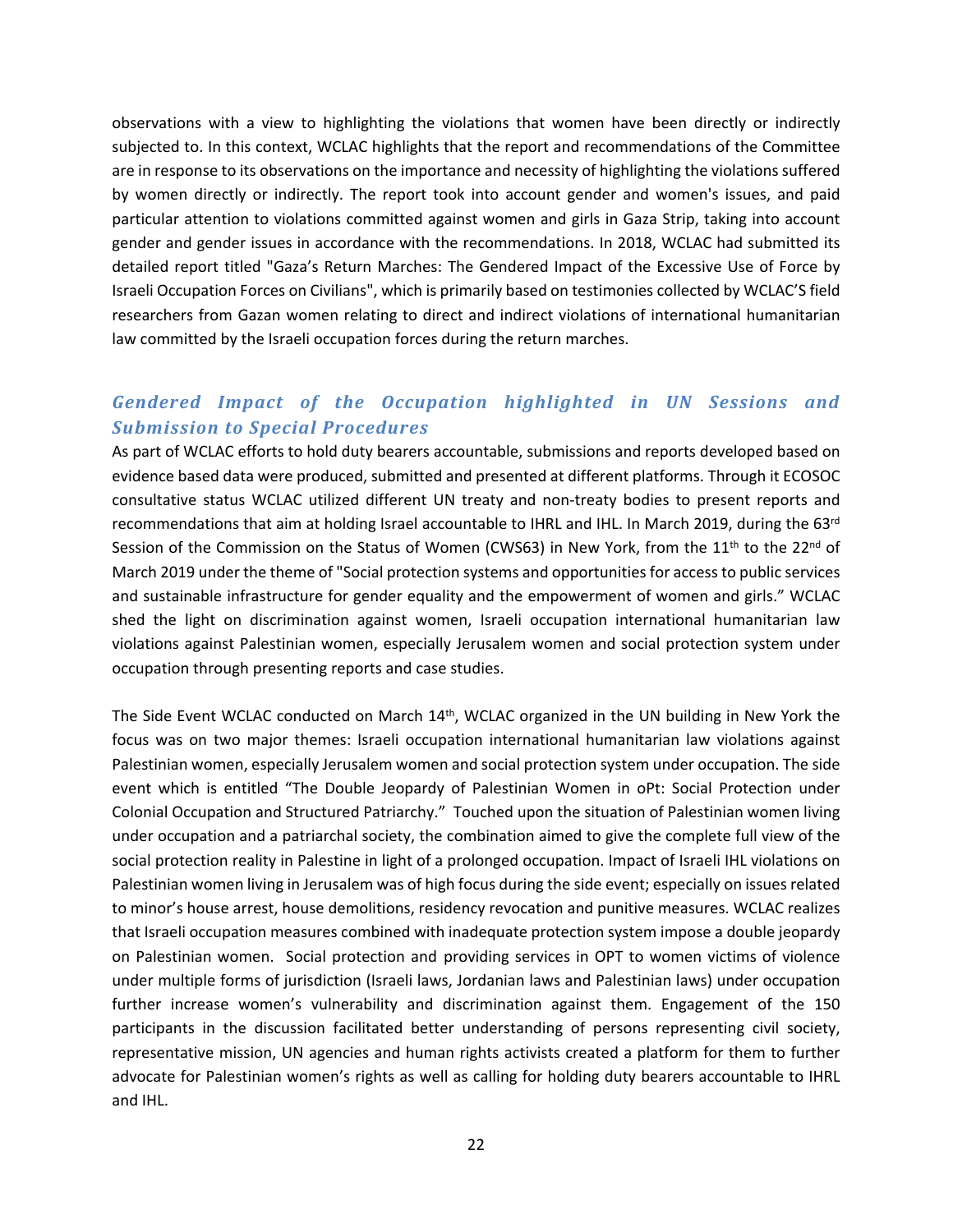observations with a view to highlighting the violations that women have been directly or indirectly subjected to. In this context, WCLAC highlights that the report and recommendations of the Committee are in response to its observations on the importance and necessity of highlighting the violations suffered by women directly or indirectly. The report took into account gender and women's issues, and paid particular attention to violations committed against women and girls in Gaza Strip, taking into account gender and gender issues in accordance with the recommendations. In 2018, WCLAC had submitted its detailed report titled "Gaza's Return Marches: The Gendered Impact of the Excessive Use of Force by Israeli Occupation Forces on Civilians", which is primarily based on testimonies collected by WCLAC'S field researchers from Gazan women relating to direct and indirect violations of international humanitarian law committed by the Israeli occupation forces during the return marches.

## *Gendered Impact of the Occupation highlighted in UN Sessions and Submission to Special Procedures*

As part of WCLAC efforts to hold duty bearers accountable, submissions and reports developed based on evidence based data were produced, submitted and presented at different platforms. Through it ECOSOC consultative status WCLAC utilized different UN treaty and non-treaty bodies to present reports and recommendations that aim at holding Israel accountable to IHRL and IHL. In March 2019, during the 63rd Session of the Commission on the Status of Women (CWS63) in New York, from the 11th to the 22nd of March 2019 under the theme of "Social protection systems and opportunities for access to public services and sustainable infrastructure for gender equality and the empowerment of women and girls." WCLAC shed the light on discrimination against women, Israeli occupation international humanitarian law violations against Palestinian women, especially Jerusalem women and social protection system under occupation through presenting reports and case studies.

The Side Event WCLAC conducted on March 14th, WCLAC organized in the UN building in New York the focus was on two major themes: Israeli occupation international humanitarian law violations against Palestinian women, especially Jerusalem women and social protection system under occupation. The side event which is entitled "The Double Jeopardy of Palestinian Women in oPt: Social Protection under Colonial Occupation and Structured Patriarchy." Touched upon the situation of Palestinian women living under occupation and a patriarchal society, the combination aimed to give the complete full view of the social protection reality in Palestine in light of a prolonged occupation. Impact of Israeli IHL violations on Palestinian women living in Jerusalem was of high focus during the side event; especially on issues related to minor's house arrest, house demolitions, residency revocation and punitive measures. WCLAC realizes that Israeli occupation measures combined with inadequate protection system impose a double jeopardy on Palestinian women. Social protection and providing services in OPT to women victims of violence under multiple forms of jurisdiction (Israeli laws, Jordanian laws and Palestinian laws) under occupation further increase women's vulnerability and discrimination against them. Engagement of the 150 participants in the discussion facilitated better understanding of persons representing civil society, representative mission, UN agencies and human rights activists created a platform for them to further advocate for Palestinian women's rights as well as calling for holding duty bearers accountable to IHRL and IHL.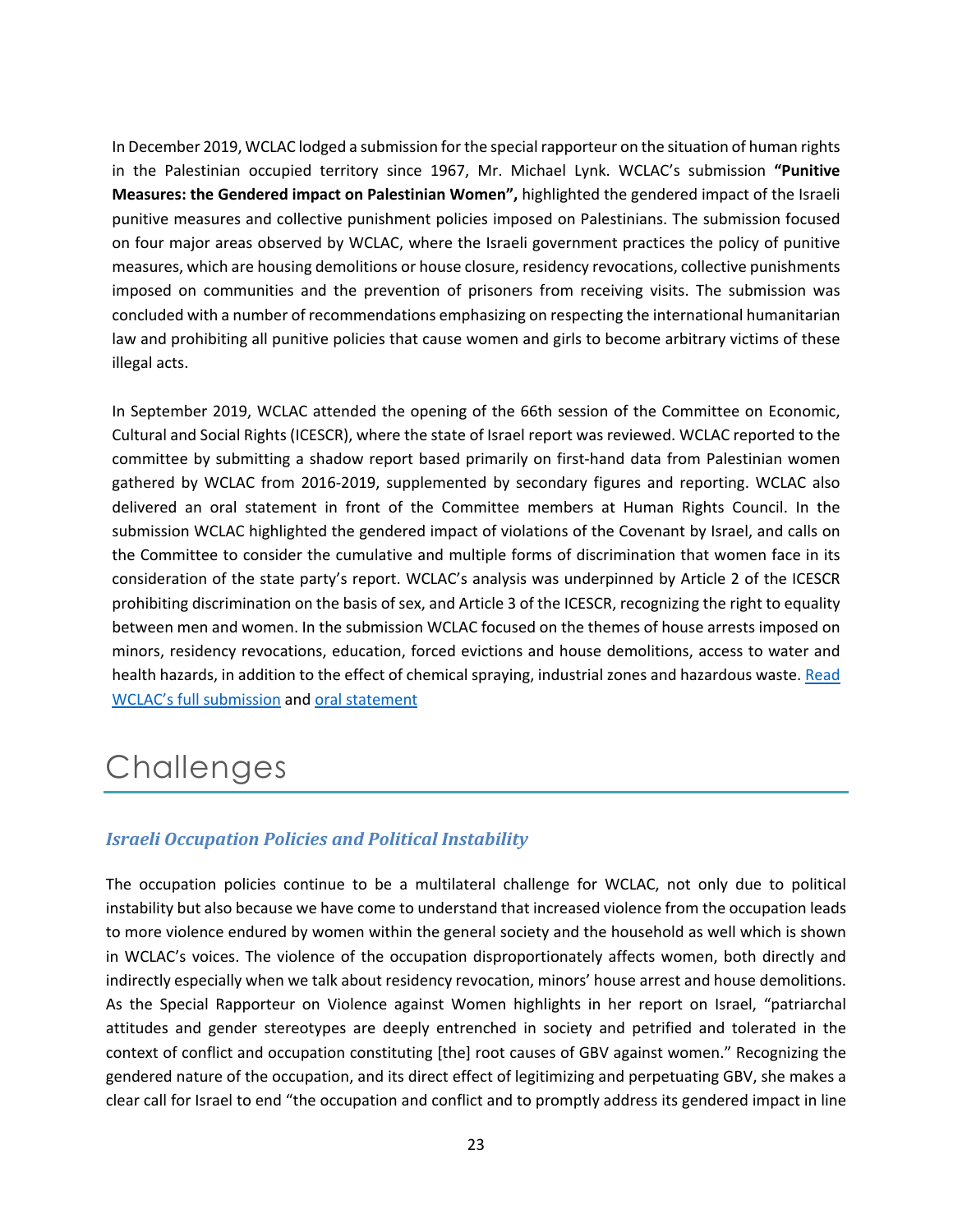In December 2019, WCLAC lodged a submission for the special rapporteur on the situation of human rights in the Palestinian occupied territory since 1967, Mr. Michael Lynk. WCLAC's submission **"Punitive Measures: the Gendered impact on Palestinian Women",** highlighted the gendered impact of the Israeli punitive measures and collective punishment policies imposed on Palestinians. The submission focused on four major areas observed by WCLAC, where the Israeli government practices the policy of punitive measures, which are housing demolitions or house closure, residency revocations, collective punishments imposed on communities and the prevention of prisoners from receiving visits. The submission was concluded with a number of recommendations emphasizing on respecting the international humanitarian law and prohibiting all punitive policies that cause women and girls to become arbitrary victims of these illegal acts.

In September 2019, WCLAC attended the opening of the 66th session of the Committee on Economic, Cultural and Social Rights (ICESCR), where the state of Israel report was reviewed. WCLAC reported to the committee by submitting a shadow report based primarily on first-hand data from Palestinian women gathered by WCLAC from 2016-2019, supplemented by secondary figures and reporting. WCLAC also delivered an oral statement in front of the Committee members at Human Rights Council. In the submission WCLAC highlighted the gendered impact of violations of the Covenant by Israel, and calls on the Committee to consider the cumulative and multiple forms of discrimination that women face in its consideration of the state party's report. WCLAC's analysis was underpinned by Article 2 of the ICESCR prohibiting discrimination on the basis of sex, and Article 3 of the ICESCR, recognizing the right to equality between men and women. In the submission WCLAC focused on the themes of house arrests imposed on minors, residency revocations, education, forced evictions and house demolitions, access to water and health hazards, in addition to the effect of chemical spraying, industrial zones and hazardous waste. Read WCLAC's full submission and oral statement

# Challenges

### *Israeli Occupation Policies and Political Instability*

The occupation policies continue to be a multilateral challenge for WCLAC, not only due to political instability but also because we have come to understand that increased violence from the occupation leads to more violence endured by women within the general society and the household as well which is shown in WCLAC's voices. The violence of the occupation disproportionately affects women, both directly and indirectly especially when we talk about residency revocation, minors' house arrest and house demolitions. As the Special Rapporteur on Violence against Women highlights in her report on Israel, "patriarchal attitudes and gender stereotypes are deeply entrenched in society and petrified and tolerated in the context of conflict and occupation constituting [the] root causes of GBV against women." Recognizing the gendered nature of the occupation, and its direct effect of legitimizing and perpetuating GBV, she makes a clear call for Israel to end "the occupation and conflict and to promptly address its gendered impact in line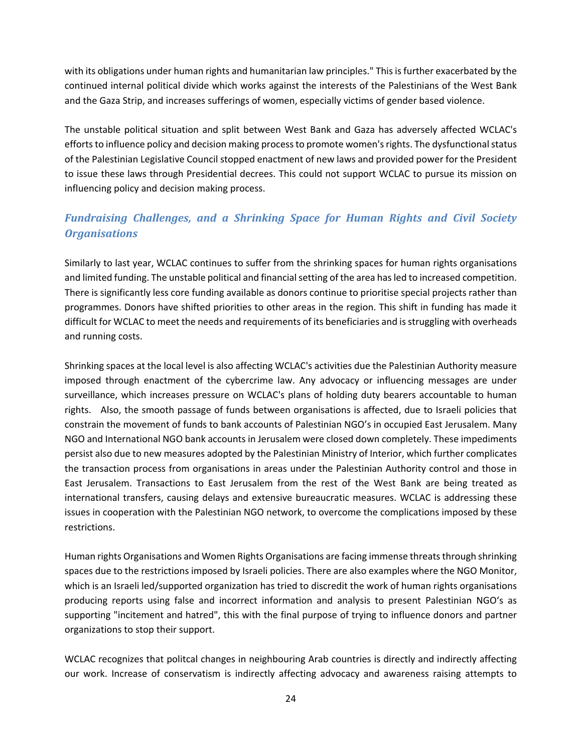with its obligations under human rights and humanitarian law principles." This is further exacerbated by the continued internal political divide which works against the interests of the Palestinians of the West Bank and the Gaza Strip, and increases sufferings of women, especially victims of gender based violence.

The unstable political situation and split between West Bank and Gaza has adversely affected WCLAC's efforts to influence policy and decision making process to promote women's rights. The dysfunctional status of the Palestinian Legislative Council stopped enactment of new laws and provided power for the President to issue these laws through Presidential decrees. This could not support WCLAC to pursue its mission on influencing policy and decision making process.

### *Fundraising Challenges, and a Shrinking Space for Human Rights and Civil Society Organisations*

Similarly to last year, WCLAC continues to suffer from the shrinking spaces for human rights organisations and limited funding. The unstable political and financial setting of the area has led to increased competition. There is significantly less core funding available as donors continue to prioritise special projects rather than programmes. Donors have shifted priorities to other areas in the region. This shift in funding has made it difficult for WCLAC to meet the needs and requirements of its beneficiaries and is struggling with overheads and running costs.

Shrinking spaces at the local level is also affecting WCLAC's activities due the Palestinian Authority measure imposed through enactment of the cybercrime law. Any advocacy or influencing messages are under surveillance, which increases pressure on WCLAC's plans of holding duty bearers accountable to human rights. Also, the smooth passage of funds between organisations is affected, due to Israeli policies that constrain the movement of funds to bank accounts of Palestinian NGO's in occupied East Jerusalem. Many NGO and International NGO bank accounts in Jerusalem were closed down completely. These impediments persist also due to new measures adopted by the Palestinian Ministry of Interior, which further complicates the transaction process from organisations in areas under the Palestinian Authority control and those in East Jerusalem. Transactions to East Jerusalem from the rest of the West Bank are being treated as international transfers, causing delays and extensive bureaucratic measures. WCLAC is addressing these issues in cooperation with the Palestinian NGO network, to overcome the complications imposed by these restrictions.

Human rights Organisations and Women Rights Organisations are facing immense threats through shrinking spaces due to the restrictions imposed by Israeli policies. There are also examples where the NGO Monitor, which is an Israeli led/supported organization has tried to discredit the work of human rights organisations producing reports using false and incorrect information and analysis to present Palestinian NGO's as supporting "incitement and hatred", this with the final purpose of trying to influence donors and partner organizations to stop their support.

WCLAC recognizes that politcal changes in neighbouring Arab countries is directly and indirectly affecting our work. Increase of conservatism is indirectly affecting advocacy and awareness raising attempts to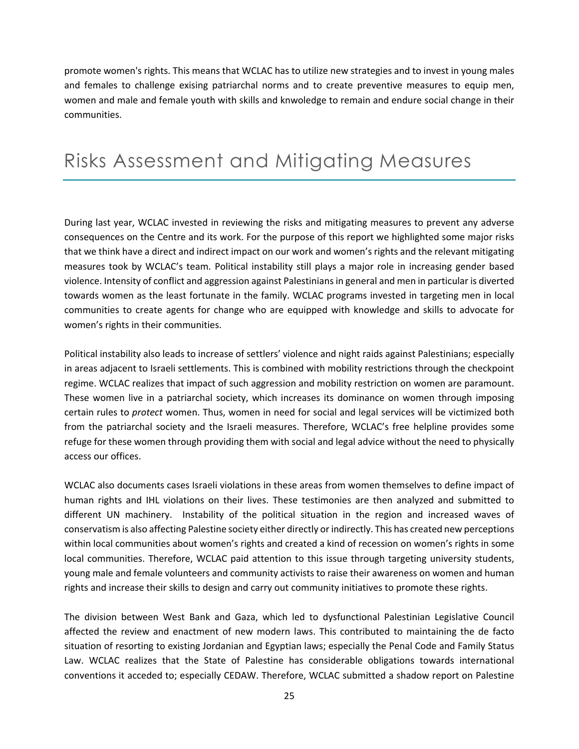promote women's rights. This means that WCLAC has to utilize new strategies and to invest in young males and females to challenge exising patriarchal norms and to create preventive measures to equip men, women and male and female youth with skills and knwoledge to remain and endure social change in their communities.

# Risks Assessment and Mitigating Measures

During last year, WCLAC invested in reviewing the risks and mitigating measures to prevent any adverse consequences on the Centre and its work. For the purpose of this report we highlighted some major risks that we think have a direct and indirect impact on our work and women's rights and the relevant mitigating measures took by WCLAC's team. Political instability still plays a major role in increasing gender based violence. Intensity of conflict and aggression against Palestinians in general and men in particular is diverted towards women as the least fortunate in the family. WCLAC programs invested in targeting men in local communities to create agents for change who are equipped with knowledge and skills to advocate for women's rights in their communities.

Political instability also leads to increase of settlers' violence and night raids against Palestinians; especially in areas adjacent to Israeli settlements. This is combined with mobility restrictions through the checkpoint regime. WCLAC realizes that impact of such aggression and mobility restriction on women are paramount. These women live in a patriarchal society, which increases its dominance on women through imposing certain rules to *protect* women. Thus, women in need for social and legal services will be victimized both from the patriarchal society and the Israeli measures. Therefore, WCLAC's free helpline provides some refuge for these women through providing them with social and legal advice without the need to physically access our offices.

WCLAC also documents cases Israeli violations in these areas from women themselves to define impact of human rights and IHL violations on their lives. These testimonies are then analyzed and submitted to different UN machinery. Instability of the political situation in the region and increased waves of conservatism is also affecting Palestine society either directly or indirectly. This has created new perceptions within local communities about women's rights and created a kind of recession on women's rights in some local communities. Therefore, WCLAC paid attention to this issue through targeting university students, young male and female volunteers and community activists to raise their awareness on women and human rights and increase their skills to design and carry out community initiatives to promote these rights.

The division between West Bank and Gaza, which led to dysfunctional Palestinian Legislative Council affected the review and enactment of new modern laws. This contributed to maintaining the de facto situation of resorting to existing Jordanian and Egyptian laws; especially the Penal Code and Family Status Law. WCLAC realizes that the State of Palestine has considerable obligations towards international conventions it acceded to; especially CEDAW. Therefore, WCLAC submitted a shadow report on Palestine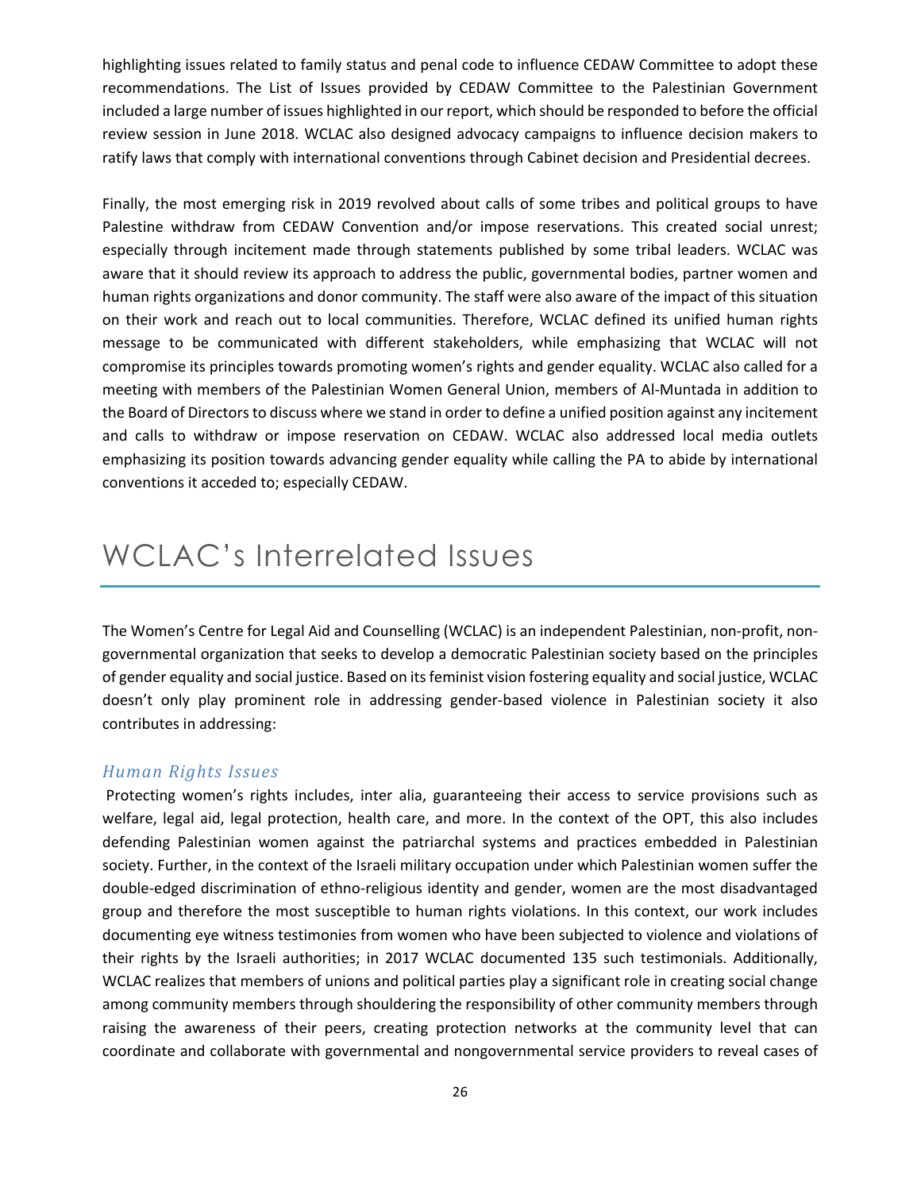highlighting issues related to family status and penal code to influence CEDAW Committee to adopt these recommendations. The List of Issues provided by CEDAW Committee to the Palestinian Government included a large number of issues highlighted in our report, which should be responded to before the official review session in June 2018. WCLAC also designed advocacy campaigns to influence decision makers to ratify laws that comply with international conventions through Cabinet decision and Presidential decrees.

Finally, the most emerging risk in 2019 revolved about calls of some tribes and political groups to have Palestine withdraw from CEDAW Convention and/or impose reservations. This created social unrest; especially through incitement made through statements published by some tribal leaders. WCLAC was aware that it should review its approach to address the public, governmental bodies, partner women and human rights organizations and donor community. The staff were also aware of the impact of this situation on their work and reach out to local communities. Therefore, WCLAC defined its unified human rights message to be communicated with different stakeholders, while emphasizing that WCLAC will not compromise its principles towards promoting women's rights and gender equality. WCLAC also called for a meeting with members of the Palestinian Women General Union, members of Al-Muntada in addition to the Board of Directors to discuss where we stand in order to define a unified position against any incitement and calls to withdraw or impose reservation on CEDAW. WCLAC also addressed local media outlets emphasizing its position towards advancing gender equality while calling the PA to abide by international conventions it acceded to; especially CEDAW.

# WCLAC's Interrelated Issues

The Women's Centre for Legal Aid and Counselling (WCLAC) is an independent Palestinian, non-profit, non-governmental organization that seeks to develop a democratic Palestinian society based on the principles of gender equality and social justice. Based on its feminist vision fostering equality and social justice, WCLAC doesn't only play prominent role in addressing gender-based violence in Palestinian society it also contributes in addressing:

### *Human Rights Issues*

Protecting women's rights includes, inter alia, guaranteeing their access to service provisions such as welfare, legal aid, legal protection, health care, and more. In the context of the OPT, this also includes defending Palestinian women against the patriarchal systems and practices embedded in Palestinian society. Further, in the context of the Israeli military occupation under which Palestinian women suffer the double-edged discrimination of ethno-religious identity and gender, women are the most disadvantaged group and therefore the most susceptible to human rights violations. In this context, our work includes documenting eye witness testimonies from women who have been subjected to violence and violations of their rights by the Israeli authorities; in 2017 WCLAC documented 135 such testimonials. Additionally, WCLAC realizes that members of unions and political parties play a significant role in creating social change among community members through shouldering the responsibility of other community members through raising the awareness of their peers, creating protection networks at the community level that can coordinate and collaborate with governmental and nongovernmental service providers to reveal cases of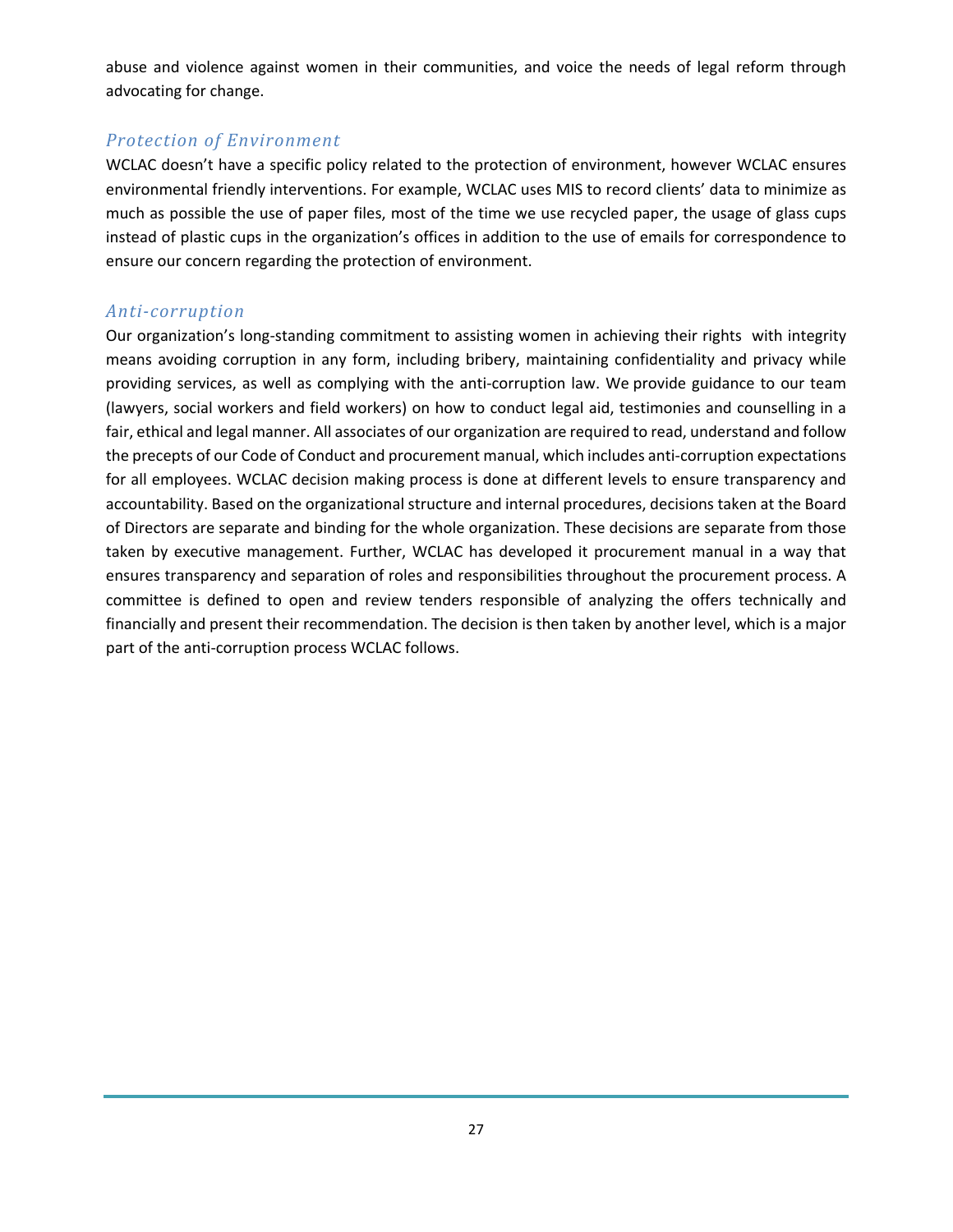abuse and violence against women in their communities, and voice the needs of legal reform through advocating for change.

### *Protection of Environment*

WCLAC doesn't have a specific policy related to the protection of environment, however WCLAC ensures environmental friendly interventions. For example, WCLAC uses MIS to record clients' data to minimize as much as possible the use of paper files, most of the time we use recycled paper, the usage of glass cups instead of plastic cups in the organization's offices in addition to the use of emails for correspondence to ensure our concern regarding the protection of environment.

### *Anti-corruption*

Our organization's long-standing commitment to assisting women in achieving their rights  with integrity means avoiding corruption in any form, including bribery, maintaining confidentiality and privacy while providing services, as well as complying with the anti-corruption law. We provide guidance to our team (lawyers, social workers and field workers) on how to conduct legal aid, testimonies and counselling in a fair, ethical and legal manner. All associates of our organization are required to read, understand and follow the precepts of our Code of Conduct and procurement manual, which includes anti-corruption expectations for all employees. WCLAC decision making process is done at different levels to ensure transparency and accountability. Based on the organizational structure and internal procedures, decisions taken at the Board of Directors are separate and binding for the whole organization. These decisions are separate from those taken by executive management. Further, WCLAC has developed it procurement manual in a way that ensures transparency and separation of roles and responsibilities throughout the procurement process. A committee is defined to open and review tenders responsible of analyzing the offers technically and financially and present their recommendation. The decision is then taken by another level, which is a major part of the anti-corruption process WCLAC follows.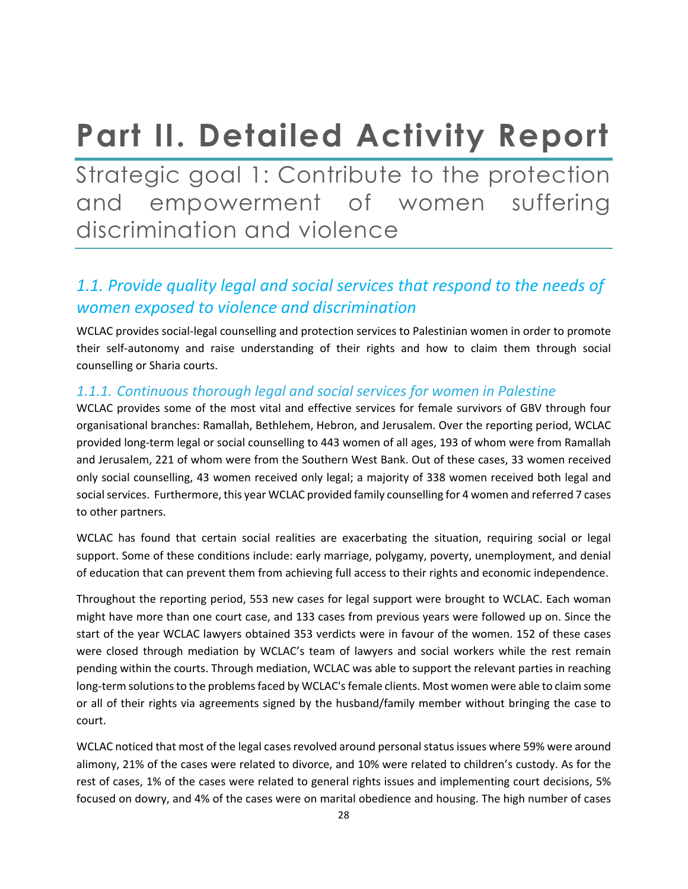# Part II. Detailed Activity Report

## Strategic goal 1: Contribute to the protection and empowerment of women suffering discrimination and violence

### *1.1. Provide quality legal and social services that respond to the needs of women exposed to violence and discrimination*

WCLAC provides social-legal counselling and protection services to Palestinian women in order to promote their self-autonomy and raise understanding of their rights and how to claim them through social counselling or Sharia courts.

#### *1.1.1. Continuous thorough legal and social services for women in Palestine*

WCLAC provides some of the most vital and effective services for female survivors of GBV through four organisational branches: Ramallah, Bethlehem, Hebron, and Jerusalem. Over the reporting period, WCLAC provided long-term legal or social counselling to 443 women of all ages, 193 of whom were from Ramallah and Jerusalem, 221 of whom were from the Southern West Bank. Out of these cases, 33 women received only social counselling, 43 women received only legal; a majority of 338 women received both legal and social services. Furthermore, this year WCLAC provided family counselling for 4 women and referred 7 cases to other partners.

WCLAC has found that certain social realities are exacerbating the situation, requiring social or legal support. Some of these conditions include: early marriage, polygamy, poverty, unemployment, and denial of education that can prevent them from achieving full access to their rights and economic independence.

Throughout the reporting period, 553 new cases for legal support were brought to WCLAC. Each woman might have more than one court case, and 133 cases from previous years were followed up on. Since the start of the year WCLAC lawyers obtained 353 verdicts were in favour of the women. 152 of these cases were closed through mediation by WCLAC's team of lawyers and social workers while the rest remain pending within the courts. Through mediation, WCLAC was able to support the relevant parties in reaching long-term solutions to the problems faced by WCLAC's female clients. Most women were able to claim some or all of their rights via agreements signed by the husband/family member without bringing the case to court.

WCLAC noticed that most of the legal cases revolved around personal status issues where 59% were around alimony, 21% of the cases were related to divorce, and 10% were related to children's custody. As for the rest of cases, 1% of the cases were related to general rights issues and implementing court decisions, 5% focused on dowry, and 4% of the cases were on marital obedience and housing. The high number of cases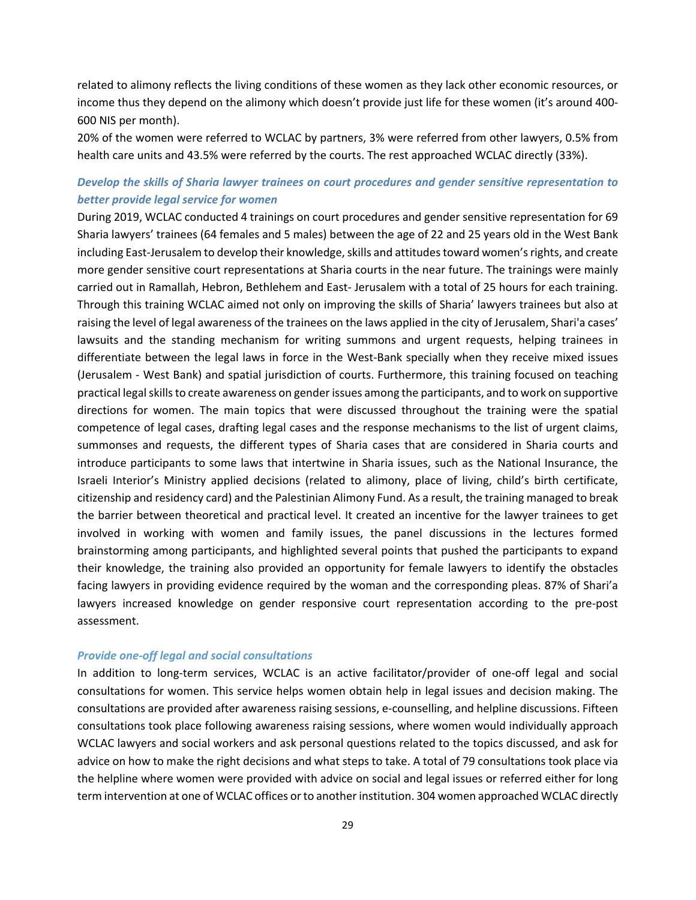related to alimony reflects the living conditions of these women as they lack other economic resources, or income thus they depend on the alimony which doesn't provide just life for these women (it's around 400-600 NIS per month).

20% of the women were referred to WCLAC by partners, 3% were referred from other lawyers, 0.5% from health care units and 43.5% were referred by the courts. The rest approached WCLAC directly (33%).

### *Develop the skills of Sharia lawyer trainees on court procedures and gender sensitive representation to better provide legal service for women*

During 2019, WCLAC conducted 4 trainings on court procedures and gender sensitive representation for 69 Sharia lawyers' trainees (64 females and 5 males) between the age of 22 and 25 years old in the West Bank including East-Jerusalem to develop their knowledge, skills and attitudes toward women's rights, and create more gender sensitive court representations at Sharia courts in the near future. The trainings were mainly carried out in Ramallah, Hebron, Bethlehem and East- Jerusalem with a total of 25 hours for each training. Through this training WCLAC aimed not only on improving the skills of Sharia' lawyers trainees but also at raising the level of legal awareness of the trainees on the laws applied in the city of Jerusalem, Shari'a cases' lawsuits and the standing mechanism for writing summons and urgent requests, helping trainees in differentiate between the legal laws in force in the West-Bank specially when they receive mixed issues (Jerusalem - West Bank) and spatial jurisdiction of courts. Furthermore, this training focused on teaching practical legal skills to create awareness on gender issues among the participants, and to work on supportive directions for women. The main topics that were discussed throughout the training were the spatial competence of legal cases, drafting legal cases and the response mechanisms to the list of urgent claims, summonses and requests, the different types of Sharia cases that are considered in Sharia courts and introduce participants to some laws that intertwine in Sharia issues, such as the National Insurance, the Israeli Interior's Ministry applied decisions (related to alimony, place of living, child's birth certificate, citizenship and residency card) and the Palestinian Alimony Fund. As a result, the training managed to break the barrier between theoretical and practical level. It created an incentive for the lawyer trainees to get involved in working with women and family issues, the panel discussions in the lectures formed brainstorming among participants, and highlighted several points that pushed the participants to expand their knowledge, the training also provided an opportunity for female lawyers to identify the obstacles facing lawyers in providing evidence required by the woman and the corresponding pleas. 87% of Shari'a lawyers increased knowledge on gender responsive court representation according to the pre-post assessment.

### *Provide one-off legal and social consultations*

In addition to long-term services, WCLAC is an active facilitator/provider of one-off legal and social consultations for women. This service helps women obtain help in legal issues and decision making. The consultations are provided after awareness raising sessions, e-counselling, and helpline discussions. Fifteen consultations took place following awareness raising sessions, where women would individually approach WCLAC lawyers and social workers and ask personal questions related to the topics discussed, and ask for advice on how to make the right decisions and what steps to take. A total of 79 consultations took place via the helpline where women were provided with advice on social and legal issues or referred either for long term intervention at one of WCLAC offices or to another institution. 304 women approached WCLAC directly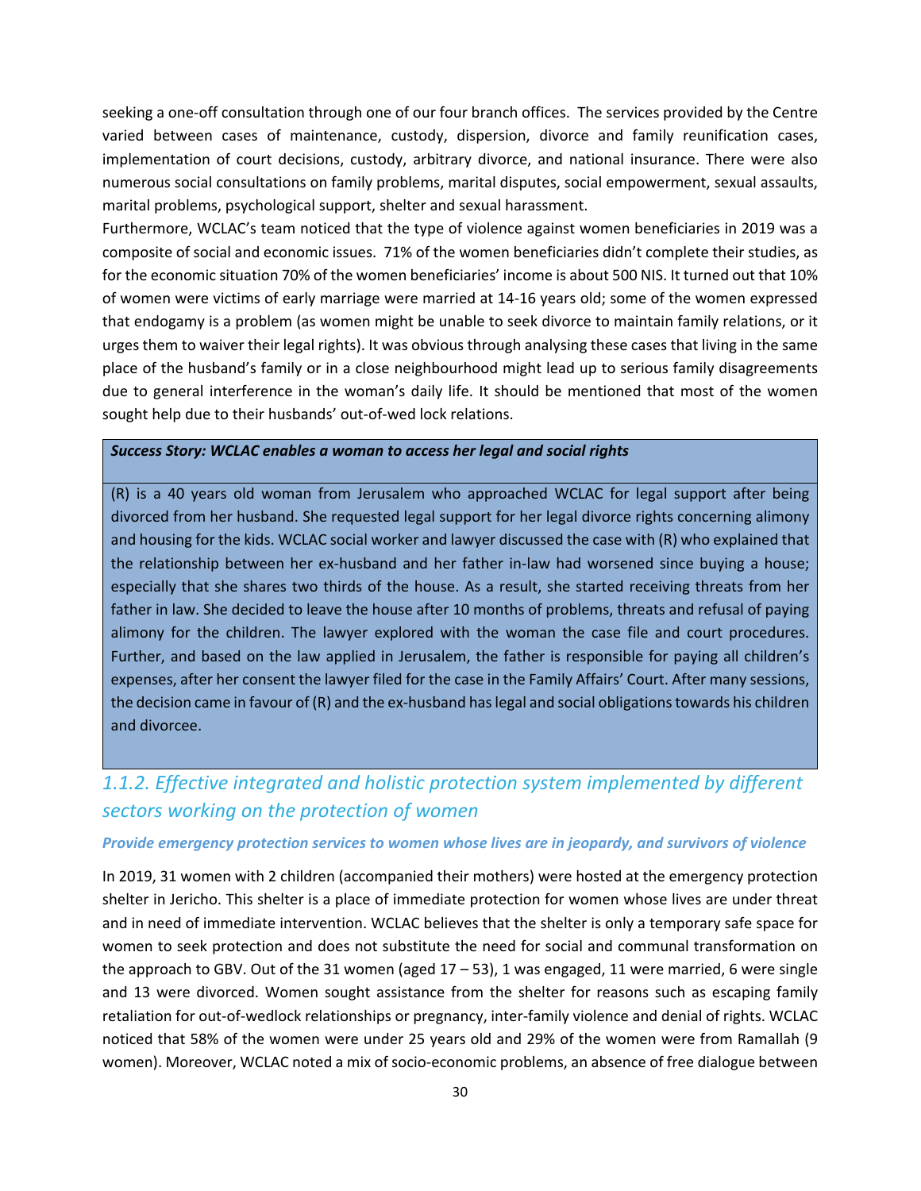seeking a one-off consultation through one of our four branch offices. The services provided by the Centre varied between cases of maintenance, custody, dispersion, divorce and family reunification cases, implementation of court decisions, custody, arbitrary divorce, and national insurance. There were also numerous social consultations on family problems, marital disputes, social empowerment, sexual assaults, marital problems, psychological support, shelter and sexual harassment.

Furthermore, WCLAC's team noticed that the type of violence against women beneficiaries in 2019 was a composite of social and economic issues. 71% of the women beneficiaries didn't complete their studies, as for the economic situation 70% of the women beneficiaries' income is about 500 NIS. It turned out that 10% of women were victims of early marriage were married at 14-16 years old; some of the women expressed that endogamy is a problem (as women might be unable to seek divorce to maintain family relations, or it urges them to waiver their legal rights). It was obvious through analysing these cases that living in the same place of the husband's family or in a close neighbourhood might lead up to serious family disagreements due to general interference in the woman's daily life. It should be mentioned that most of the women sought help due to their husbands' out-of-wed lock relations.

***Success Story: WCLAC enables a woman to access her legal and social rights***

(R) is a 40 years old woman from Jerusalem who approached WCLAC for legal support after being divorced from her husband. She requested legal support for her legal divorce rights concerning alimony and housing for the kids. WCLAC social worker and lawyer discussed the case with (R) who explained that the relationship between her ex-husband and her father in-law had worsened since buying a house; especially that she shares two thirds of the house. As a result, she started receiving threats from her father in law. She decided to leave the house after 10 months of problems, threats and refusal of paying alimony for the children. The lawyer explored with the woman the case file and court procedures. Further, and based on the law applied in Jerusalem, the father is responsible for paying all children's expenses, after her consent the lawyer filed for the case in the Family Affairs' Court. After many sessions, the decision came in favour of (R) and the ex-husband has legal and social obligations towards his children and divorcee.

### *1.1.2. Effective integrated and holistic protection system implemented by different sectors working on the protection of women*

#### ***Provide emergency protection services to women whose lives are in jeopardy, and survivors of violence***

In 2019, 31 women with 2 children (accompanied their mothers) were hosted at the emergency protection shelter in Jericho. This shelter is a place of immediate protection for women whose lives are under threat and in need of immediate intervention. WCLAC believes that the shelter is only a temporary safe space for women to seek protection and does not substitute the need for social and communal transformation on the approach to GBV. Out of the 31 women (aged 17 – 53), 1 was engaged, 11 were married, 6 were single and 13 were divorced. Women sought assistance from the shelter for reasons such as escaping family retaliation for out-of-wedlock relationships or pregnancy, inter-family violence and denial of rights. WCLAC noticed that 58% of the women were under 25 years old and 29% of the women were from Ramallah (9 women). Moreover, WCLAC noted a mix of socio-economic problems, an absence of free dialogue between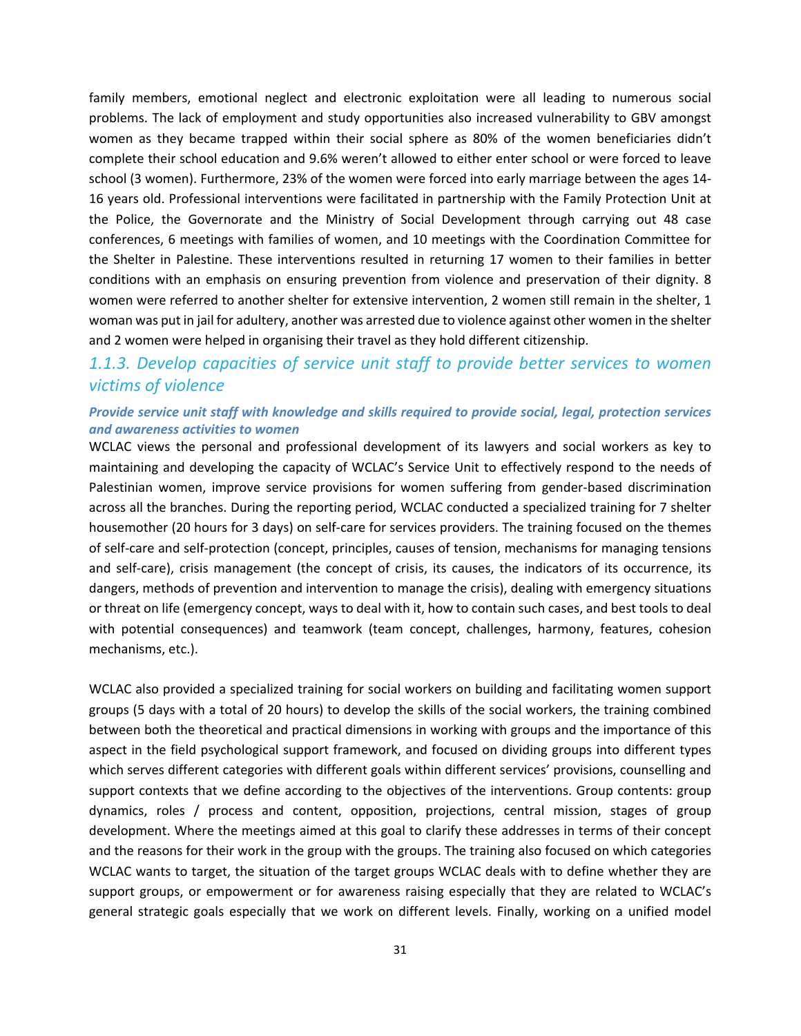family members, emotional neglect and electronic exploitation were all leading to numerous social problems. The lack of employment and study opportunities also increased vulnerability to GBV amongst women as they became trapped within their social sphere as 80% of the women beneficiaries didn't complete their school education and 9.6% weren't allowed to either enter school or were forced to leave school (3 women). Furthermore, 23% of the women were forced into early marriage between the ages 14-16 years old. Professional interventions were facilitated in partnership with the Family Protection Unit at the Police, the Governorate and the Ministry of Social Development through carrying out 48 case conferences, 6 meetings with families of women, and 10 meetings with the Coordination Committee for the Shelter in Palestine. These interventions resulted in returning 17 women to their families in better conditions with an emphasis on ensuring prevention from violence and preservation of their dignity. 8 women were referred to another shelter for extensive intervention, 2 women still remain in the shelter, 1 woman was put in jail for adultery, another was arrested due to violence against other women in the shelter and 2 women were helped in organising their travel as they hold different citizenship.

### *1.1.3. Develop capacities of service unit staff to provide better services to women victims of violence*

***Provide service unit staff with knowledge and skills required to provide social, legal, protection services and awareness activities to women***

WCLAC views the personal and professional development of its lawyers and social workers as key to maintaining and developing the capacity of WCLAC's Service Unit to effectively respond to the needs of Palestinian women, improve service provisions for women suffering from gender-based discrimination across all the branches. During the reporting period, WCLAC conducted a specialized training for 7 shelter housemother (20 hours for 3 days) on self-care for services providers. The training focused on the themes of self-care and self-protection (concept, principles, causes of tension, mechanisms for managing tensions and self-care), crisis management (the concept of crisis, its causes, the indicators of its occurrence, its dangers, methods of prevention and intervention to manage the crisis), dealing with emergency situations or threat on life (emergency concept, ways to deal with it, how to contain such cases, and best tools to deal with potential consequences) and teamwork (team concept, challenges, harmony, features, cohesion mechanisms, etc.).

WCLAC also provided a specialized training for social workers on building and facilitating women support groups (5 days with a total of 20 hours) to develop the skills of the social workers, the training combined between both the theoretical and practical dimensions in working with groups and the importance of this aspect in the field psychological support framework, and focused on dividing groups into different types which serves different categories with different goals within different services' provisions, counselling and support contexts that we define according to the objectives of the interventions. Group contents: group dynamics, roles / process and content, opposition, projections, central mission, stages of group development. Where the meetings aimed at this goal to clarify these addresses in terms of their concept and the reasons for their work in the group with the groups. The training also focused on which categories WCLAC wants to target, the situation of the target groups WCLAC deals with to define whether they are support groups, or empowerment or for awareness raising especially that they are related to WCLAC's general strategic goals especially that we work on different levels. Finally, working on a unified model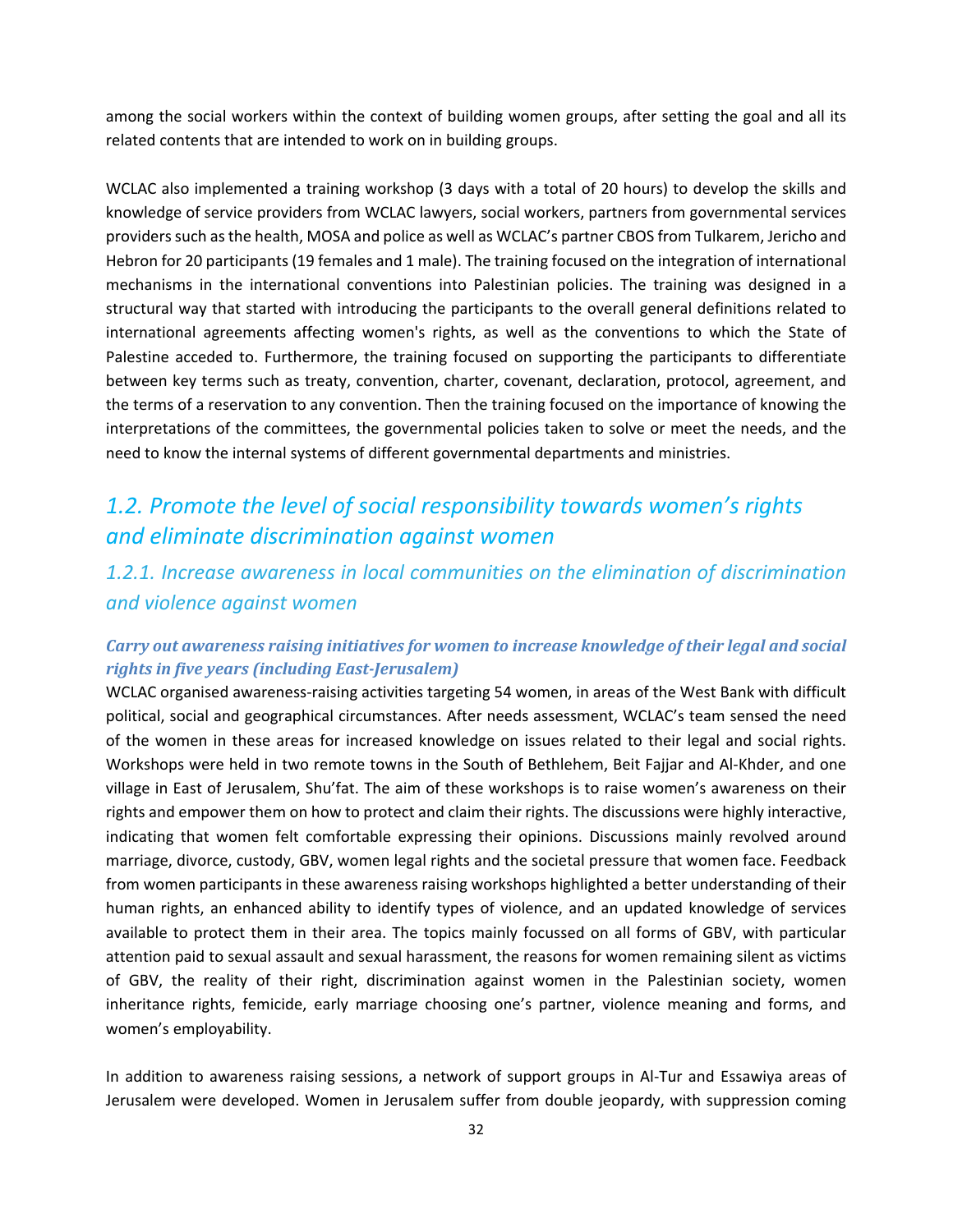among the social workers within the context of building women groups, after setting the goal and all its related contents that are intended to work on in building groups.

WCLAC also implemented a training workshop (3 days with a total of 20 hours) to develop the skills and knowledge of service providers from WCLAC lawyers, social workers, partners from governmental services providers such as the health, MOSA and police as well as WCLAC's partner CBOS from Tulkarem, Jericho and Hebron for 20 participants (19 females and 1 male). The training focused on the integration of international mechanisms in the international conventions into Palestinian policies. The training was designed in a structural way that started with introducing the participants to the overall general definitions related to international agreements affecting women's rights, as well as the conventions to which the State of Palestine acceded to. Furthermore, the training focused on supporting the participants to differentiate between key terms such as treaty, convention, charter, covenant, declaration, protocol, agreement, and the terms of a reservation to any convention. Then the training focused on the importance of knowing the interpretations of the committees, the governmental policies taken to solve or meet the needs, and the need to know the internal systems of different governmental departments and ministries.

## *1.2. Promote the level of social responsibility towards women's rights and eliminate discrimination against women*

### *1.2.1. Increase awareness in local communities on the elimination of discrimination and violence against women*

#### ***Carry out awareness raising initiatives for women to increase knowledge of their legal and social rights in five years (including East-Jerusalem)***

WCLAC organised awareness-raising activities targeting 54 women, in areas of the West Bank with difficult political, social and geographical circumstances. After needs assessment, WCLAC's team sensed the need of the women in these areas for increased knowledge on issues related to their legal and social rights. Workshops were held in two remote towns in the South of Bethlehem, Beit Fajjar and Al-Khder, and one village in East of Jerusalem, Shu'fat. The aim of these workshops is to raise women's awareness on their rights and empower them on how to protect and claim their rights. The discussions were highly interactive, indicating that women felt comfortable expressing their opinions. Discussions mainly revolved around marriage, divorce, custody, GBV, women legal rights and the societal pressure that women face. Feedback from women participants in these awareness raising workshops highlighted a better understanding of their human rights, an enhanced ability to identify types of violence, and an updated knowledge of services available to protect them in their area. The topics mainly focussed on all forms of GBV, with particular attention paid to sexual assault and sexual harassment, the reasons for women remaining silent as victims of GBV, the reality of their right, discrimination against women in the Palestinian society, women inheritance rights, femicide, early marriage choosing one's partner, violence meaning and forms, and women's employability.

In addition to awareness raising sessions, a network of support groups in Al-Tur and Essawiya areas of Jerusalem were developed. Women in Jerusalem suffer from double jeopardy, with suppression coming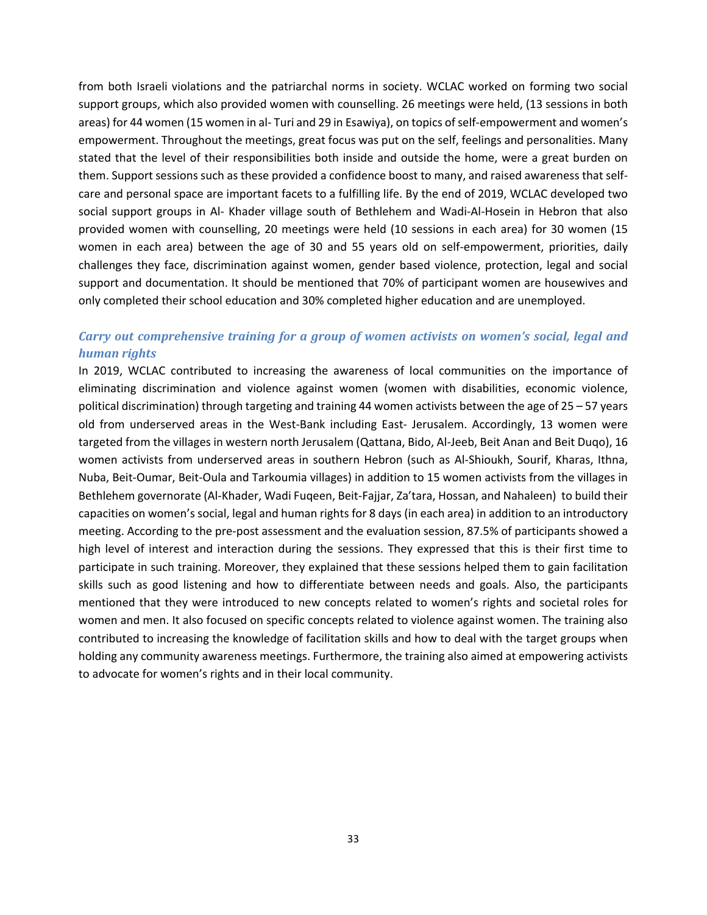from both Israeli violations and the patriarchal norms in society. WCLAC worked on forming two social support groups, which also provided women with counselling. 26 meetings were held, (13 sessions in both areas) for 44 women (15 women in al- Turi and 29 in Esawiya), on topics of self-empowerment and women's empowerment. Throughout the meetings, great focus was put on the self, feelings and personalities. Many stated that the level of their responsibilities both inside and outside the home, were a great burden on them. Support sessions such as these provided a confidence boost to many, and raised awareness that self-care and personal space are important facets to a fulfilling life. By the end of 2019, WCLAC developed two social support groups in Al- Khader village south of Bethlehem and Wadi-Al-Hosein in Hebron that also provided women with counselling, 20 meetings were held (10 sessions in each area) for 30 women (15 women in each area) between the age of 30 and 55 years old on self-empowerment, priorities, daily challenges they face, discrimination against women, gender based violence, protection, legal and social support and documentation. It should be mentioned that 70% of participant women are housewives and only completed their school education and 30% completed higher education and are unemployed.

### *Carry out comprehensive training for a group of women activists on women's social, legal and human rights*

In 2019, WCLAC contributed to increasing the awareness of local communities on the importance of eliminating discrimination and violence against women (women with disabilities, economic violence, political discrimination) through targeting and training 44 women activists between the age of 25 – 57 years old from underserved areas in the West-Bank including East- Jerusalem. Accordingly, 13 women were targeted from the villages in western north Jerusalem (Qattana, Bido, Al-Jeeb, Beit Anan and Beit Duqo), 16 women activists from underserved areas in southern Hebron (such as Al-Shioukh, Sourif, Kharas, Ithna, Nuba, Beit-Oumar, Beit-Oula and Tarkoumia villages) in addition to 15 women activists from the villages in Bethlehem governorate (Al-Khader, Wadi Fuqeen, Beit-Fajjar, Za'tara, Hossan, and Nahaleen) to build their capacities on women's social, legal and human rights for 8 days (in each area) in addition to an introductory meeting. According to the pre-post assessment and the evaluation session, 87.5% of participants showed a high level of interest and interaction during the sessions. They expressed that this is their first time to participate in such training. Moreover, they explained that these sessions helped them to gain facilitation skills such as good listening and how to differentiate between needs and goals. Also, the participants mentioned that they were introduced to new concepts related to women's rights and societal roles for women and men. It also focused on specific concepts related to violence against women. The training also contributed to increasing the knowledge of facilitation skills and how to deal with the target groups when holding any community awareness meetings. Furthermore, the training also aimed at empowering activists to advocate for women's rights and in their local community.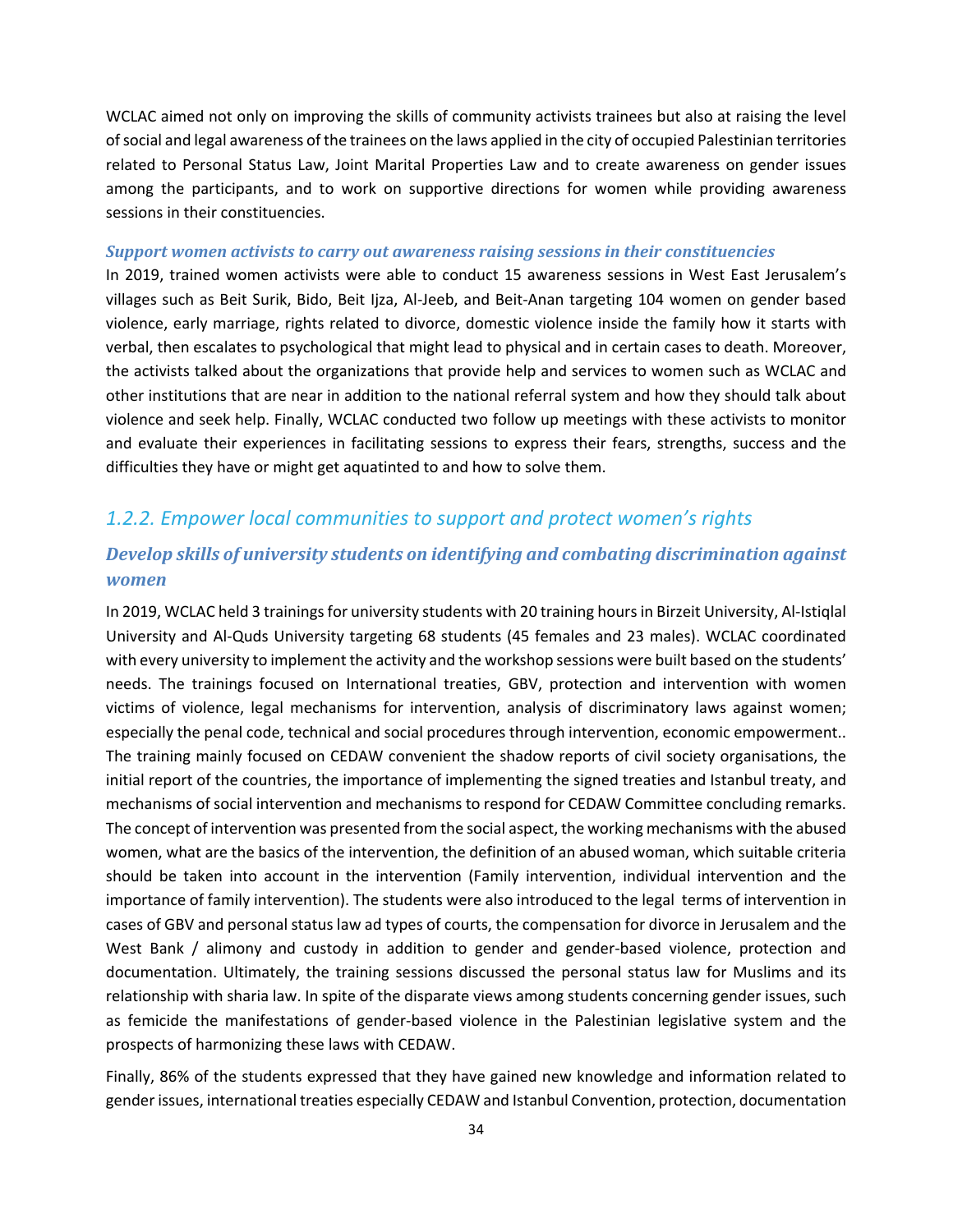WCLAC aimed not only on improving the skills of community activists trainees but also at raising the level of social and legal awareness of the trainees on the laws applied in the city of occupied Palestinian territories related to Personal Status Law, Joint Marital Properties Law and to create awareness on gender issues among the participants, and to work on supportive directions for women while providing awareness sessions in their constituencies.

***Support women activists to carry out awareness raising sessions in their constituencies***

In 2019, trained women activists were able to conduct 15 awareness sessions in West East Jerusalem's villages such as Beit Surik, Bido, Beit Ijza, Al-Jeeb, and Beit-Anan targeting 104 women on gender based violence, early marriage, rights related to divorce, domestic violence inside the family how it starts with verbal, then escalates to psychological that might lead to physical and in certain cases to death. Moreover, the activists talked about the organizations that provide help and services to women such as WCLAC and other institutions that are near in addition to the national referral system and how they should talk about violence and seek help. Finally, WCLAC conducted two follow up meetings with these activists to monitor and evaluate their experiences in facilitating sessions to express their fears, strengths, success and the difficulties they have or might get aquatinted to and how to solve them.

## *1.2.2. Empower local communities to support and protect women's rights*

### ***Develop skills of university students on identifying and combating discrimination against women***

In 2019, WCLAC held 3 trainings for university students with 20 training hours in Birzeit University, Al-Istiqlal University and Al-Quds University targeting 68 students (45 females and 23 males). WCLAC coordinated with every university to implement the activity and the workshop sessions were built based on the students' needs. The trainings focused on International treaties, GBV, protection and intervention with women victims of violence, legal mechanisms for intervention, analysis of discriminatory laws against women; especially the penal code, technical and social procedures through intervention, economic empowerment.. The training mainly focused on CEDAW convenient the shadow reports of civil society organisations, the initial report of the countries, the importance of implementing the signed treaties and Istanbul treaty, and mechanisms of social intervention and mechanisms to respond for CEDAW Committee concluding remarks. The concept of intervention was presented from the social aspect, the working mechanisms with the abused women, what are the basics of the intervention, the definition of an abused woman, which suitable criteria should be taken into account in the intervention (Family intervention, individual intervention and the importance of family intervention). The students were also introduced to the legal terms of intervention in cases of GBV and personal status law ad types of courts, the compensation for divorce in Jerusalem and the West Bank / alimony and custody in addition to gender and gender-based violence, protection and documentation. Ultimately, the training sessions discussed the personal status law for Muslims and its relationship with sharia law. In spite of the disparate views among students concerning gender issues, such as femicide the manifestations of gender-based violence in the Palestinian legislative system and the prospects of harmonizing these laws with CEDAW.

Finally, 86% of the students expressed that they have gained new knowledge and information related to gender issues, international treaties especially CEDAW and Istanbul Convention, protection, documentation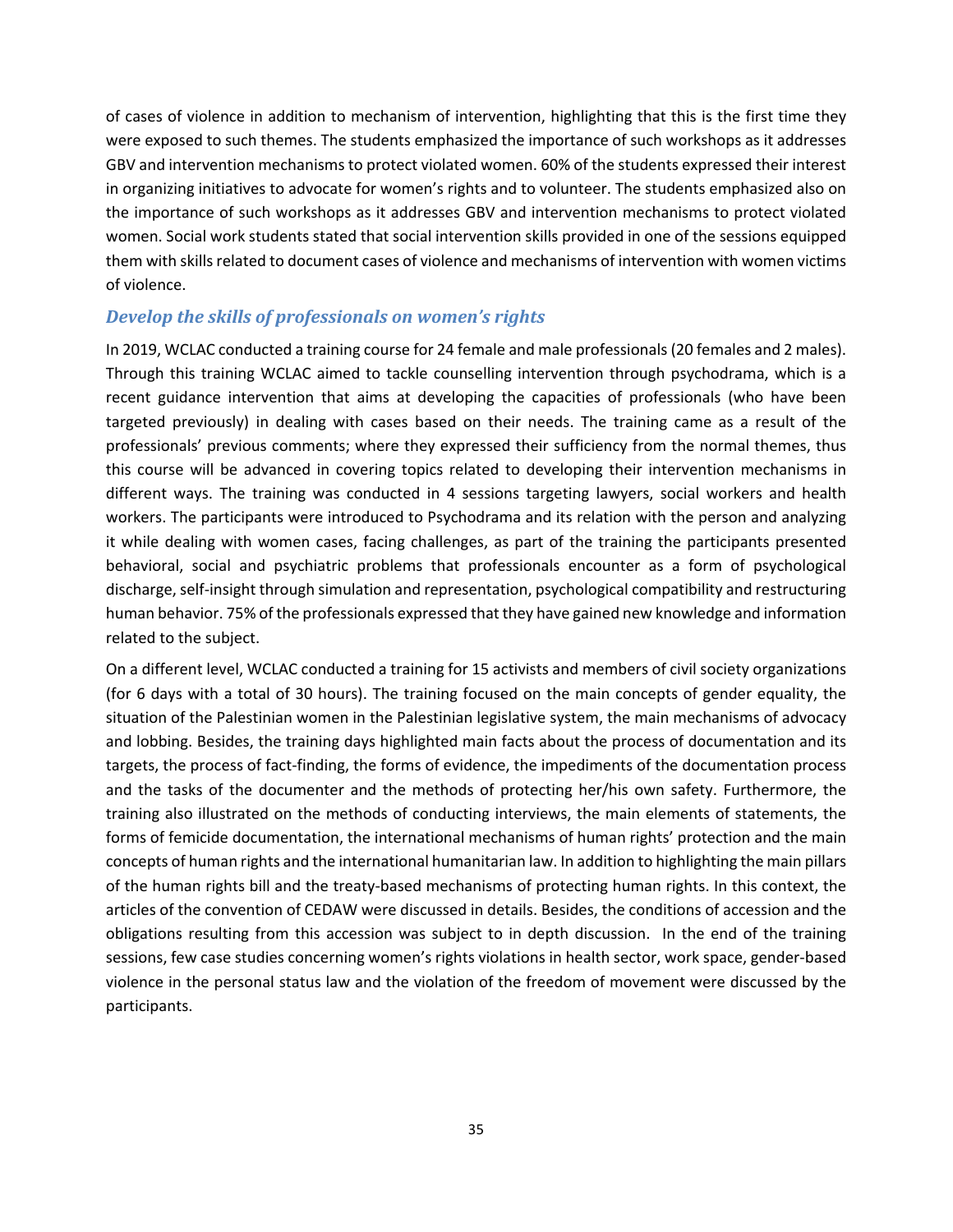of cases of violence in addition to mechanism of intervention, highlighting that this is the first time they were exposed to such themes. The students emphasized the importance of such workshops as it addresses GBV and intervention mechanisms to protect violated women. 60% of the students expressed their interest in organizing initiatives to advocate for women's rights and to volunteer. The students emphasized also on the importance of such workshops as it addresses GBV and intervention mechanisms to protect violated women. Social work students stated that social intervention skills provided in one of the sessions equipped them with skills related to document cases of violence and mechanisms of intervention with women victims of violence.

### *Develop the skills of professionals on women's rights*

In 2019, WCLAC conducted a training course for 24 female and male professionals (20 females and 2 males). Through this training WCLAC aimed to tackle counselling intervention through psychodrama, which is a recent guidance intervention that aims at developing the capacities of professionals (who have been targeted previously) in dealing with cases based on their needs. The training came as a result of the professionals' previous comments; where they expressed their sufficiency from the normal themes, thus this course will be advanced in covering topics related to developing their intervention mechanisms in different ways. The training was conducted in 4 sessions targeting lawyers, social workers and health workers. The participants were introduced to Psychodrama and its relation with the person and analyzing it while dealing with women cases, facing challenges, as part of the training the participants presented behavioral, social and psychiatric problems that professionals encounter as a form of psychological discharge, self-insight through simulation and representation, psychological compatibility and restructuring human behavior. 75% of the professionals expressed that they have gained new knowledge and information related to the subject.

On a different level, WCLAC conducted a training for 15 activists and members of civil society organizations (for 6 days with a total of 30 hours). The training focused on the main concepts of gender equality, the situation of the Palestinian women in the Palestinian legislative system, the main mechanisms of advocacy and lobbing. Besides, the training days highlighted main facts about the process of documentation and its targets, the process of fact-finding, the forms of evidence, the impediments of the documentation process and the tasks of the documenter and the methods of protecting her/his own safety. Furthermore, the training also illustrated on the methods of conducting interviews, the main elements of statements, the forms of femicide documentation, the international mechanisms of human rights' protection and the main concepts of human rights and the international humanitarian law. In addition to highlighting the main pillars of the human rights bill and the treaty-based mechanisms of protecting human rights. In this context, the articles of the convention of CEDAW were discussed in details. Besides, the conditions of accession and the obligations resulting from this accession was subject to in depth discussion. In the end of the training sessions, few case studies concerning women's rights violations in health sector, work space, gender-based violence in the personal status law and the violation of the freedom of movement were discussed by the participants.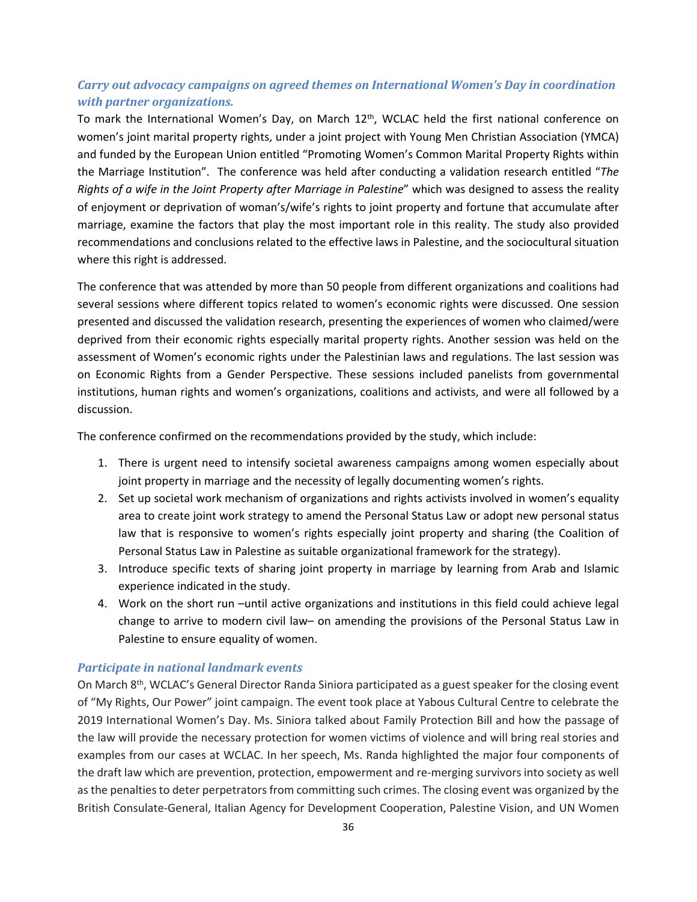### *Carry out advocacy campaigns on agreed themes on International Women's Day in coordination with partner organizations.*

To mark the International Women's Day, on March 12th, WCLAC held the first national conference on women's joint marital property rights, under a joint project with Young Men Christian Association (YMCA) and funded by the European Union entitled "Promoting Women's Common Marital Property Rights within the Marriage Institution". The conference was held after conducting a validation research entitled "*The Rights of a wife in the Joint Property after Marriage in Palestine*" which was designed to assess the reality of enjoyment or deprivation of woman's/wife's rights to joint property and fortune that accumulate after marriage, examine the factors that play the most important role in this reality. The study also provided recommendations and conclusions related to the effective laws in Palestine, and the sociocultural situation where this right is addressed.

The conference that was attended by more than 50 people from different organizations and coalitions had several sessions where different topics related to women's economic rights were discussed. One session presented and discussed the validation research, presenting the experiences of women who claimed/were deprived from their economic rights especially marital property rights. Another session was held on the assessment of Women's economic rights under the Palestinian laws and regulations. The last session was on Economic Rights from a Gender Perspective. These sessions included panelists from governmental institutions, human rights and women's organizations, coalitions and activists, and were all followed by a discussion.

The conference confirmed on the recommendations provided by the study, which include:

1. There is urgent need to intensify societal awareness campaigns among women especially about joint property in marriage and the necessity of legally documenting women's rights.
2. Set up societal work mechanism of organizations and rights activists involved in women's equality area to create joint work strategy to amend the Personal Status Law or adopt new personal status law that is responsive to women's rights especially joint property and sharing (the Coalition of Personal Status Law in Palestine as suitable organizational framework for the strategy).
3. Introduce specific texts of sharing joint property in marriage by learning from Arab and Islamic experience indicated in the study.
4. Work on the short run –until active organizations and institutions in this field could achieve legal change to arrive to modern civil law– on amending the provisions of the Personal Status Law in Palestine to ensure equality of women.

### *Participate in national landmark events*

On March 8th, WCLAC's General Director Randa Siniora participated as a guest speaker for the closing event of "My Rights, Our Power" joint campaign. The event took place at Yabous Cultural Centre to celebrate the 2019 International Women's Day. Ms. Siniora talked about Family Protection Bill and how the passage of the law will provide the necessary protection for women victims of violence and will bring real stories and examples from our cases at WCLAC. In her speech, Ms. Randa highlighted the major four components of the draft law which are prevention, protection, empowerment and re-merging survivors into society as well as the penalties to deter perpetrators from committing such crimes. The closing event was organized by the British Consulate-General, Italian Agency for Development Cooperation, Palestine Vision, and UN Women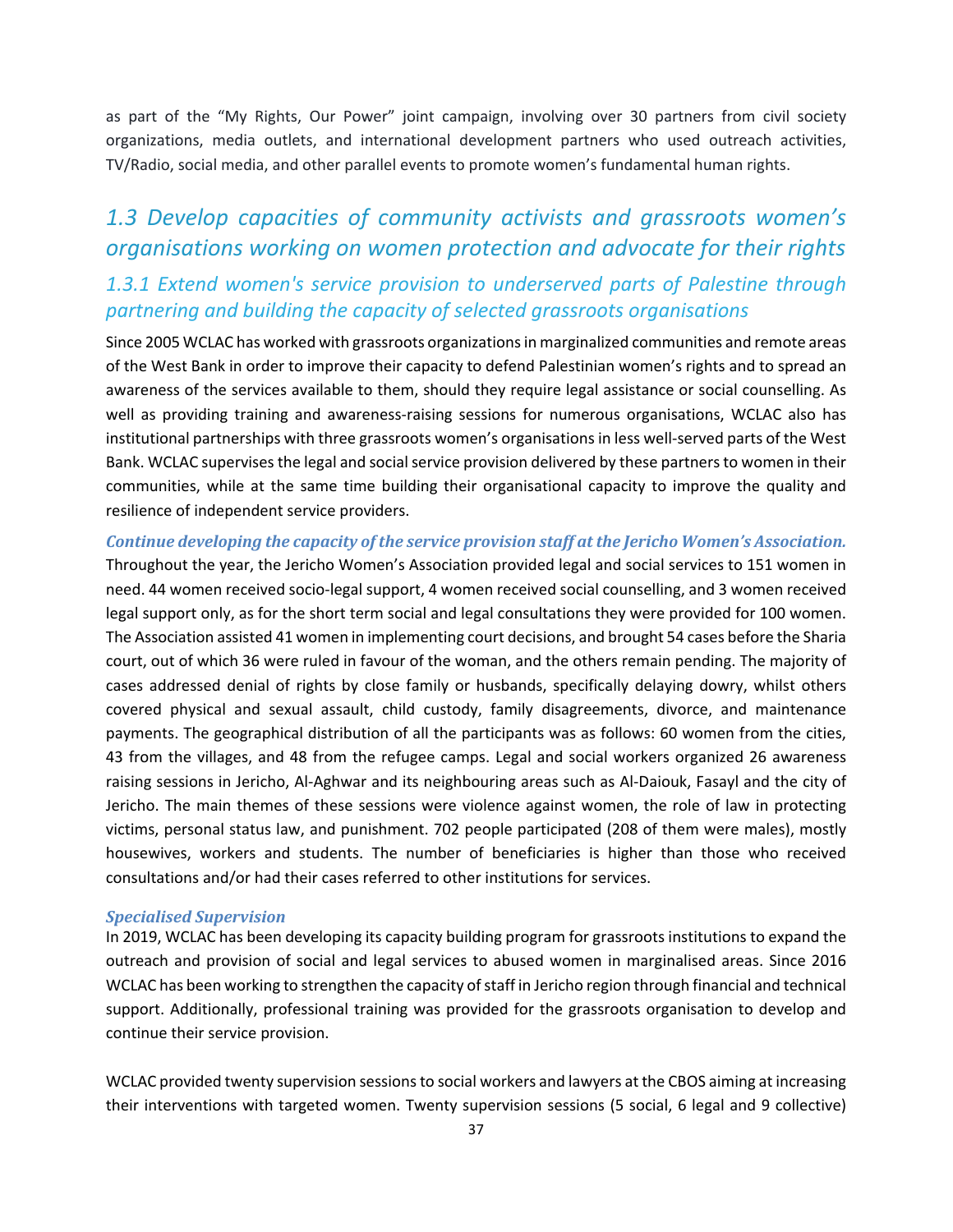as part of the “My Rights, Our Power” joint campaign, involving over 30 partners from civil society organizations, media outlets, and international development partners who used outreach activities, TV/Radio, social media, and other parallel events to promote women’s fundamental human rights.

## 1.3 Develop capacities of community activists and grassroots women’s organisations working on women protection and advocate for their rights

### 1.3.1 Extend women's service provision to underserved parts of Palestine through partnering and building the capacity of selected grassroots organisations

Since 2005 WCLAC has worked with grassroots organizations in marginalized communities and remote areas of the West Bank in order to improve their capacity to defend Palestinian women’s rights and to spread an awareness of the services available to them, should they require legal assistance or social counselling. As well as providing training and awareness-raising sessions for numerous organisations, WCLAC also has institutional partnerships with three grassroots women’s organisations in less well-served parts of the West Bank. WCLAC supervises the legal and social service provision delivered by these partners to women in their communities, while at the same time building their organisational capacity to improve the quality and resilience of independent service providers.

***Continue developing the capacity of the service provision staff at the Jericho Women’s Association.***
Throughout the year, the Jericho Women’s Association provided legal and social services to 151 women in need. 44 women received socio-legal support, 4 women received social counselling, and 3 women received legal support only, as for the short term social and legal consultations they were provided for 100 women. The Association assisted 41 women in implementing court decisions, and brought 54 cases before the Sharia court, out of which 36 were ruled in favour of the woman, and the others remain pending. The majority of cases addressed denial of rights by close family or husbands, specifically delaying dowry, whilst others covered physical and sexual assault, child custody, family disagreements, divorce, and maintenance payments. The geographical distribution of all the participants was as follows: 60 women from the cities, 43 from the villages, and 48 from the refugee camps. Legal and social workers organized 26 awareness raising sessions in Jericho, Al-Aghwar and its neighbouring areas such as Al-Daiouk, Fasayl and the city of Jericho. The main themes of these sessions were violence against women, the role of law in protecting victims, personal status law, and punishment. 702 people participated (208 of them were males), mostly housewives, workers and students. The number of beneficiaries is higher than those who received consultations and/or had their cases referred to other institutions for services.

***Specialised Supervision***
In 2019, WCLAC has been developing its capacity building program for grassroots institutions to expand the outreach and provision of social and legal services to abused women in marginalised areas. Since 2016 WCLAC has been working to strengthen the capacity of staff in Jericho region through financial and technical support. Additionally, professional training was provided for the grassroots organisation to develop and continue their service provision.

WCLAC provided twenty supervision sessions to social workers and lawyers at the CBOS aiming at increasing their interventions with targeted women. Twenty supervision sessions (5 social, 6 legal and 9 collective)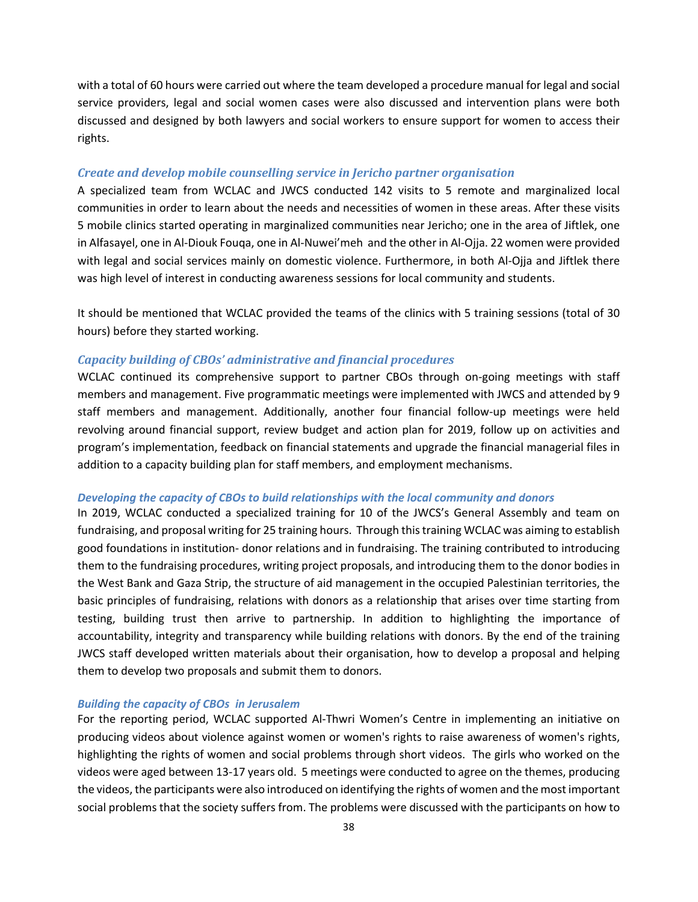with a total of 60 hours were carried out where the team developed a procedure manual for legal and social service providers, legal and social women cases were also discussed and intervention plans were both discussed and designed by both lawyers and social workers to ensure support for women to access their rights.

### *Create and develop mobile counselling service in Jericho partner organisation*

A specialized team from WCLAC and JWCS conducted 142 visits to 5 remote and marginalized local communities in order to learn about the needs and necessities of women in these areas. After these visits 5 mobile clinics started operating in marginalized communities near Jericho; one in the area of Jiftlek, one in Alfasayel, one in Al-Diouk Fouqa, one in Al-Nuwei'meh and the other in Al-Ojja. 22 women were provided with legal and social services mainly on domestic violence. Furthermore, in both Al-Ojja and Jiftlek there was high level of interest in conducting awareness sessions for local community and students.

It should be mentioned that WCLAC provided the teams of the clinics with 5 training sessions (total of 30 hours) before they started working.

### *Capacity building of CBOs' administrative and financial procedures*

WCLAC continued its comprehensive support to partner CBOs through on-going meetings with staff members and management. Five programmatic meetings were implemented with JWCS and attended by 9 staff members and management. Additionally, another four financial follow-up meetings were held revolving around financial support, review budget and action plan for 2019, follow up on activities and program's implementation, feedback on financial statements and upgrade the financial managerial files in addition to a capacity building plan for staff members, and employment mechanisms.

### *Developing the capacity of CBOs to build relationships with the local community and donors*

In 2019, WCLAC conducted a specialized training for 10 of the JWCS's General Assembly and team on fundraising, and proposal writing for 25 training hours. Through this training WCLAC was aiming to establish good foundations in institution- donor relations and in fundraising. The training contributed to introducing them to the fundraising procedures, writing project proposals, and introducing them to the donor bodies in the West Bank and Gaza Strip, the structure of aid management in the occupied Palestinian territories, the basic principles of fundraising, relations with donors as a relationship that arises over time starting from testing, building trust then arrive to partnership. In addition to highlighting the importance of accountability, integrity and transparency while building relations with donors. By the end of the training JWCS staff developed written materials about their organisation, how to develop a proposal and helping them to develop two proposals and submit them to donors.

### *Building the capacity of CBOs in Jerusalem*

For the reporting period, WCLAC supported Al-Thwri Women's Centre in implementing an initiative on producing videos about violence against women or women's rights to raise awareness of women's rights, highlighting the rights of women and social problems through short videos. The girls who worked on the videos were aged between 13-17 years old. 5 meetings were conducted to agree on the themes, producing the videos, the participants were also introduced on identifying the rights of women and the most important social problems that the society suffers from. The problems were discussed with the participants on how to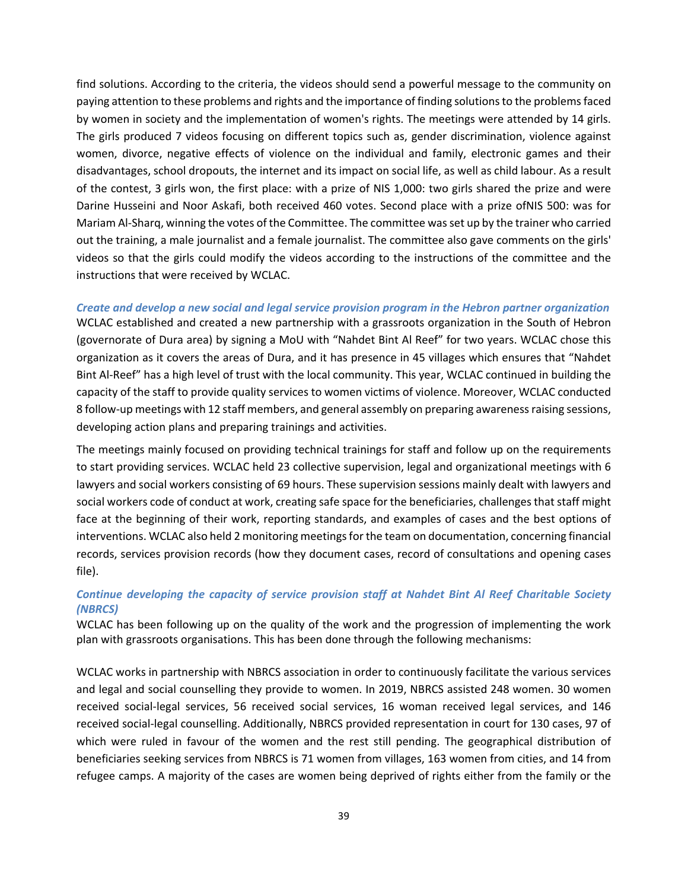find solutions. According to the criteria, the videos should send a powerful message to the community on paying attention to these problems and rights and the importance of finding solutions to the problems faced by women in society and the implementation of women's rights. The meetings were attended by 14 girls. The girls produced 7 videos focusing on different topics such as, gender discrimination, violence against women, divorce, negative effects of violence on the individual and family, electronic games and their disadvantages, school dropouts, the internet and its impact on social life, as well as child labour. As a result of the contest, 3 girls won, the first place: with a prize of NIS 1,000: two girls shared the prize and were Darine Husseini and Noor Askafi, both received 460 votes. Second place with a prize ofNIS 500: was for Mariam Al-Sharq, winning the votes of the Committee. The committee was set up by the trainer who carried out the training, a male journalist and a female journalist. The committee also gave comments on the girls' videos so that the girls could modify the videos according to the instructions of the committee and the instructions that were received by WCLAC.

***Create and develop a new social and legal service provision program in the Hebron partner organization***

WCLAC established and created a new partnership with a grassroots organization in the South of Hebron (governorate of Dura area) by signing a MoU with "Nahdet Bint Al Reef" for two years. WCLAC chose this organization as it covers the areas of Dura, and it has presence in 45 villages which ensures that "Nahdet Bint Al-Reef" has a high level of trust with the local community. This year, WCLAC continued in building the capacity of the staff to provide quality services to women victims of violence. Moreover, WCLAC conducted 8 follow-up meetings with 12 staff members, and general assembly on preparing awareness raising sessions, developing action plans and preparing trainings and activities.

The meetings mainly focused on providing technical trainings for staff and follow up on the requirements to start providing services. WCLAC held 23 collective supervision, legal and organizational meetings with 6 lawyers and social workers consisting of 69 hours. These supervision sessions mainly dealt with lawyers and social workers code of conduct at work, creating safe space for the beneficiaries, challenges that staff might face at the beginning of their work, reporting standards, and examples of cases and the best options of interventions. WCLAC also held 2 monitoring meetings for the team on documentation, concerning financial records, services provision records (how they document cases, record of consultations and opening cases file).

***Continue developing the capacity of service provision staff at Nahdet Bint Al Reef Charitable Society (NBRCS)***

WCLAC has been following up on the quality of the work and the progression of implementing the work plan with grassroots organisations. This has been done through the following mechanisms:

WCLAC works in partnership with NBRCS association in order to continuously facilitate the various services and legal and social counselling they provide to women. In 2019, NBRCS assisted 248 women. 30 women received social-legal services, 56 received social services, 16 woman received legal services, and 146 received social-legal counselling. Additionally, NBRCS provided representation in court for 130 cases, 97 of which were ruled in favour of the women and the rest still pending. The geographical distribution of beneficiaries seeking services from NBRCS is 71 women from villages, 163 women from cities, and 14 from refugee camps. A majority of the cases are women being deprived of rights either from the family or the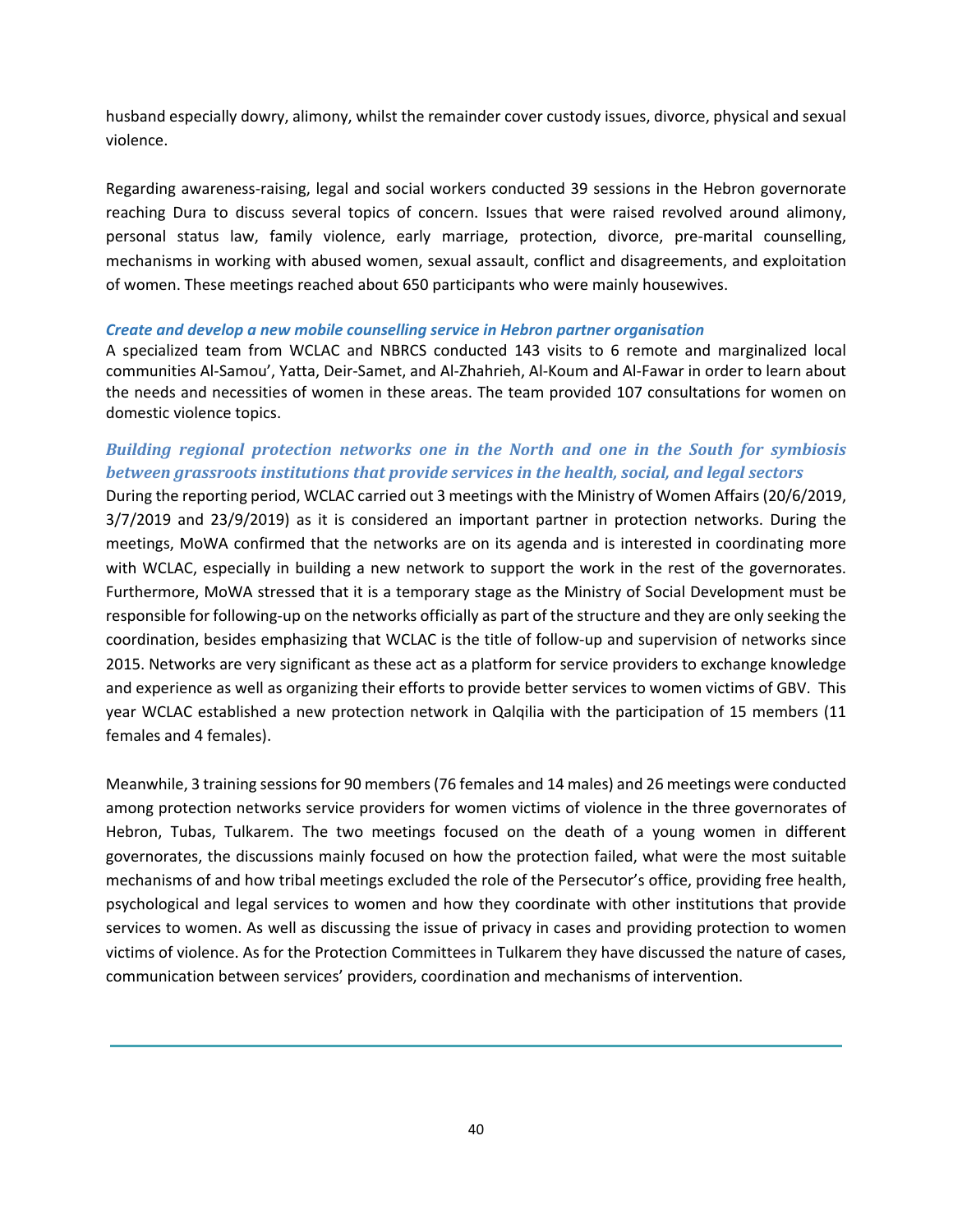husband especially dowry, alimony, whilst the remainder cover custody issues, divorce, physical and sexual violence.

Regarding awareness-raising, legal and social workers conducted 39 sessions in the Hebron governorate reaching Dura to discuss several topics of concern. Issues that were raised revolved around alimony, personal status law, family violence, early marriage, protection, divorce, pre-marital counselling, mechanisms in working with abused women, sexual assault, conflict and disagreements, and exploitation of women. These meetings reached about 650 participants who were mainly housewives.

***Create and develop a new mobile counselling service in Hebron partner organisation***

A specialized team from WCLAC and NBRCS conducted 143 visits to 6 remote and marginalized local communities Al-Samou', Yatta, Deir-Samet, and Al-Zhahrieh, Al-Koum and Al-Fawar in order to learn about the needs and necessities of women in these areas. The team provided 107 consultations for women on domestic violence topics.

***Building regional protection networks one in the North and one in the South for symbiosis between grassroots institutions that provide services in the health, social, and legal sectors***

During the reporting period, WCLAC carried out 3 meetings with the Ministry of Women Affairs (20/6/2019, 3/7/2019 and 23/9/2019) as it is considered an important partner in protection networks. During the meetings, MoWA confirmed that the networks are on its agenda and is interested in coordinating more with WCLAC, especially in building a new network to support the work in the rest of the governorates. Furthermore, MoWA stressed that it is a temporary stage as the Ministry of Social Development must be responsible for following-up on the networks officially as part of the structure and they are only seeking the coordination, besides emphasizing that WCLAC is the title of follow-up and supervision of networks since 2015. Networks are very significant as these act as a platform for service providers to exchange knowledge and experience as well as organizing their efforts to provide better services to women victims of GBV. This year WCLAC established a new protection network in Qalqilia with the participation of 15 members (11 females and 4 females).

Meanwhile, 3 training sessions for 90 members (76 females and 14 males) and 26 meetings were conducted among protection networks service providers for women victims of violence in the three governorates of Hebron, Tubas, Tulkarem. The two meetings focused on the death of a young women in different governorates, the discussions mainly focused on how the protection failed, what were the most suitable mechanisms of and how tribal meetings excluded the role of the Persecutor's office, providing free health, psychological and legal services to women and how they coordinate with other institutions that provide services to women. As well as discussing the issue of privacy in cases and providing protection to women victims of violence. As for the Protection Committees in Tulkarem they have discussed the nature of cases, communication between services' providers, coordination and mechanisms of intervention.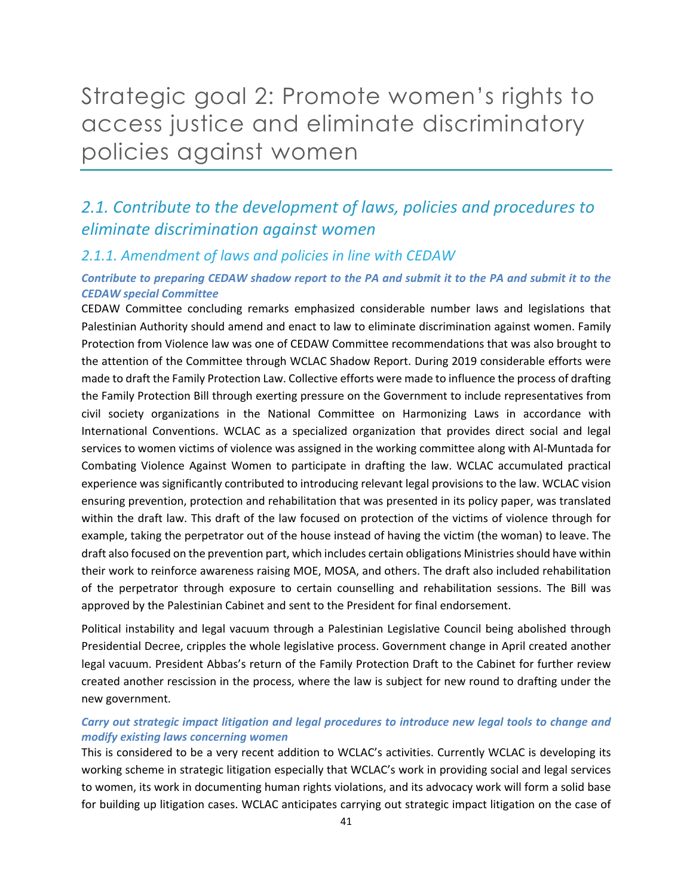# Strategic goal 2: Promote women's rights to access justice and eliminate discriminatory policies against women

## *2.1. Contribute to the development of laws, policies and procedures to eliminate discrimination against women*

### *2.1.1. Amendment of laws and policies in line with CEDAW*

***Contribute to preparing CEDAW shadow report to the PA and submit it to the PA and submit it to the CEDAW special Committee***

CEDAW Committee concluding remarks emphasized considerable number laws and legislations that Palestinian Authority should amend and enact to law to eliminate discrimination against women. Family Protection from Violence law was one of CEDAW Committee recommendations that was also brought to the attention of the Committee through WCLAC Shadow Report. During 2019 considerable efforts were made to draft the Family Protection Law. Collective efforts were made to influence the process of drafting the Family Protection Bill through exerting pressure on the Government to include representatives from civil society organizations in the National Committee on Harmonizing Laws in accordance with International Conventions. WCLAC as a specialized organization that provides direct social and legal services to women victims of violence was assigned in the working committee along with Al-Muntada for Combating Violence Against Women to participate in drafting the law. WCLAC accumulated practical experience was significantly contributed to introducing relevant legal provisions to the law. WCLAC vision ensuring prevention, protection and rehabilitation that was presented in its policy paper, was translated within the draft law. This draft of the law focused on protection of the victims of violence through for example, taking the perpetrator out of the house instead of having the victim (the woman) to leave. The draft also focused on the prevention part, which includes certain obligations Ministries should have within their work to reinforce awareness raising MOE, MOSA, and others. The draft also included rehabilitation of the perpetrator through exposure to certain counselling and rehabilitation sessions. The Bill was approved by the Palestinian Cabinet and sent to the President for final endorsement.

Political instability and legal vacuum through a Palestinian Legislative Council being abolished through Presidential Decree, cripples the whole legislative process. Government change in April created another legal vacuum. President Abbas's return of the Family Protection Draft to the Cabinet for further review created another rescission in the process, where the law is subject for new round to drafting under the new government.

***Carry out strategic impact litigation and legal procedures to introduce new legal tools to change and modify existing laws concerning women***

This is considered to be a very recent addition to WCLAC's activities. Currently WCLAC is developing its working scheme in strategic litigation especially that WCLAC's work in providing social and legal services to women, its work in documenting human rights violations, and its advocacy work will form a solid base for building up litigation cases. WCLAC anticipates carrying out strategic impact litigation on the case of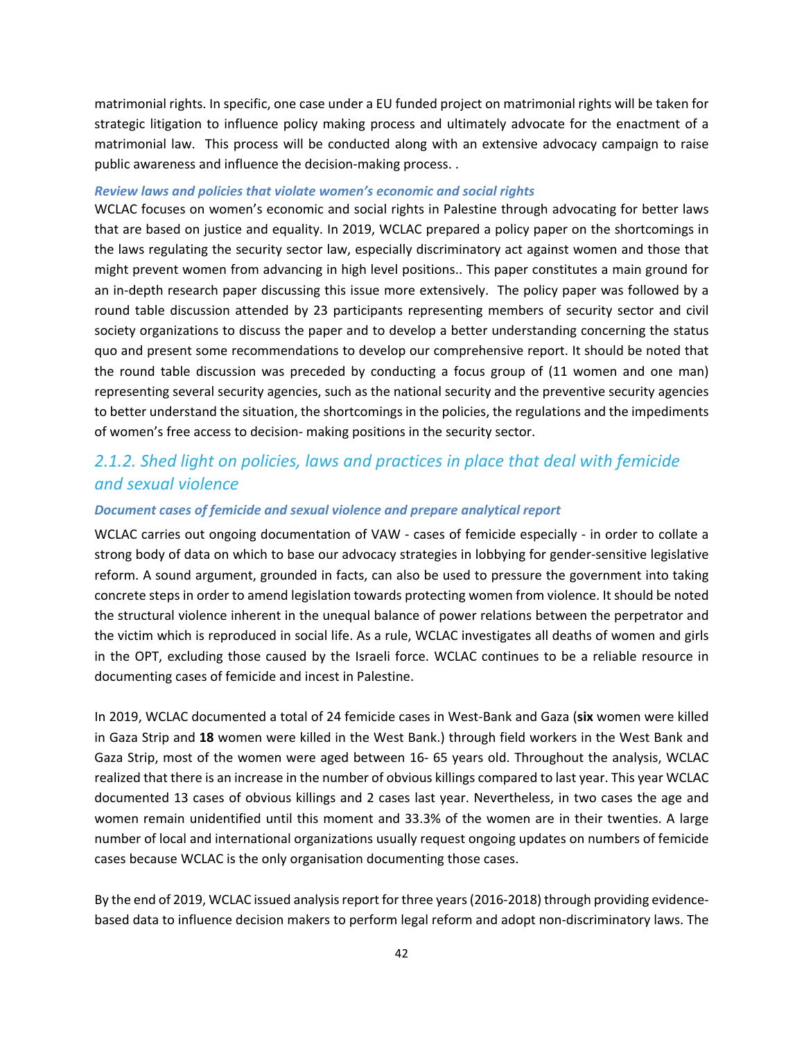matrimonial rights. In specific, one case under a EU funded project on matrimonial rights will be taken for strategic litigation to influence policy making process and ultimately advocate for the enactment of a matrimonial law. This process will be conducted along with an extensive advocacy campaign to raise public awareness and influence the decision-making process. .

***Review laws and policies that violate women's economic and social rights***

WCLAC focuses on women's economic and social rights in Palestine through advocating for better laws that are based on justice and equality. In 2019, WCLAC prepared a policy paper on the shortcomings in the laws regulating the security sector law, especially discriminatory act against women and those that might prevent women from advancing in high level positions.. This paper constitutes a main ground for an in-depth research paper discussing this issue more extensively. The policy paper was followed by a round table discussion attended by 23 participants representing members of security sector and civil society organizations to discuss the paper and to develop a better understanding concerning the status quo and present some recommendations to develop our comprehensive report. It should be noted that the round table discussion was preceded by conducting a focus group of (11 women and one man) representing several security agencies, such as the national security and the preventive security agencies to better understand the situation, the shortcomings in the policies, the regulations and the impediments of women's free access to decision- making positions in the security sector.

### *2.1.2. Shed light on policies, laws and practices in place that deal with femicide and sexual violence*

***Document cases of femicide and sexual violence and prepare analytical report***

WCLAC carries out ongoing documentation of VAW - cases of femicide especially - in order to collate a strong body of data on which to base our advocacy strategies in lobbying for gender-sensitive legislative reform. A sound argument, grounded in facts, can also be used to pressure the government into taking concrete steps in order to amend legislation towards protecting women from violence. It should be noted the structural violence inherent in the unequal balance of power relations between the perpetrator and the victim which is reproduced in social life. As a rule, WCLAC investigates all deaths of women and girls in the OPT, excluding those caused by the Israeli force. WCLAC continues to be a reliable resource in documenting cases of femicide and incest in Palestine.

In 2019, WCLAC documented a total of 24 femicide cases in West-Bank and Gaza (**six** women were killed in Gaza Strip and **18** women were killed in the West Bank.) through field workers in the West Bank and Gaza Strip, most of the women were aged between 16- 65 years old. Throughout the analysis, WCLAC realized that there is an increase in the number of obvious killings compared to last year. This year WCLAC documented 13 cases of obvious killings and 2 cases last year. Nevertheless, in two cases the age and women remain unidentified until this moment and 33.3% of the women are in their twenties. A large number of local and international organizations usually request ongoing updates on numbers of femicide cases because WCLAC is the only organisation documenting those cases.

By the end of 2019, WCLAC issued analysis report for three years (2016-2018) through providing evidence-based data to influence decision makers to perform legal reform and adopt non-discriminatory laws. The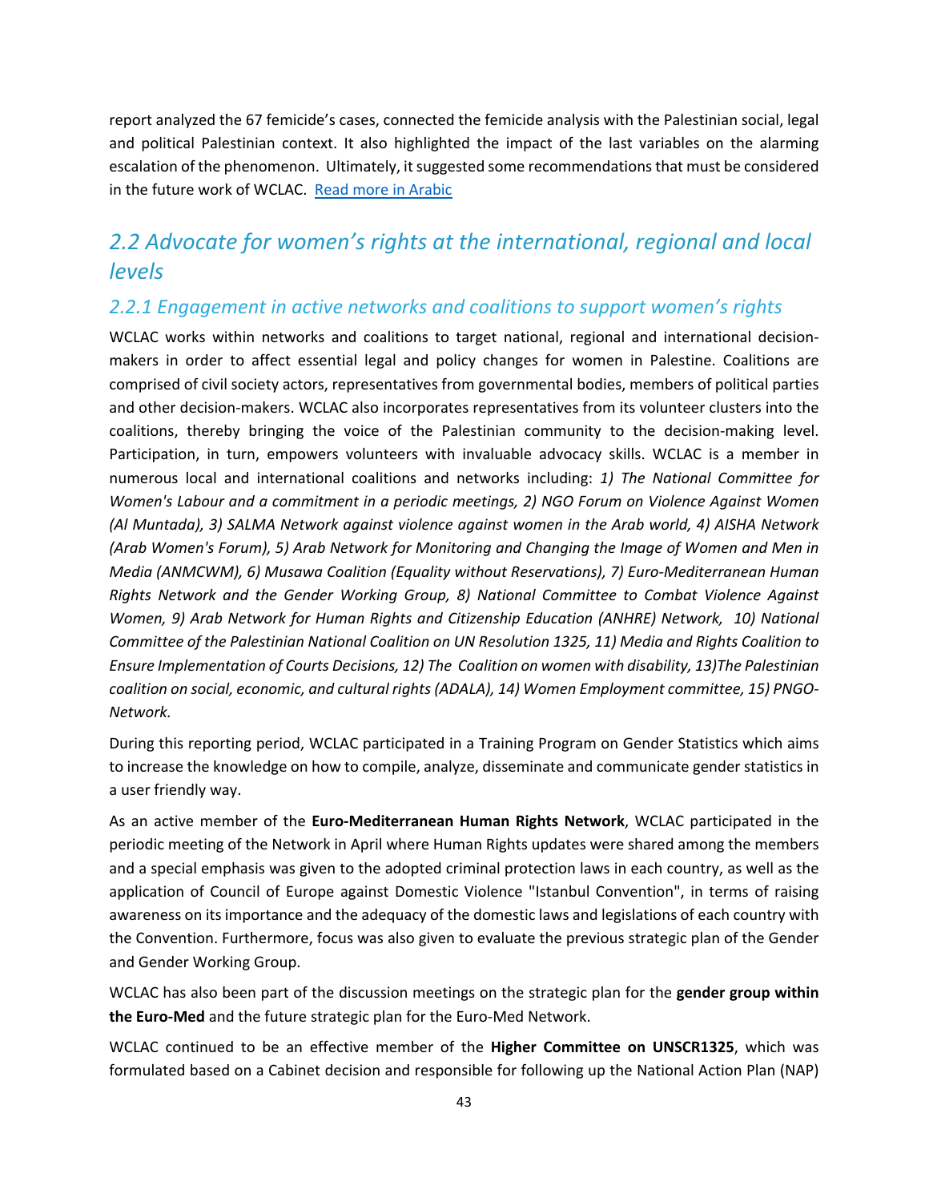report analyzed the 67 femicide's cases, connected the femicide analysis with the Palestinian social, legal and political Palestinian context. It also highlighted the impact of the last variables on the alarming escalation of the phenomenon. Ultimately, it suggested some recommendations that must be considered in the future work of WCLAC. [Read more in Arabic]

## 2.2 Advocate for women's rights at the international, regional and local levels

### 2.2.1 Engagement in active networks and coalitions to support women's rights

WCLAC works within networks and coalitions to target national, regional and international decision-makers in order to affect essential legal and policy changes for women in Palestine. Coalitions are comprised of civil society actors, representatives from governmental bodies, members of political parties and other decision-makers. WCLAC also incorporates representatives from its volunteer clusters into the coalitions, thereby bringing the voice of the Palestinian community to the decision-making level. Participation, in turn, empowers volunteers with invaluable advocacy skills. WCLAC is a member in numerous local and international coalitions and networks including: *1) The National Committee for Women's Labour and a commitment in a periodic meetings, 2) NGO Forum on Violence Against Women (Al Muntada), 3) SALMA Network against violence against women in the Arab world, 4) AISHA Network (Arab Women's Forum), 5) Arab Network for Monitoring and Changing the Image of Women and Men in Media (ANMCWM), 6) Musawa Coalition (Equality without Reservations), 7) Euro-Mediterranean Human Rights Network and the Gender Working Group, 8) National Committee to Combat Violence Against Women, 9) Arab Network for Human Rights and Citizenship Education (ANHRE) Network, 10) National Committee of the Palestinian National Coalition on UN Resolution 1325, 11) Media and Rights Coalition to Ensure Implementation of Courts Decisions, 12) The Coalition on women with disability, 13)The Palestinian coalition on social, economic, and cultural rights (ADALA), 14) Women Employment committee, 15) PNGO-Network.*

During this reporting period, WCLAC participated in a Training Program on Gender Statistics which aims to increase the knowledge on how to compile, analyze, disseminate and communicate gender statistics in a user friendly way.

As an active member of the **Euro-Mediterranean Human Rights Network**, WCLAC participated in the periodic meeting of the Network in April where Human Rights updates were shared among the members and a special emphasis was given to the adopted criminal protection laws in each country, as well as the application of Council of Europe against Domestic Violence "Istanbul Convention", in terms of raising awareness on its importance and the adequacy of the domestic laws and legislations of each country with the Convention. Furthermore, focus was also given to evaluate the previous strategic plan of the Gender and Gender Working Group.

WCLAC has also been part of the discussion meetings on the strategic plan for the **gender group within the Euro-Med** and the future strategic plan for the Euro-Med Network.

WCLAC continued to be an effective member of the **Higher Committee on UNSCR1325**, which was formulated based on a Cabinet decision and responsible for following up the National Action Plan (NAP)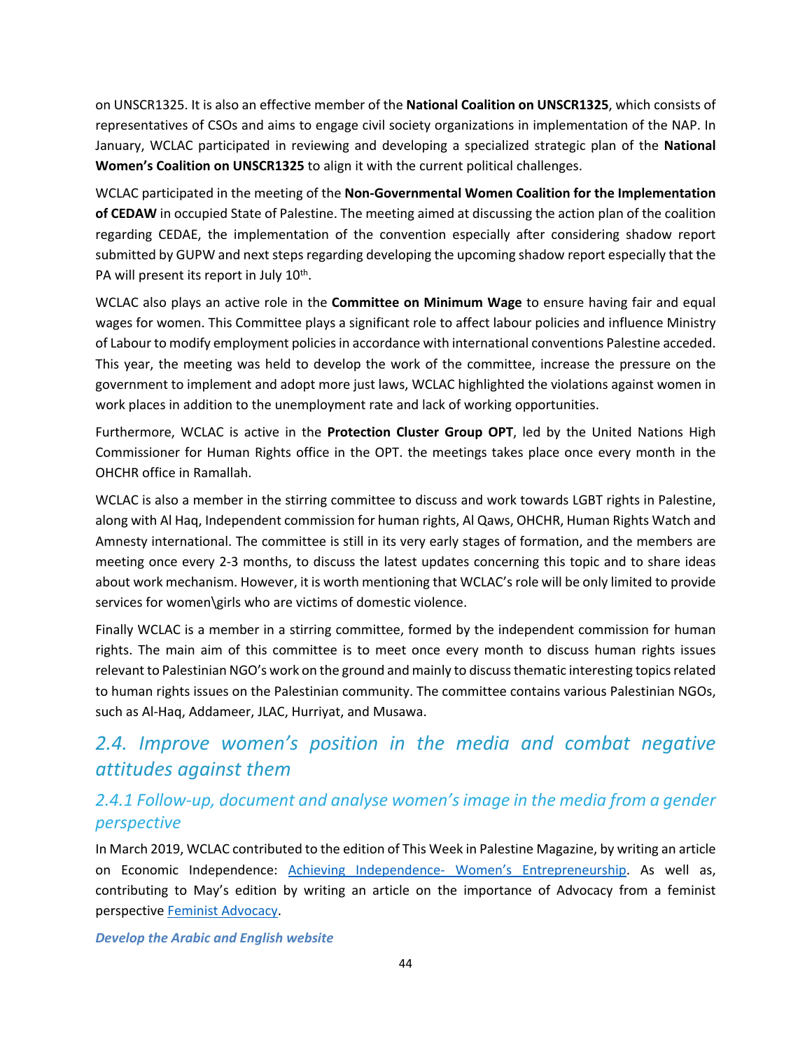on UNSCR1325. It is also an effective member of the **National Coalition on UNSCR1325**, which consists of representatives of CSOs and aims to engage civil society organizations in implementation of the NAP. In January, WCLAC participated in reviewing and developing a specialized strategic plan of the **National Women's Coalition on UNSCR1325** to align it with the current political challenges.

WCLAC participated in the meeting of the **Non-Governmental Women Coalition for the Implementation of CEDAW** in occupied State of Palestine. The meeting aimed at discussing the action plan of the coalition regarding CEDAE, the implementation of the convention especially after considering shadow report submitted by GUPW and next steps regarding developing the upcoming shadow report especially that the PA will present its report in July 10th.

WCLAC also plays an active role in the **Committee on Minimum Wage** to ensure having fair and equal wages for women. This Committee plays a significant role to affect labour policies and influence Ministry of Labour to modify employment policies in accordance with international conventions Palestine acceded. This year, the meeting was held to develop the work of the committee, increase the pressure on the government to implement and adopt more just laws, WCLAC highlighted the violations against women in work places in addition to the unemployment rate and lack of working opportunities.

Furthermore, WCLAC is active in the **Protection Cluster Group OPT**, led by the United Nations High Commissioner for Human Rights office in the OPT. the meetings takes place once every month in the OHCHR office in Ramallah.

WCLAC is also a member in the stirring committee to discuss and work towards LGBT rights in Palestine, along with Al Haq, Independent commission for human rights, Al Qaws, OHCHR, Human Rights Watch and Amnesty international. The committee is still in its very early stages of formation, and the members are meeting once every 2-3 months, to discuss the latest updates concerning this topic and to share ideas about work mechanism. However, it is worth mentioning that WCLAC's role will be only limited to provide services for women\girls who are victims of domestic violence.

Finally WCLAC is a member in a stirring committee, formed by the independent commission for human rights. The main aim of this committee is to meet once every month to discuss human rights issues relevant to Palestinian NGO's work on the ground and mainly to discuss thematic interesting topics related to human rights issues on the Palestinian community. The committee contains various Palestinian NGOs, such as Al-Haq, Addameer, JLAC, Hurriyat, and Musawa.

## *2.4. Improve women's position in the media and combat negative attitudes against them*

### *2.4.1 Follow-up, document and analyse women's image in the media from a gender perspective*

In March 2019, WCLAC contributed to the edition of This Week in Palestine Magazine, by writing an article on Economic Independence: Achieving Independence- Women's Entrepreneurship. As well as, contributing to May's edition by writing an article on the importance of Advocacy from a feminist perspective Feminist Advocacy.

***Develop the Arabic and English website***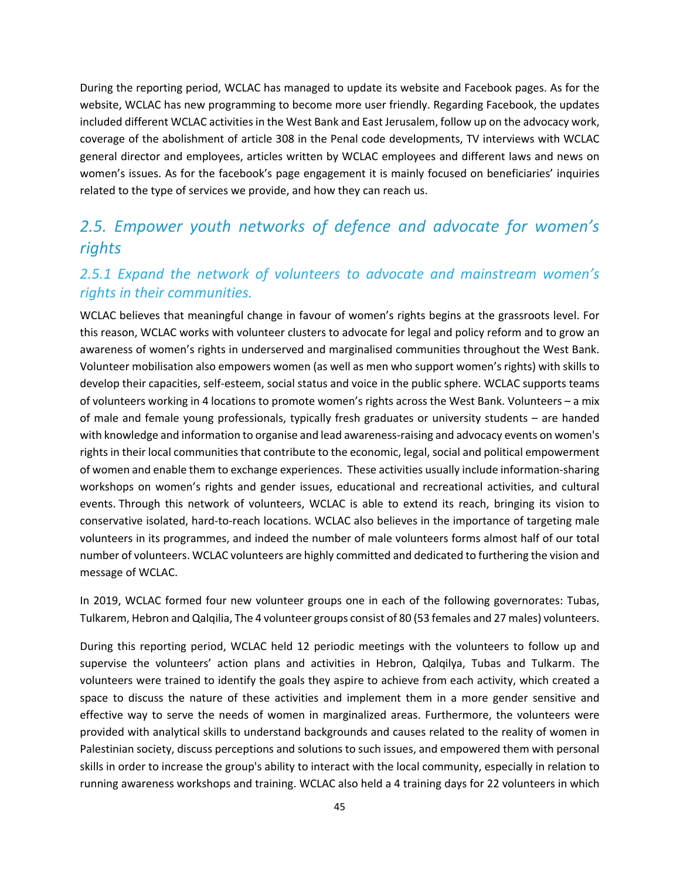During the reporting period, WCLAC has managed to update its website and Facebook pages. As for the website, WCLAC has new programming to become more user friendly. Regarding Facebook, the updates included different WCLAC activities in the West Bank and East Jerusalem, follow up on the advocacy work, coverage of the abolishment of article 308 in the Penal code developments, TV interviews with WCLAC general director and employees, articles written by WCLAC employees and different laws and news on women's issues. As for the facebook's page engagement it is mainly focused on beneficiaries' inquiries related to the type of services we provide, and how they can reach us.

## *2.5. Empower youth networks of defence and advocate for women's rights*

### *2.5.1 Expand the network of volunteers to advocate and mainstream women's rights in their communities.*

WCLAC believes that meaningful change in favour of women's rights begins at the grassroots level. For this reason, WCLAC works with volunteer clusters to advocate for legal and policy reform and to grow an awareness of women's rights in underserved and marginalised communities throughout the West Bank. Volunteer mobilisation also empowers women (as well as men who support women's rights) with skills to develop their capacities, self-esteem, social status and voice in the public sphere. WCLAC supports teams of volunteers working in 4 locations to promote women's rights across the West Bank. Volunteers – a mix of male and female young professionals, typically fresh graduates or university students – are handed with knowledge and information to organise and lead awareness-raising and advocacy events on women's rights in their local communities that contribute to the economic, legal, social and political empowerment of women and enable them to exchange experiences. These activities usually include information-sharing workshops on women's rights and gender issues, educational and recreational activities, and cultural events. Through this network of volunteers, WCLAC is able to extend its reach, bringing its vision to conservative isolated, hard-to-reach locations. WCLAC also believes in the importance of targeting male volunteers in its programmes, and indeed the number of male volunteers forms almost half of our total number of volunteers. WCLAC volunteers are highly committed and dedicated to furthering the vision and message of WCLAC.

In 2019, WCLAC formed four new volunteer groups one in each of the following governorates: Tubas, Tulkarem, Hebron and Qalqilia, The 4 volunteer groups consist of 80 (53 females and 27 males) volunteers.

During this reporting period, WCLAC held 12 periodic meetings with the volunteers to follow up and supervise the volunteers' action plans and activities in Hebron, Qalqilya, Tubas and Tulkarm. The volunteers were trained to identify the goals they aspire to achieve from each activity, which created a space to discuss the nature of these activities and implement them in a more gender sensitive and effective way to serve the needs of women in marginalized areas. Furthermore, the volunteers were provided with analytical skills to understand backgrounds and causes related to the reality of women in Palestinian society, discuss perceptions and solutions to such issues, and empowered them with personal skills in order to increase the group's ability to interact with the local community, especially in relation to running awareness workshops and training. WCLAC also held a 4 training days for 22 volunteers in which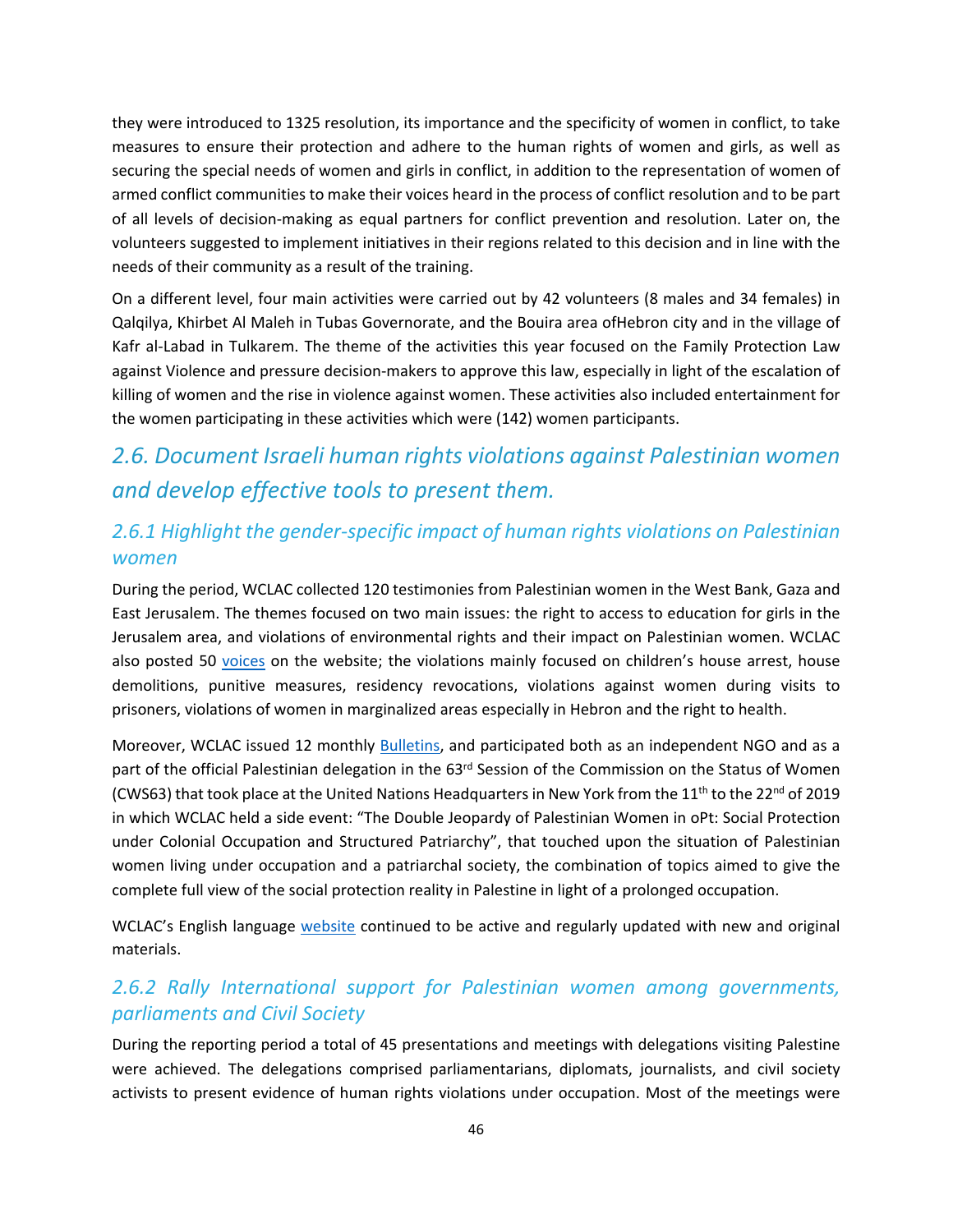they were introduced to 1325 resolution, its importance and the specificity of women in conflict, to take measures to ensure their protection and adhere to the human rights of women and girls, as well as securing the special needs of women and girls in conflict, in addition to the representation of women of armed conflict communities to make their voices heard in the process of conflict resolution and to be part of all levels of decision-making as equal partners for conflict prevention and resolution. Later on, the volunteers suggested to implement initiatives in their regions related to this decision and in line with the needs of their community as a result of the training.

On a different level, four main activities were carried out by 42 volunteers (8 males and 34 females) in Qalqilya, Khirbet Al Maleh in Tubas Governorate, and the Bouira area ofHebron city and in the village of Kafr al-Labad in Tulkarem. The theme of the activities this year focused on the Family Protection Law against Violence and pressure decision-makers to approve this law, especially in light of the escalation of killing of women and the rise in violence against women. These activities also included entertainment for the women participating in these activities which were (142) women participants.

## *2.6. Document Israeli human rights violations against Palestinian women and develop effective tools to present them.*

### *2.6.1 Highlight the gender-specific impact of human rights violations on Palestinian women*

During the period, WCLAC collected 120 testimonies from Palestinian women in the West Bank, Gaza and East Jerusalem. The themes focused on two main issues: the right to access to education for girls in the Jerusalem area, and violations of environmental rights and their impact on Palestinian women. WCLAC also posted 50 voices on the website; the violations mainly focused on children's house arrest, house demolitions, punitive measures, residency revocations, violations against women during visits to prisoners, violations of women in marginalized areas especially in Hebron and the right to health.

Moreover, WCLAC issued 12 monthly Bulletins, and participated both as an independent NGO and as a part of the official Palestinian delegation in the 63rd Session of the Commission on the Status of Women (CWS63) that took place at the United Nations Headquarters in New York from the 11th to the 22nd of 2019 in which WCLAC held a side event: "The Double Jeopardy of Palestinian Women in oPt: Social Protection under Colonial Occupation and Structured Patriarchy", that touched upon the situation of Palestinian women living under occupation and a patriarchal society, the combination of topics aimed to give the complete full view of the social protection reality in Palestine in light of a prolonged occupation.

WCLAC's English language website continued to be active and regularly updated with new and original materials.

### *2.6.2 Rally International support for Palestinian women among governments, parliaments and Civil Society*

During the reporting period a total of 45 presentations and meetings with delegations visiting Palestine were achieved. The delegations comprised parliamentarians, diplomats, journalists, and civil society activists to present evidence of human rights violations under occupation. Most of the meetings were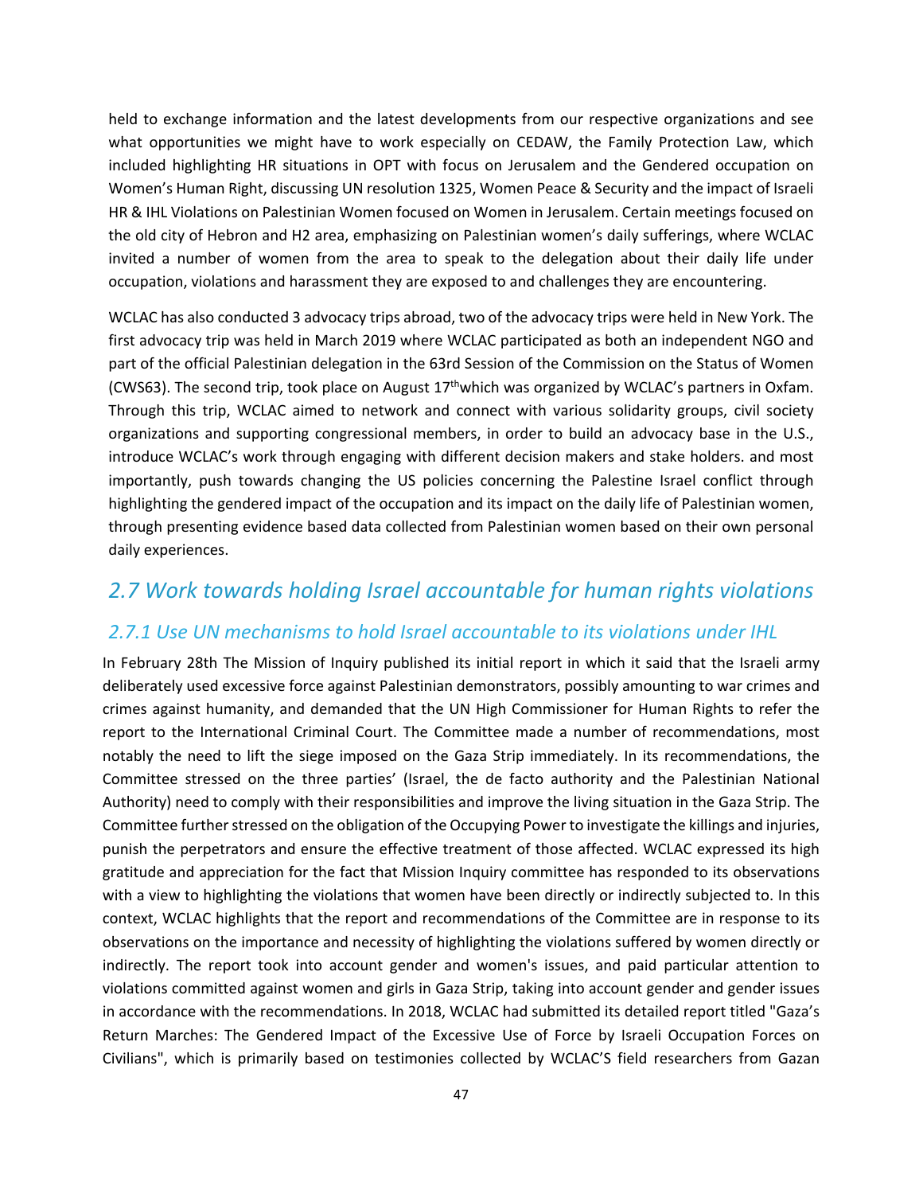held to exchange information and the latest developments from our respective organizations and see what opportunities we might have to work especially on CEDAW, the Family Protection Law, which included highlighting HR situations in OPT with focus on Jerusalem and the Gendered occupation on Women's Human Right, discussing UN resolution 1325, Women Peace & Security and the impact of Israeli HR & IHL Violations on Palestinian Women focused on Women in Jerusalem. Certain meetings focused on the old city of Hebron and H2 area, emphasizing on Palestinian women's daily sufferings, where WCLAC invited a number of women from the area to speak to the delegation about their daily life under occupation, violations and harassment they are exposed to and challenges they are encountering.

WCLAC has also conducted 3 advocacy trips abroad, two of the advocacy trips were held in New York. The first advocacy trip was held in March 2019 where WCLAC participated as both an independent NGO and part of the official Palestinian delegation in the 63rd Session of the Commission on the Status of Women (CWS63). The second trip, took place on August 17thwhich was organized by WCLAC's partners in Oxfam. Through this trip, WCLAC aimed to network and connect with various solidarity groups, civil society organizations and supporting congressional members, in order to build an advocacy base in the U.S., introduce WCLAC's work through engaging with different decision makers and stake holders. and most importantly, push towards changing the US policies concerning the Palestine Israel conflict through highlighting the gendered impact of the occupation and its impact on the daily life of Palestinian women, through presenting evidence based data collected from Palestinian women based on their own personal daily experiences.

## *2.7 Work towards holding Israel accountable for human rights violations*

### *2.7.1 Use UN mechanisms to hold Israel accountable to its violations under IHL*

In February 28th The Mission of Inquiry published its initial report in which it said that the Israeli army deliberately used excessive force against Palestinian demonstrators, possibly amounting to war crimes and crimes against humanity, and demanded that the UN High Commissioner for Human Rights to refer the report to the International Criminal Court. The Committee made a number of recommendations, most notably the need to lift the siege imposed on the Gaza Strip immediately. In its recommendations, the Committee stressed on the three parties' (Israel, the de facto authority and the Palestinian National Authority) need to comply with their responsibilities and improve the living situation in the Gaza Strip. The Committee further stressed on the obligation of the Occupying Power to investigate the killings and injuries, punish the perpetrators and ensure the effective treatment of those affected. WCLAC expressed its high gratitude and appreciation for the fact that Mission Inquiry committee has responded to its observations with a view to highlighting the violations that women have been directly or indirectly subjected to. In this context, WCLAC highlights that the report and recommendations of the Committee are in response to its observations on the importance and necessity of highlighting the violations suffered by women directly or indirectly. The report took into account gender and women's issues, and paid particular attention to violations committed against women and girls in Gaza Strip, taking into account gender and gender issues in accordance with the recommendations. In 2018, WCLAC had submitted its detailed report titled "Gaza's Return Marches: The Gendered Impact of the Excessive Use of Force by Israeli Occupation Forces on Civilians", which is primarily based on testimonies collected by WCLAC'S field researchers from Gazan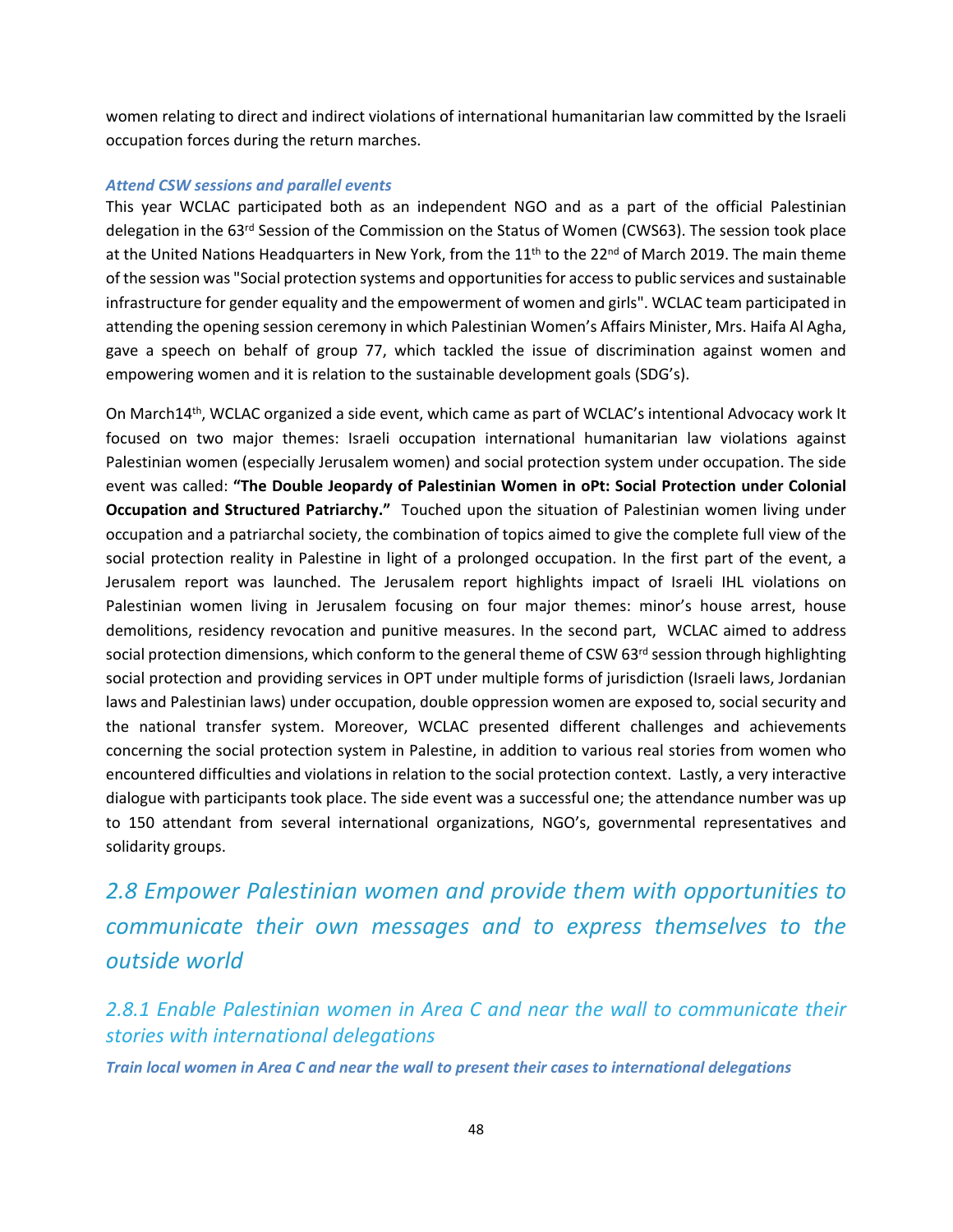women relating to direct and indirect violations of international humanitarian law committed by the Israeli occupation forces during the return marches.

***Attend CSW sessions and parallel events***

This year WCLAC participated both as an independent NGO and as a part of the official Palestinian delegation in the 63rd Session of the Commission on the Status of Women (CWS63). The session took place at the United Nations Headquarters in New York, from the 11th to the 22nd of March 2019. The main theme of the session was "Social protection systems and opportunities for access to public services and sustainable infrastructure for gender equality and the empowerment of women and girls". WCLAC team participated in attending the opening session ceremony in which Palestinian Women's Affairs Minister, Mrs. Haifa Al Agha, gave a speech on behalf of group 77, which tackled the issue of discrimination against women and empowering women and it is relation to the sustainable development goals (SDG's).

On March14th, WCLAC organized a side event, which came as part of WCLAC's intentional Advocacy work It focused on two major themes: Israeli occupation international humanitarian law violations against Palestinian women (especially Jerusalem women) and social protection system under occupation. The side event was called: **"The Double Jeopardy of Palestinian Women in oPt: Social Protection under Colonial Occupation and Structured Patriarchy."** Touched upon the situation of Palestinian women living under occupation and a patriarchal society, the combination of topics aimed to give the complete full view of the social protection reality in Palestine in light of a prolonged occupation. In the first part of the event, a Jerusalem report was launched. The Jerusalem report highlights impact of Israeli IHL violations on Palestinian women living in Jerusalem focusing on four major themes: minor's house arrest, house demolitions, residency revocation and punitive measures. In the second part, WCLAC aimed to address social protection dimensions, which conform to the general theme of CSW 63rd session through highlighting social protection and providing services in OPT under multiple forms of jurisdiction (Israeli laws, Jordanian laws and Palestinian laws) under occupation, double oppression women are exposed to, social security and the national transfer system. Moreover, WCLAC presented different challenges and achievements concerning the social protection system in Palestine, in addition to various real stories from women who encountered difficulties and violations in relation to the social protection context. Lastly, a very interactive dialogue with participants took place. The side event was a successful one; the attendance number was up to 150 attendant from several international organizations, NGO's, governmental representatives and solidarity groups.

## *2.8 Empower Palestinian women and provide them with opportunities to communicate their own messages and to express themselves to the outside world*

### *2.8.1 Enable Palestinian women in Area C and near the wall to communicate their stories with international delegations*

***Train local women in Area C and near the wall to present their cases to international delegations***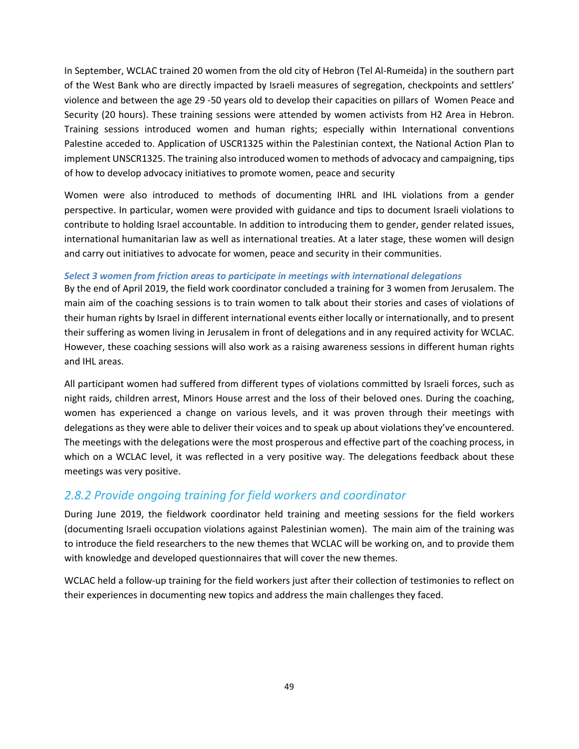In September, WCLAC trained 20 women from the old city of Hebron (Tel Al-Rumeida) in the southern part of the West Bank who are directly impacted by Israeli measures of segregation, checkpoints and settlers' violence and between the age 29 -50 years old to develop their capacities on pillars of Women Peace and Security (20 hours). These training sessions were attended by women activists from H2 Area in Hebron. Training sessions introduced women and human rights; especially within International conventions Palestine acceded to. Application of USCR1325 within the Palestinian context, the National Action Plan to implement UNSCR1325. The training also introduced women to methods of advocacy and campaigning, tips of how to develop advocacy initiatives to promote women, peace and security

Women were also introduced to methods of documenting IHRL and IHL violations from a gender perspective. In particular, women were provided with guidance and tips to document Israeli violations to contribute to holding Israel accountable. In addition to introducing them to gender, gender related issues, international humanitarian law as well as international treaties. At a later stage, these women will design and carry out initiatives to advocate for women, peace and security in their communities.

***Select 3 women from friction areas to participate in meetings with international delegations***

By the end of April 2019, the field work coordinator concluded a training for 3 women from Jerusalem. The main aim of the coaching sessions is to train women to talk about their stories and cases of violations of their human rights by Israel in different international events either locally or internationally, and to present their suffering as women living in Jerusalem in front of delegations and in any required activity for WCLAC. However, these coaching sessions will also work as a raising awareness sessions in different human rights and IHL areas.

All participant women had suffered from different types of violations committed by Israeli forces, such as night raids, children arrest, Minors House arrest and the loss of their beloved ones. During the coaching, women has experienced a change on various levels, and it was proven through their meetings with delegations as they were able to deliver their voices and to speak up about violations they've encountered. The meetings with the delegations were the most prosperous and effective part of the coaching process, in which on a WCLAC level, it was reflected in a very positive way. The delegations feedback about these meetings was very positive.

### *2.8.2 Provide ongoing training for field workers and coordinator*

During June 2019, the fieldwork coordinator held training and meeting sessions for the field workers (documenting Israeli occupation violations against Palestinian women). The main aim of the training was to introduce the field researchers to the new themes that WCLAC will be working on, and to provide them with knowledge and developed questionnaires that will cover the new themes.

WCLAC held a follow-up training for the field workers just after their collection of testimonies to reflect on their experiences in documenting new topics and address the main challenges they faced.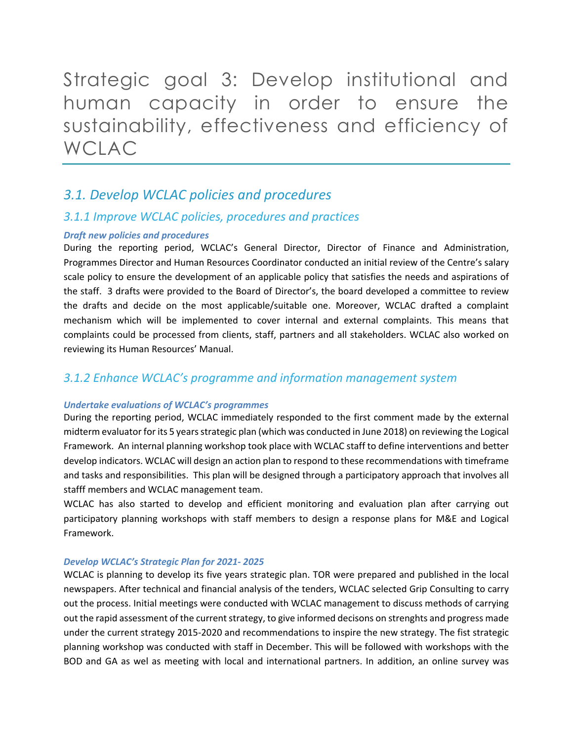# Strategic goal 3: Develop institutional and human capacity in order to ensure the sustainability, effectiveness and efficiency of WCLAC

## 3.1. Develop WCLAC policies and procedures

### 3.1.1 Improve WCLAC policies, procedures and practices

***Draft new policies and procedures***

During the reporting period, WCLAC's General Director, Director of Finance and Administration, Programmes Director and Human Resources Coordinator conducted an initial review of the Centre's salary scale policy to ensure the development of an applicable policy that satisfies the needs and aspirations of the staff. 3 drafts were provided to the Board of Director's, the board developed a committee to review the drafts and decide on the most applicable/suitable one. Moreover, WCLAC drafted a complaint mechanism which will be implemented to cover internal and external complaints. This means that complaints could be processed from clients, staff, partners and all stakeholders. WCLAC also worked on reviewing its Human Resources' Manual.

### 3.1.2 Enhance WCLAC's programme and information management system

***Undertake evaluations of WCLAC's programmes***

During the reporting period, WCLAC immediately responded to the first comment made by the external midterm evaluator for its 5 years strategic plan (which was conducted in June 2018) on reviewing the Logical Framework. An internal planning workshop took place with WCLAC staff to define interventions and better develop indicators. WCLAC will design an action plan to respond to these recommendations with timeframe and tasks and responsibilities. This plan will be designed through a participatory approach that involves all stafff members and WCLAC management team.

WCLAC has also started to develop and efficient monitoring and evaluation plan after carrying out participatory planning workshops with staff members to design a response plans for M&E and Logical Framework.

***Develop WCLAC's Strategic Plan for 2021- 2025***

WCLAC is planning to develop its five years strategic plan. TOR were prepared and published in the local newspapers. After technical and financial analysis of the tenders, WCLAC selected Grip Consulting to carry out the process. Initial meetings were conducted with WCLAC management to discuss methods of carrying out the rapid assessment of the current strategy, to give informed decisons on strenghts and progress made under the current strategy 2015-2020 and recommendations to inspire the new strategy. The fist strategic planning workshop was conducted with staff in December. This will be followed with workshops with the BOD and GA as wel as meeting with local and international partners. In addition, an online survey was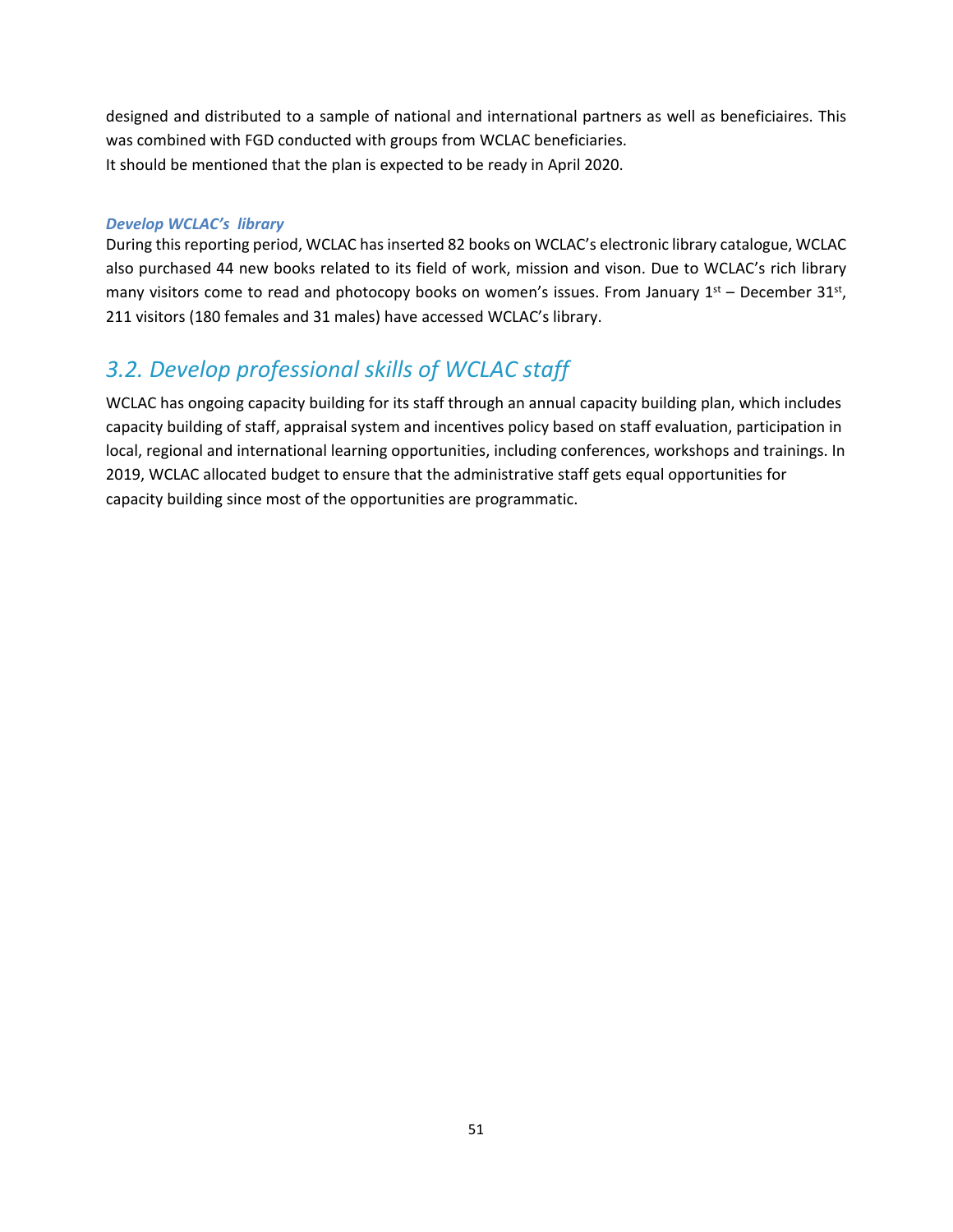designed and distributed to a sample of national and international partners as well as beneficiaires. This was combined with FGD conducted with groups from WCLAC beneficiaries.
It should be mentioned that the plan is expected to be ready in April 2020.

***Develop WCLAC's library***

During this reporting period, WCLAC has inserted 82 books on WCLAC's electronic library catalogue, WCLAC also purchased 44 new books related to its field of work, mission and vison. Due to WCLAC's rich library many visitors come to read and photocopy books on women's issues. From January 1st – December 31st, 211 visitors (180 females and 31 males) have accessed WCLAC's library.

## *3.2. Develop professional skills of WCLAC staff*

WCLAC has ongoing capacity building for its staff through an annual capacity building plan, which includes capacity building of staff, appraisal system and incentives policy based on staff evaluation, participation in local, regional and international learning opportunities, including conferences, workshops and trainings. In 2019, WCLAC allocated budget to ensure that the administrative staff gets equal opportunities for capacity building since most of the opportunities are programmatic.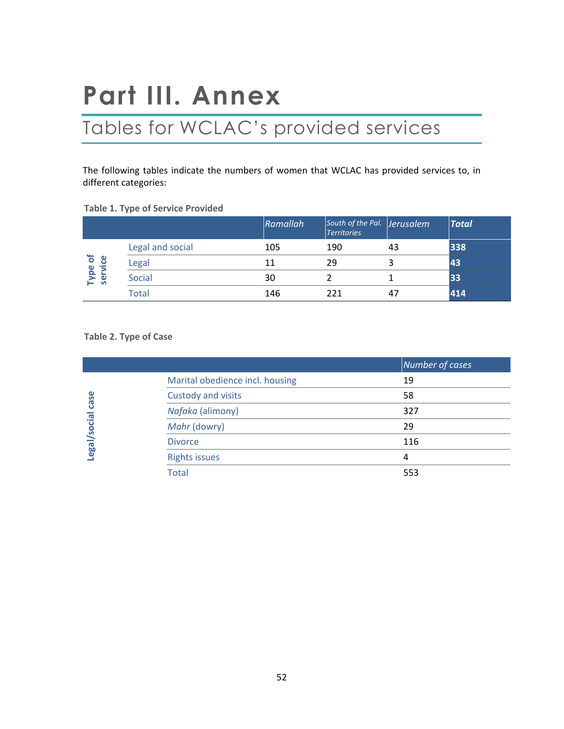# Part III. Annex

## Tables for WCLAC's provided services

The following tables indicate the numbers of women that WCLAC has provided services to, in different categories:

**Table 1. Type of Service Provided**

| | | *Ramallah* | *South of the Pal. Territories* | *Jerusalem* | ***Total*** |
|---|---|---|---|---|---|
| Type of service | Legal and social | 105 | 190 | 43 | **338** |
| | Legal | 11 | 29 | 3 | **43** |
| | Social | 30 | 2 | 1 | **33** |
| | Total | 146 | 221 | 47 | **414** |

**Table 2. Type of Case**

| | | *Number of cases* |
|---|---|---|
| Legal/social case | Marital obedience incl. housing | 19 |
| | Custody and visits | 58 |
| | *Nafaka* (alimony) | 327 |
| | *Mahr* (dowry) | 29 |
| | Divorce | 116 |
| | Rights issues | 4 |
| | Total | 553 |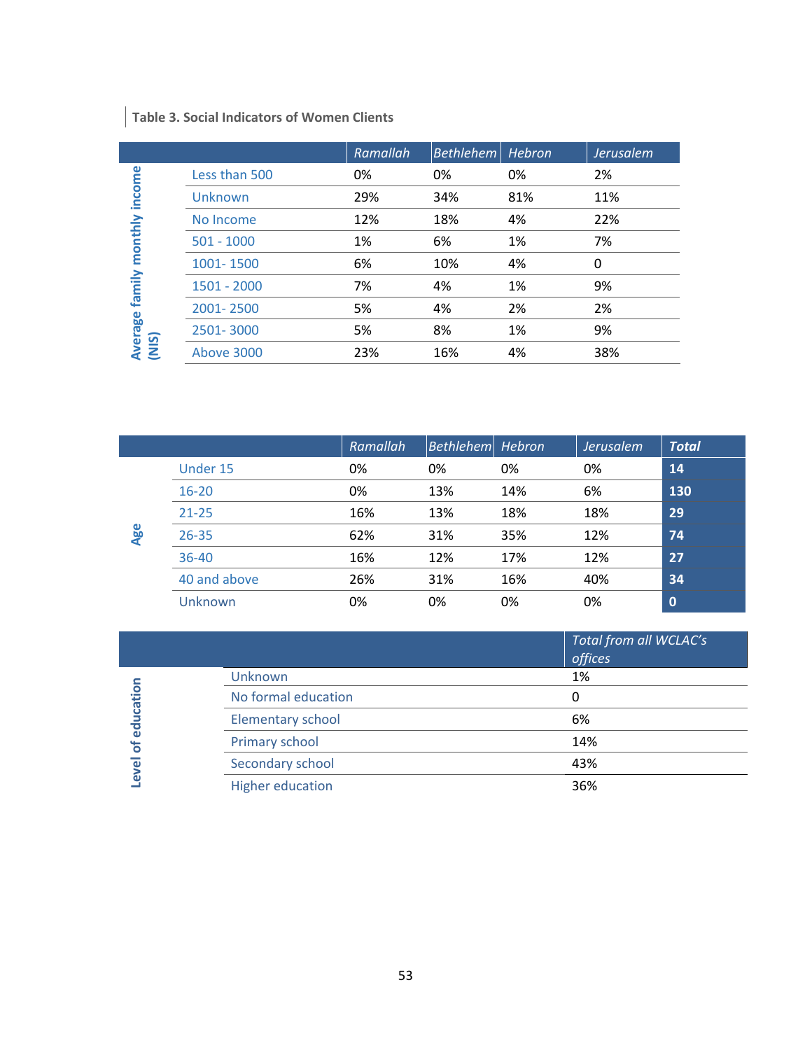**Table 3. Social Indicators of Women Clients**

| | | Ramallah | Bethlehem | Hebron | Jerusalem |
|---|---|---|---|---|---|
| Average family monthly income (NIS) | Less than 500 | 0% | 0% | 0% | 2% |
| | Unknown | 29% | 34% | 81% | 11% |
| | No Income | 12% | 18% | 4% | 22% |
| | 501 - 1000 | 1% | 6% | 1% | 7% |
| | 1001- 1500 | 6% | 10% | 4% | 0 |
| | 1501 - 2000 | 7% | 4% | 1% | 9% |
| | 2001- 2500 | 5% | 4% | 2% | 2% |
| | 2501- 3000 | 5% | 8% | 1% | 9% |
| | Above 3000 | 23% | 16% | 4% | 38% |

| | | Ramallah | Bethlehem | Hebron | Jerusalem | Total |
|---|---|---|---|---|---|---|
| Age | Under 15 | 0% | 0% | 0% | 0% | **14** |
| | 16-20 | 0% | 13% | 14% | 6% | **130** |
| | 21-25 | 16% | 13% | 18% | 18% | **29** |
| | 26-35 | 62% | 31% | 35% | 12% | **74** |
| | 36-40 | 16% | 12% | 17% | 12% | **27** |
| | 40 and above | 26% | 31% | 16% | 40% | **34** |
| | Unknown | 0% | 0% | 0% | 0% | **0** |

| | | Total from all WCLAC's offices |
|---|---|---|
| Level of education | Unknown | 1% |
| | No formal education | 0 |
| | Elementary school | 6% |
| | Primary school | 14% |
| | Secondary school | 43% |
| | Higher education | 36% |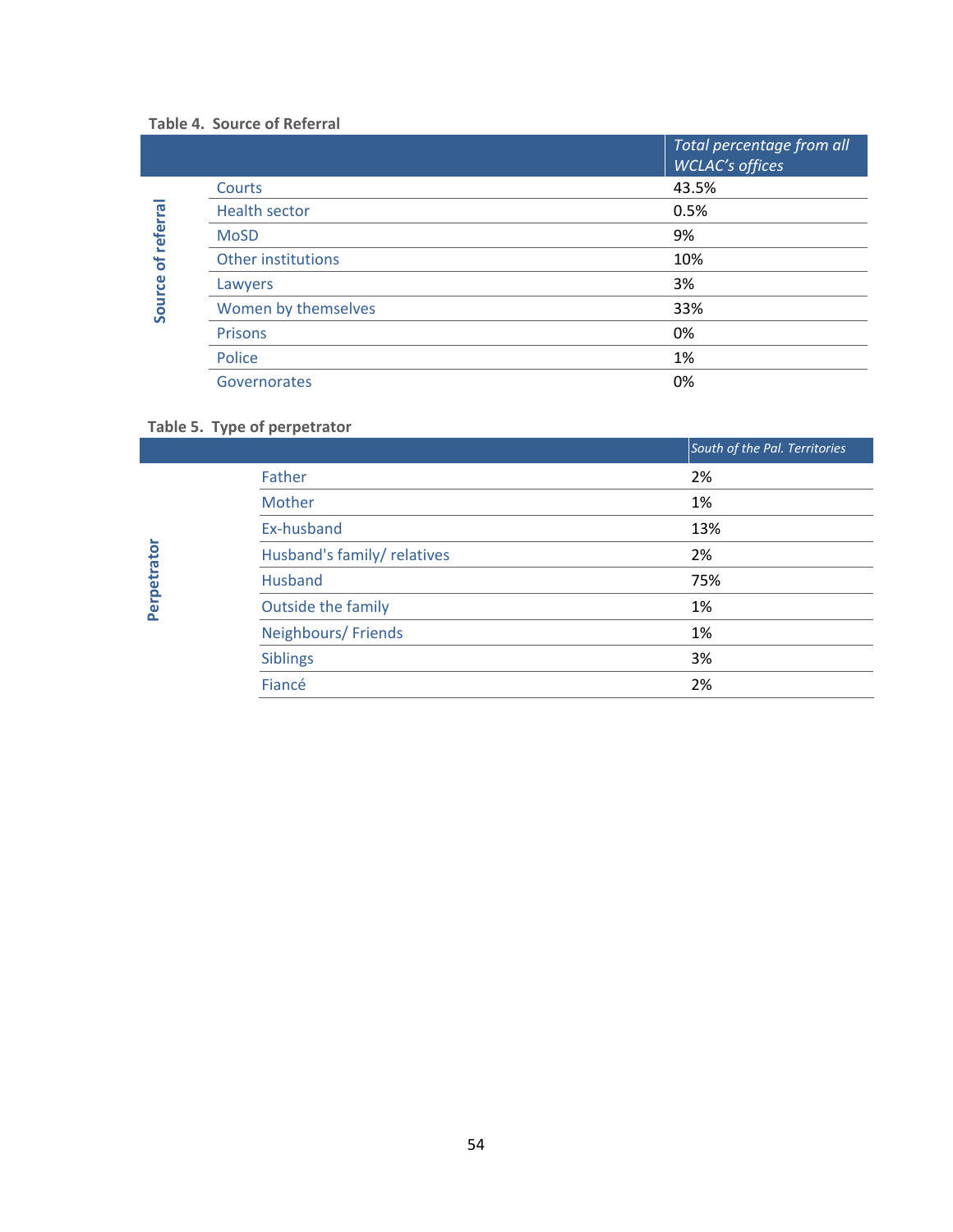**Table 4. Source of Referral**

| | | Total percentage from all WCLAC's offices |
|---|---|---|
| Source of referral | Courts | 43.5% |
| | Health sector | 0.5% |
| | MoSD | 9% |
| | Other institutions | 10% |
| | Lawyers | 3% |
| | Women by themselves | 33% |
| | Prisons | 0% |
| | Police | 1% |
| | Governorates | 0% |

**Table 5. Type of perpetrator**

| | | South of the Pal. Territories |
|---|---|---|
| Perpetrator | Father | 2% |
| | Mother | 1% |
| | Ex-husband | 13% |
| | Husband's family/ relatives | 2% |
| | Husband | 75% |
| | Outside the family | 1% |
| | Neighbours/ Friends | 1% |
| | Siblings | 3% |
| | Fiancé | 2% |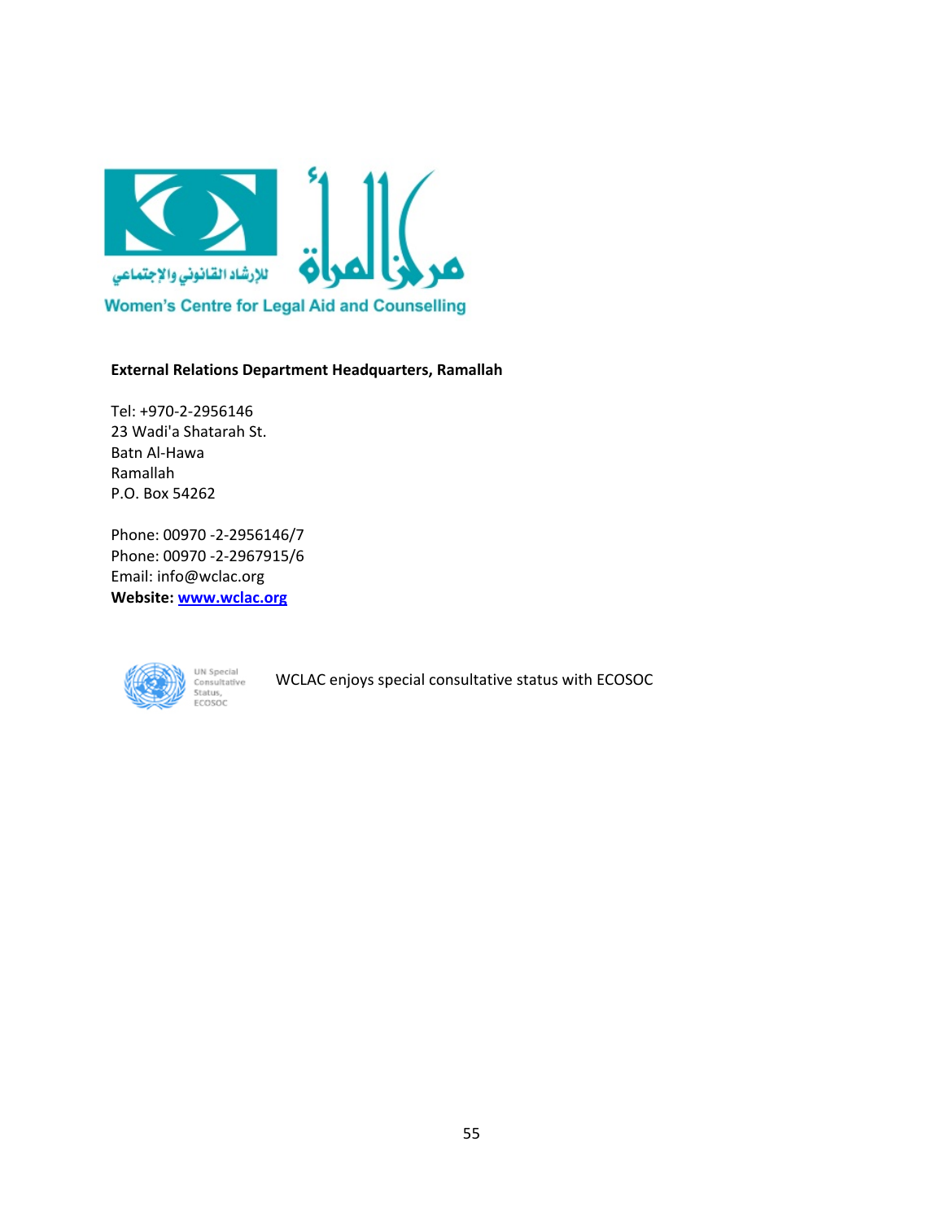للإرشاد القانوني والإجتماعي مركز المرأة

Women's Centre for Legal Aid and Counselling

**External Relations Department Headquarters, Ramallah**

Tel: +970-2-2956146
23 Wadi'a Shatarah St.
Batn Al-Hawa
Ramallah
P.O. Box 54262

Phone: 00970 -2-2956146/7
Phone: 00970 -2-2967915/6
Email: info@wclac.org
**Website:** [www.wclac.org](http://www.wclac.org)

UN Special Consultative Status, ECOSOC

WCLAC enjoys special consultative status with ECOSOC